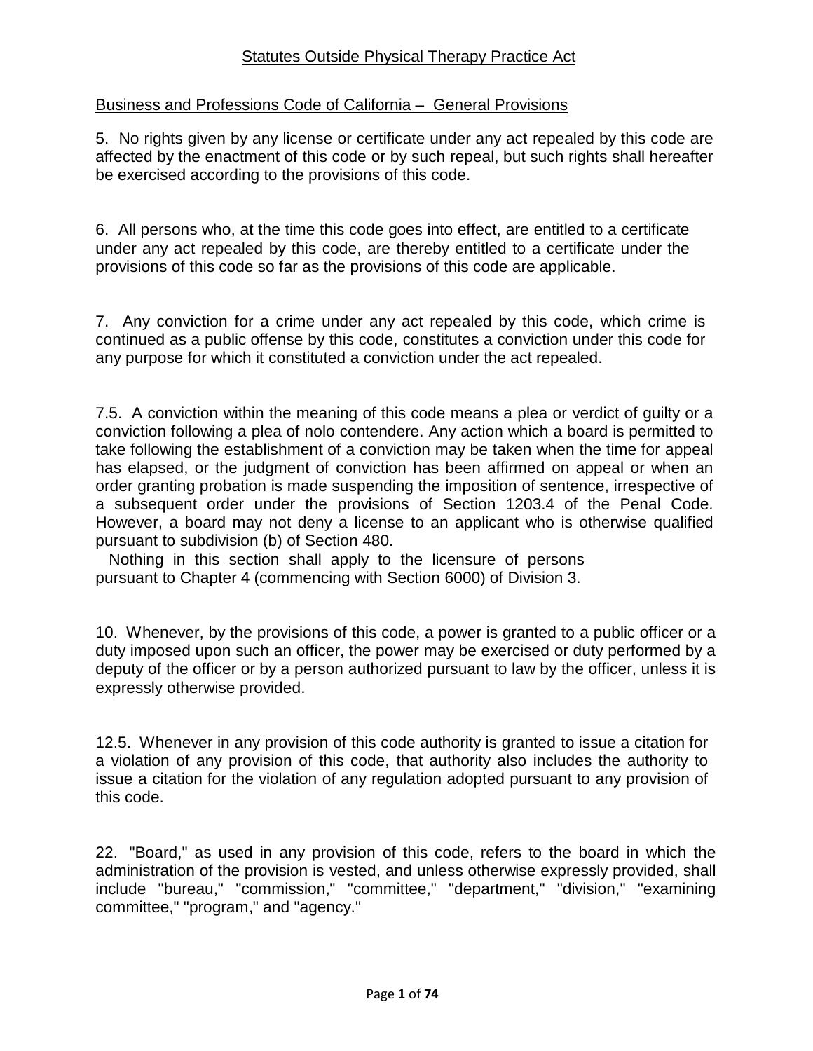# Statutes Outside Physical Therapy Practice Act

## Business and Professions Code of California – General Provisions

5. No rights given by any license or certificate under any act repealed by this code are affected by the enactment of this code or by such repeal, but such rights shall hereafter be exercised according to the provisions of this code.

6. All persons who, at the time this code goes into effect, are entitled to a certificate under any act repealed by this code, are thereby entitled to a certificate under the provisions of this code so far as the provisions of this code are applicable.

7. Any conviction for a crime under any act repealed by this code, which crime is continued as a public offense by this code, constitutes a conviction under this code for any purpose for which it constituted a conviction under the act repealed.

7.5. A conviction within the meaning of this code means a plea or verdict of guilty or a conviction following a plea of nolo contendere. Any action which a board is permitted to take following the establishment of a conviction may be taken when the time for appeal has elapsed, or the judgment of conviction has been affirmed on appeal or when an order granting probation is made suspending the imposition of sentence, irrespective of a subsequent order under the provisions of Section 1203.4 of the Penal Code. However, a board may not deny a license to an applicant who is otherwise qualified pursuant to subdivision (b) of Section 480.

Nothing in this section shall apply to the licensure of persons pursuant to Chapter 4 (commencing with Section 6000) of Division 3.

10. Whenever, by the provisions of this code, a power is granted to a public officer or a duty imposed upon such an officer, the power may be exercised or duty performed by a deputy of the officer or by a person authorized pursuant to law by the officer, unless it is expressly otherwise provided.

12.5. Whenever in any provision of this code authority is granted to issue a citation for a violation of any provision of this code, that authority also includes the authority to issue a citation for the violation of any regulation adopted pursuant to any provision of this code.

22. "Board," as used in any provision of this code, refers to the board in which the administration of the provision is vested, and unless otherwise expressly provided, shall include "bureau," "commission," "committee," "department," "division," "examining committee," "program," and "agency."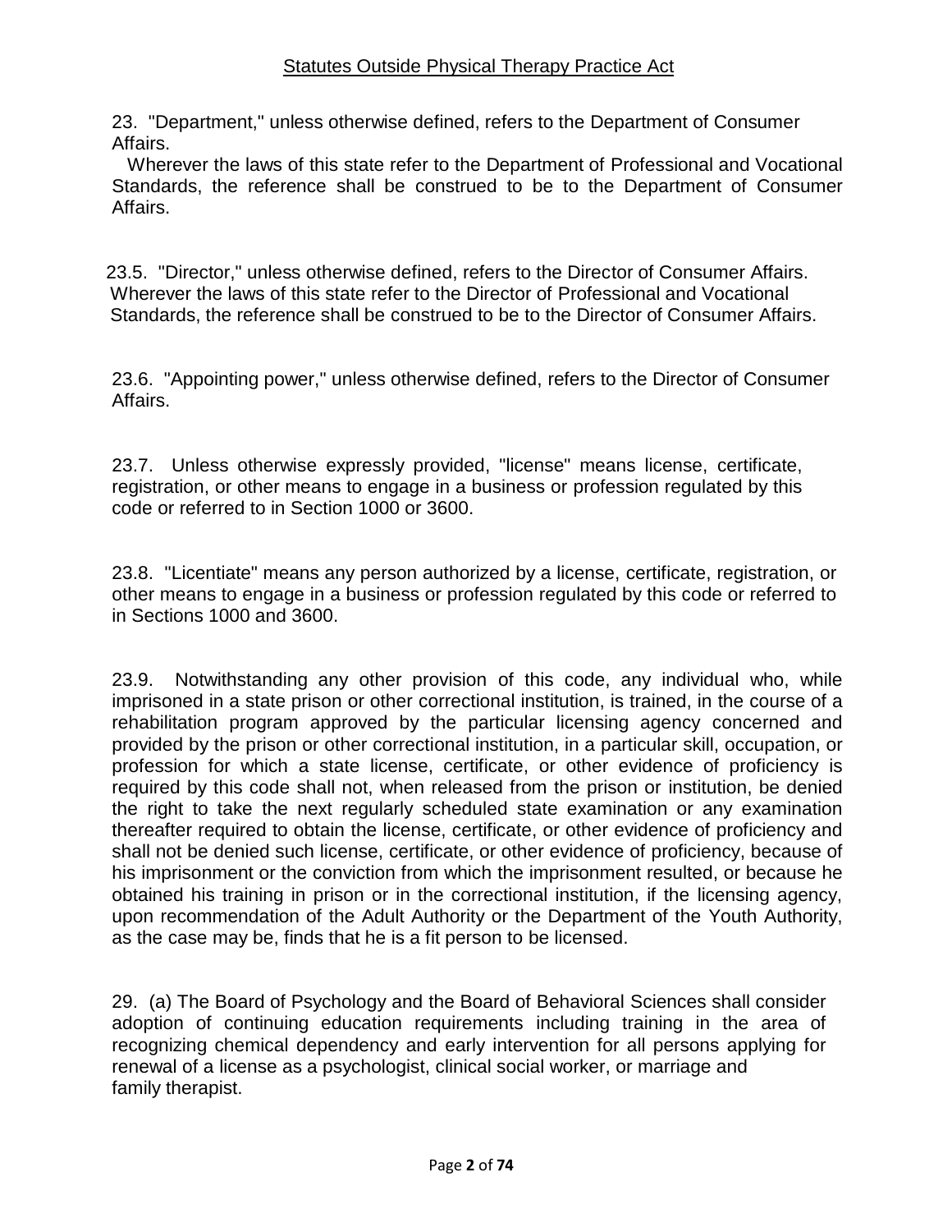23. "Department," unless otherwise defined, refers to the Department of Consumer Affairs.

Wherever the laws of this state refer to the Department of Professional and Vocational Standards, the reference shall be construed to be to the Department of Consumer Affairs.

23.5. "Director," unless otherwise defined, refers to the Director of Consumer Affairs. Wherever the laws of this state refer to the Director of Professional and Vocational Standards, the reference shall be construed to be to the Director of Consumer Affairs.

23.6. "Appointing power," unless otherwise defined, refers to the Director of Consumer Affairs.

23.7. Unless otherwise expressly provided, "license" means license, certificate, registration, or other means to engage in a business or profession regulated by this code or referred to in Section 1000 or 3600.

23.8. "Licentiate" means any person authorized by a license, certificate, registration, or other means to engage in a business or profession regulated by this code or referred to in Sections 1000 and 3600.

23.9. Notwithstanding any other provision of this code, any individual who, while imprisoned in a state prison or other correctional institution, is trained, in the course of a rehabilitation program approved by the particular licensing agency concerned and provided by the prison or other correctional institution, in a particular skill, occupation, or profession for which a state license, certificate, or other evidence of proficiency is required by this code shall not, when released from the prison or institution, be denied the right to take the next regularly scheduled state examination or any examination thereafter required to obtain the license, certificate, or other evidence of proficiency and shall not be denied such license, certificate, or other evidence of proficiency, because of his imprisonment or the conviction from which the imprisonment resulted, or because he obtained his training in prison or in the correctional institution, if the licensing agency, upon recommendation of the Adult Authority or the Department of the Youth Authority, as the case may be, finds that he is a fit person to be licensed.

29. (a) The Board of Psychology and the Board of Behavioral Sciences shall consider adoption of continuing education requirements including training in the area of recognizing chemical dependency and early intervention for all persons applying for renewal of a license as a psychologist, clinical social worker, or marriage and family therapist.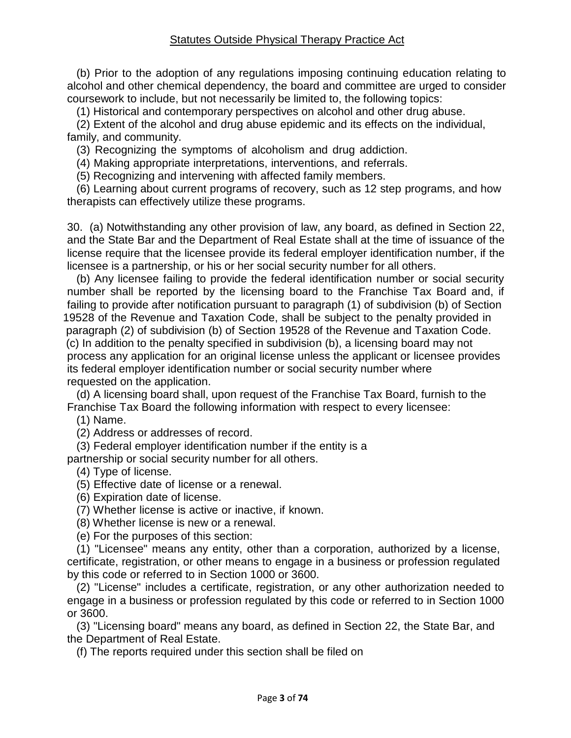(b) Prior to the adoption of any regulations imposing continuing education relating to alcohol and other chemical dependency, the board and committee are urged to consider coursework to include, but not necessarily be limited to, the following topics:

(1) Historical and contemporary perspectives on alcohol and other drug abuse.

(2) Extent of the alcohol and drug abuse epidemic and its effects on the individual, family, and community.

(3) Recognizing the symptoms of alcoholism and drug addiction.

(4) Making appropriate interpretations, interventions, and referrals.

(5) Recognizing and intervening with affected family members.

(6) Learning about current programs of recovery, such as 12 step programs, and how therapists can effectively utilize these programs.

30. (a) Notwithstanding any other provision of law, any board, as defined in Section 22, and the State Bar and the Department of Real Estate shall at the time of issuance of the license require that the licensee provide its federal employer identification number, if the licensee is a partnership, or his or her social security number for all others.

(b) Any licensee failing to provide the federal identification number or social security number shall be reported by the licensing board to the Franchise Tax Board and, if failing to provide after notification pursuant to paragraph (1) of subdivision (b) of Section 19528 of the Revenue and Taxation Code, shall be subject to the penalty provided in paragraph (2) of subdivision (b) of Section 19528 of the Revenue and Taxation Code.

(c) In addition to the penalty specified in subdivision (b), a licensing board may not process any application for an original license unless the applicant or licensee provides its federal employer identification number or social security number where requested on the application.

(d) A licensing board shall, upon request of the Franchise Tax Board, furnish to the Franchise Tax Board the following information with respect to every licensee:

(1) Name.

(2) Address or addresses of record.

(3) Federal employer identification number if the entity is a partnership or social security number for all others.

(4) Type of license.

(5) Effective date of license or a renewal.

(6) Expiration date of license.

(7) Whether license is active or inactive, if known.

(8) Whether license is new or a renewal.

(e) For the purposes of this section:

(1) "Licensee" means any entity, other than a corporation, authorized by a license, certificate, registration, or other means to engage in a business or profession regulated by this code or referred to in Section 1000 or 3600.

(2) "License" includes a certificate, registration, or any other authorization needed to engage in a business or profession regulated by this code or referred to in Section 1000 or 3600.

(3) "Licensing board" means any board, as defined in Section 22, the State Bar, and the Department of Real Estate.

(f) The reports required under this section shall be filed on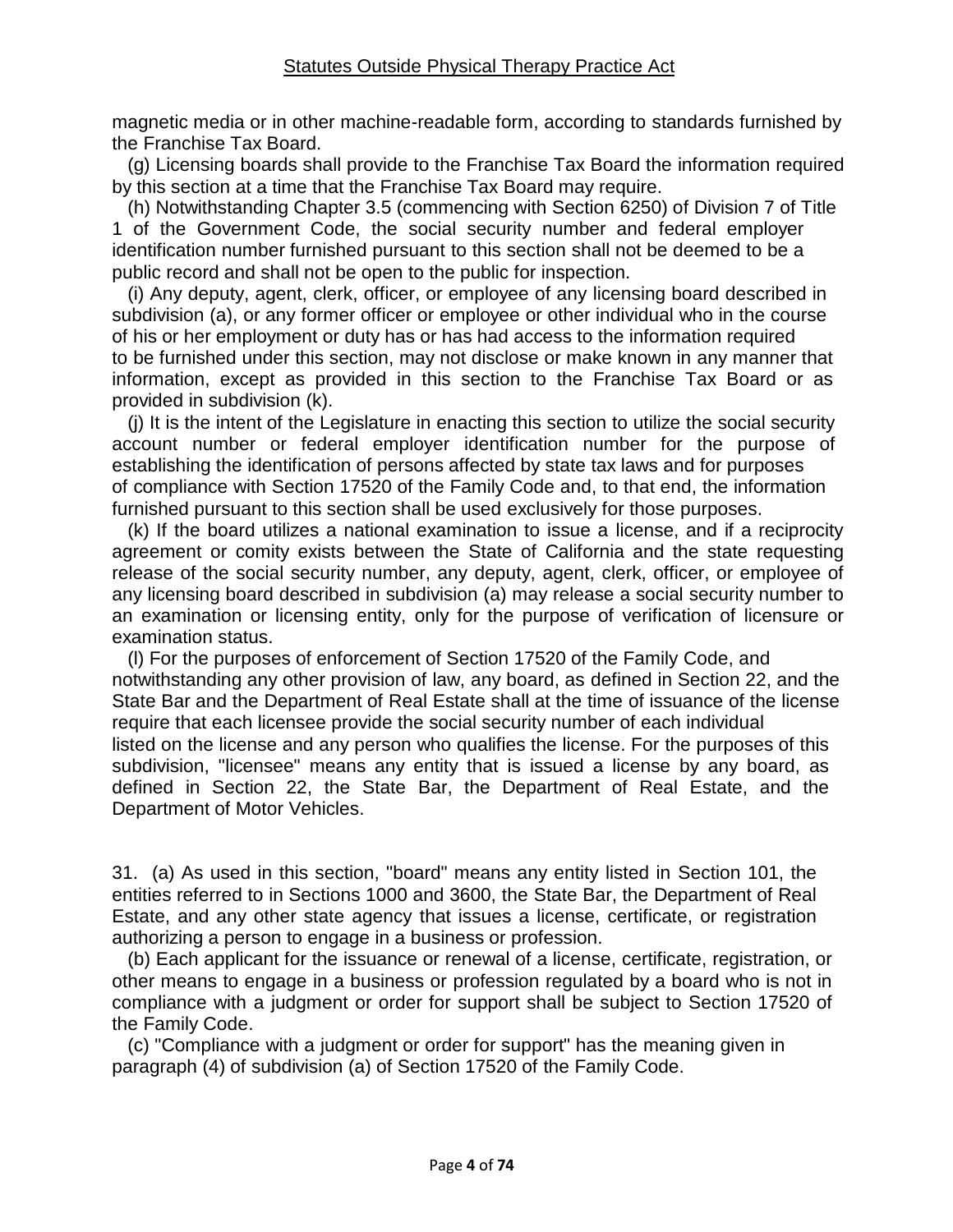magnetic media or in other machine-readable form, according to standards furnished by the Franchise Tax Board.

(g) Licensing boards shall provide to the Franchise Tax Board the information required by this section at a time that the Franchise Tax Board may require.

(h) Notwithstanding Chapter 3.5 (commencing with Section 6250) of Division 7 of Title 1 of the Government Code, the social security number and federal employer identification number furnished pursuant to this section shall not be deemed to be a public record and shall not be open to the public for inspection.

(i) Any deputy, agent, clerk, officer, or employee of any licensing board described in subdivision (a), or any former officer or employee or other individual who in the course of his or her employment or duty has or has had access to the information required to be furnished under this section, may not disclose or make known in any manner that information, except as provided in this section to the Franchise Tax Board or as provided in subdivision (k).

(j) It is the intent of the Legislature in enacting this section to utilize the social security account number or federal employer identification number for the purpose of establishing the identification of persons affected by state tax laws and for purposes of compliance with Section 17520 of the Family Code and, to that end, the information furnished pursuant to this section shall be used exclusively for those purposes.

(k) If the board utilizes a national examination to issue a license, and if a reciprocity agreement or comity exists between the State of California and the state requesting release of the social security number, any deputy, agent, clerk, officer, or employee of any licensing board described in subdivision (a) may release a social security number to an examination or licensing entity, only for the purpose of verification of licensure or examination status.

(l) For the purposes of enforcement of Section 17520 of the Family Code, and notwithstanding any other provision of law, any board, as defined in Section 22, and the State Bar and the Department of Real Estate shall at the time of issuance of the license require that each licensee provide the social security number of each individual listed on the license and any person who qualifies the license. For the purposes of this subdivision, "licensee" means any entity that is issued a license by any board, as defined in Section 22, the State Bar, the Department of Real Estate, and the Department of Motor Vehicles.

31. (a) As used in this section, "board" means any entity listed in Section 101, the entities referred to in Sections 1000 and 3600, the State Bar, the Department of Real Estate, and any other state agency that issues a license, certificate, or registration authorizing a person to engage in a business or profession.

(b) Each applicant for the issuance or renewal of a license, certificate, registration, or other means to engage in a business or profession regulated by a board who is not in compliance with a judgment or order for support shall be subject to Section 17520 of the Family Code.

(c) "Compliance with a judgment or order for support" has the meaning given in paragraph (4) of subdivision (a) of Section 17520 of the Family Code.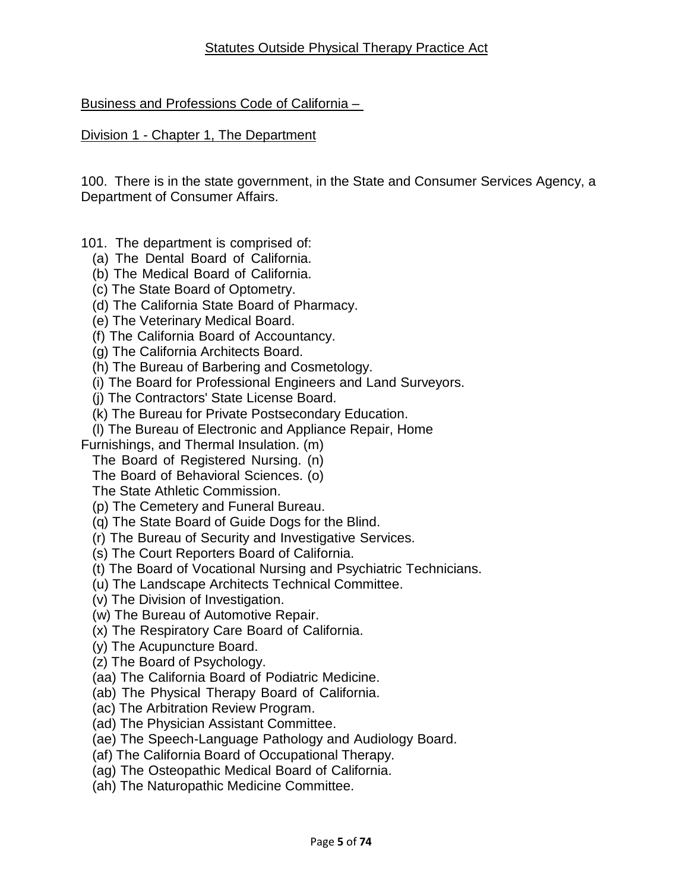## Statutes Outside Physical Therapy Practice Act

Business and Professions Code of California –

Division 1 - Chapter 1, The Department

100. There is in the state government, in the State and Consumer Services Agency, a Department of Consumer Affairs.

101. The department is comprised of:

(a) The Dental Board of California.
(b) The Medical Board of California.
(c) The State Board of Optometry.
(d) The California State Board of Pharmacy.
(e) The Veterinary Medical Board.
(f) The California Board of Accountancy.
(g) The California Architects Board.
(h) The Bureau of Barbering and Cosmetology.
(i) The Board for Professional Engineers and Land Surveyors.
(j) The Contractors' State License Board.
(k) The Bureau for Private Postsecondary Education.
(l) The Bureau of Electronic and Appliance Repair, Home Furnishings, and Thermal Insulation.
(m) The Board of Registered Nursing.
(n) The Board of Behavioral Sciences.
(o) The State Athletic Commission.
(p) The Cemetery and Funeral Bureau.
(q) The State Board of Guide Dogs for the Blind.
(r) The Bureau of Security and Investigative Services.
(s) The Court Reporters Board of California.
(t) The Board of Vocational Nursing and Psychiatric Technicians.
(u) The Landscape Architects Technical Committee.
(v) The Division of Investigation.
(w) The Bureau of Automotive Repair.
(x) The Respiratory Care Board of California.
(y) The Acupuncture Board.
(z) The Board of Psychology.
(aa) The California Board of Podiatric Medicine.
(ab) The Physical Therapy Board of California.
(ac) The Arbitration Review Program.
(ad) The Physician Assistant Committee.
(ae) The Speech-Language Pathology and Audiology Board.
(af) The California Board of Occupational Therapy.
(ag) The Osteopathic Medical Board of California.
(ah) The Naturopathic Medicine Committee.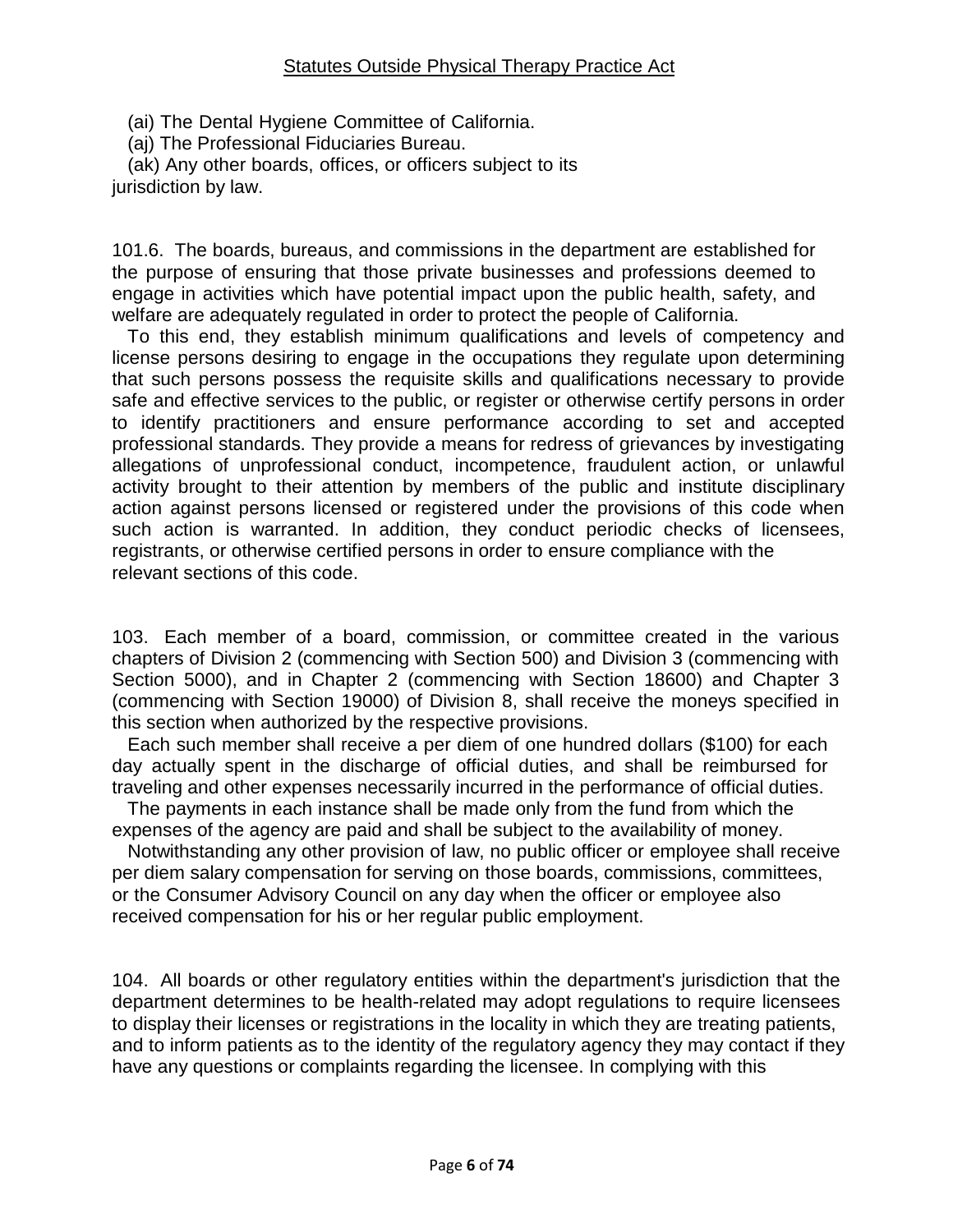(ai) The Dental Hygiene Committee of California.
(aj) The Professional Fiduciaries Bureau.
(ak) Any other boards, offices, or officers subject to its jurisdiction by law.

101.6. The boards, bureaus, and commissions in the department are established for the purpose of ensuring that those private businesses and professions deemed to engage in activities which have potential impact upon the public health, safety, and welfare are adequately regulated in order to protect the people of California.

To this end, they establish minimum qualifications and levels of competency and license persons desiring to engage in the occupations they regulate upon determining that such persons possess the requisite skills and qualifications necessary to provide safe and effective services to the public, or register or otherwise certify persons in order to identify practitioners and ensure performance according to set and accepted professional standards. They provide a means for redress of grievances by investigating allegations of unprofessional conduct, incompetence, fraudulent action, or unlawful activity brought to their attention by members of the public and institute disciplinary action against persons licensed or registered under the provisions of this code when such action is warranted. In addition, they conduct periodic checks of licensees, registrants, or otherwise certified persons in order to ensure compliance with the relevant sections of this code.

103. Each member of a board, commission, or committee created in the various chapters of Division 2 (commencing with Section 500) and Division 3 (commencing with Section 5000), and in Chapter 2 (commencing with Section 18600) and Chapter 3 (commencing with Section 19000) of Division 8, shall receive the moneys specified in this section when authorized by the respective provisions.

Each such member shall receive a per diem of one hundred dollars ($100) for each day actually spent in the discharge of official duties, and shall be reimbursed for traveling and other expenses necessarily incurred in the performance of official duties.

The payments in each instance shall be made only from the fund from which the expenses of the agency are paid and shall be subject to the availability of money.

Notwithstanding any other provision of law, no public officer or employee shall receive per diem salary compensation for serving on those boards, commissions, committees, or the Consumer Advisory Council on any day when the officer or employee also received compensation for his or her regular public employment.

104. All boards or other regulatory entities within the department's jurisdiction that the department determines to be health-related may adopt regulations to require licensees to display their licenses or registrations in the locality in which they are treating patients, and to inform patients as to the identity of the regulatory agency they may contact if they have any questions or complaints regarding the licensee. In complying with this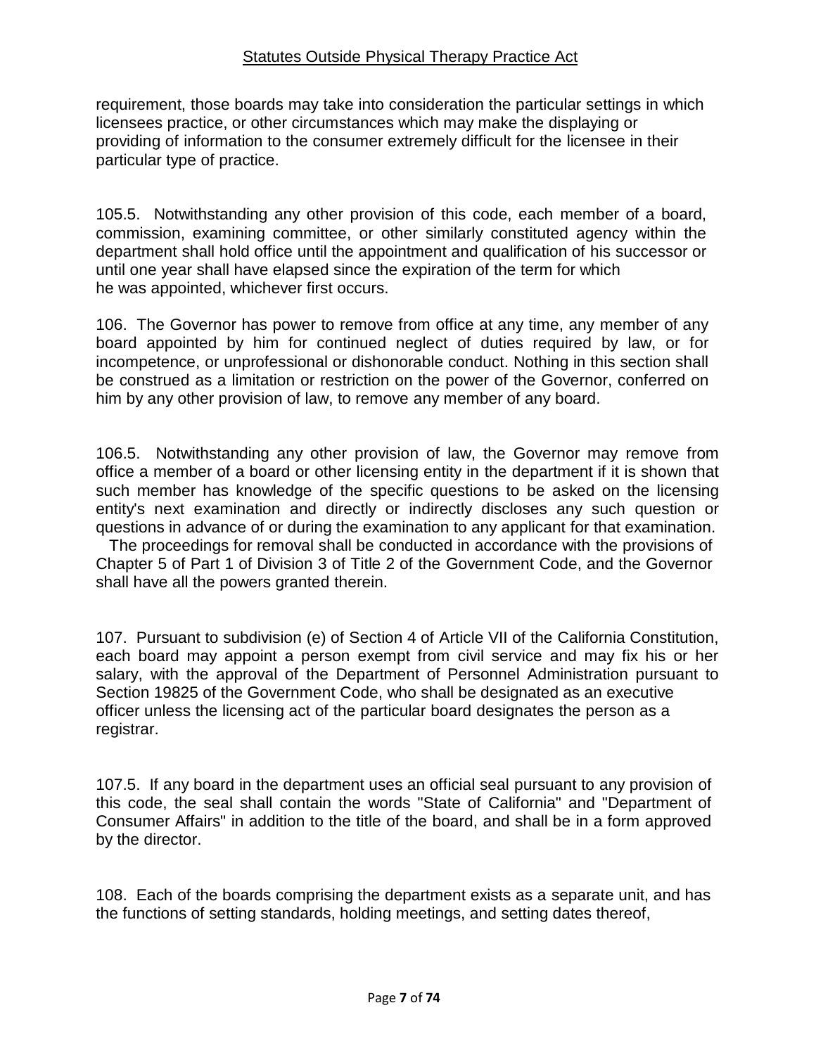requirement, those boards may take into consideration the particular settings in which licensees practice, or other circumstances which may make the displaying or providing of information to the consumer extremely difficult for the licensee in their particular type of practice.

105.5. Notwithstanding any other provision of this code, each member of a board, commission, examining committee, or other similarly constituted agency within the department shall hold office until the appointment and qualification of his successor or until one year shall have elapsed since the expiration of the term for which he was appointed, whichever first occurs.

106. The Governor has power to remove from office at any time, any member of any board appointed by him for continued neglect of duties required by law, or for incompetence, or unprofessional or dishonorable conduct. Nothing in this section shall be construed as a limitation or restriction on the power of the Governor, conferred on him by any other provision of law, to remove any member of any board.

106.5. Notwithstanding any other provision of law, the Governor may remove from office a member of a board or other licensing entity in the department if it is shown that such member has knowledge of the specific questions to be asked on the licensing entity's next examination and directly or indirectly discloses any such question or questions in advance of or during the examination to any applicant for that examination.

The proceedings for removal shall be conducted in accordance with the provisions of Chapter 5 of Part 1 of Division 3 of Title 2 of the Government Code, and the Governor shall have all the powers granted therein.

107. Pursuant to subdivision (e) of Section 4 of Article VII of the California Constitution, each board may appoint a person exempt from civil service and may fix his or her salary, with the approval of the Department of Personnel Administration pursuant to Section 19825 of the Government Code, who shall be designated as an executive officer unless the licensing act of the particular board designates the person as a registrar.

107.5. If any board in the department uses an official seal pursuant to any provision of this code, the seal shall contain the words "State of California" and "Department of Consumer Affairs" in addition to the title of the board, and shall be in a form approved by the director.

108. Each of the boards comprising the department exists as a separate unit, and has the functions of setting standards, holding meetings, and setting dates thereof,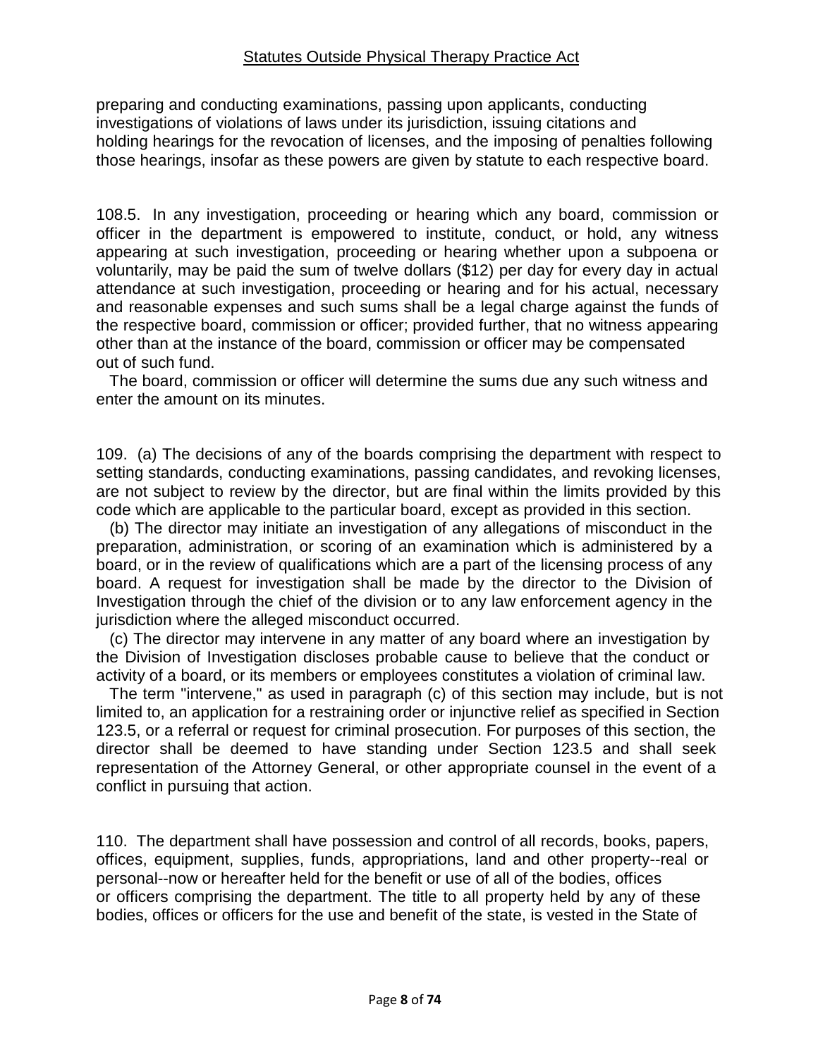preparing and conducting examinations, passing upon applicants, conducting investigations of violations of laws under its jurisdiction, issuing citations and holding hearings for the revocation of licenses, and the imposing of penalties following those hearings, insofar as these powers are given by statute to each respective board.

108.5. In any investigation, proceeding or hearing which any board, commission or officer in the department is empowered to institute, conduct, or hold, any witness appearing at such investigation, proceeding or hearing whether upon a subpoena or voluntarily, may be paid the sum of twelve dollars ($12) per day for every day in actual attendance at such investigation, proceeding or hearing and for his actual, necessary and reasonable expenses and such sums shall be a legal charge against the funds of the respective board, commission or officer; provided further, that no witness appearing other than at the instance of the board, commission or officer may be compensated out of such fund.

The board, commission or officer will determine the sums due any such witness and enter the amount on its minutes.

109. (a) The decisions of any of the boards comprising the department with respect to setting standards, conducting examinations, passing candidates, and revoking licenses, are not subject to review by the director, but are final within the limits provided by this code which are applicable to the particular board, except as provided in this section.

(b) The director may initiate an investigation of any allegations of misconduct in the preparation, administration, or scoring of an examination which is administered by a board, or in the review of qualifications which are a part of the licensing process of any board. A request for investigation shall be made by the director to the Division of Investigation through the chief of the division or to any law enforcement agency in the jurisdiction where the alleged misconduct occurred.

(c) The director may intervene in any matter of any board where an investigation by the Division of Investigation discloses probable cause to believe that the conduct or activity of a board, or its members or employees constitutes a violation of criminal law.

The term "intervene," as used in paragraph (c) of this section may include, but is not limited to, an application for a restraining order or injunctive relief as specified in Section 123.5, or a referral or request for criminal prosecution. For purposes of this section, the director shall be deemed to have standing under Section 123.5 and shall seek representation of the Attorney General, or other appropriate counsel in the event of a conflict in pursuing that action.

110. The department shall have possession and control of all records, books, papers, offices, equipment, supplies, funds, appropriations, land and other property--real or personal--now or hereafter held for the benefit or use of all of the bodies, offices or officers comprising the department. The title to all property held by any of these bodies, offices or officers for the use and benefit of the state, is vested in the State of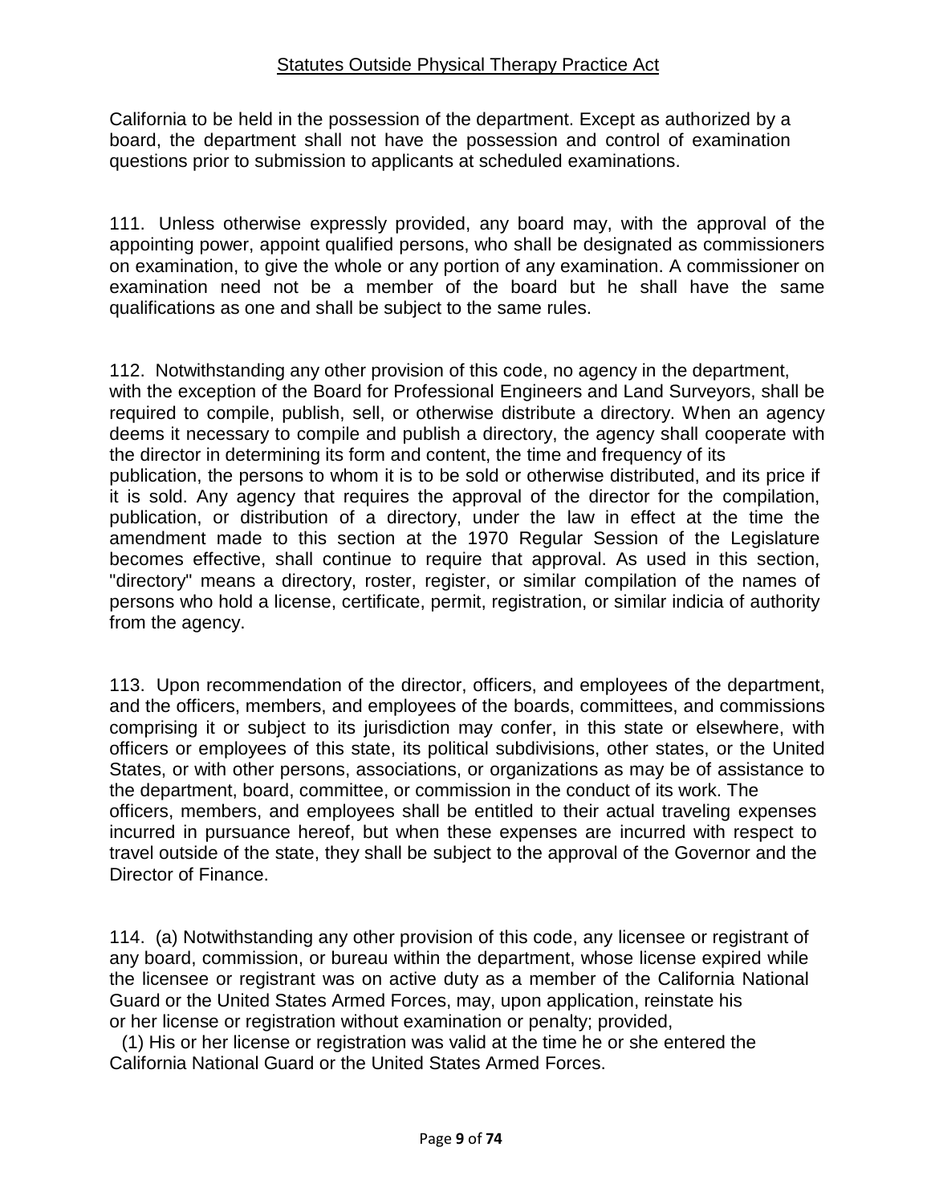California to be held in the possession of the department. Except as authorized by a board, the department shall not have the possession and control of examination questions prior to submission to applicants at scheduled examinations.

111. Unless otherwise expressly provided, any board may, with the approval of the appointing power, appoint qualified persons, who shall be designated as commissioners on examination, to give the whole or any portion of any examination. A commissioner on examination need not be a member of the board but he shall have the same qualifications as one and shall be subject to the same rules.

112. Notwithstanding any other provision of this code, no agency in the department, with the exception of the Board for Professional Engineers and Land Surveyors, shall be required to compile, publish, sell, or otherwise distribute a directory. When an agency deems it necessary to compile and publish a directory, the agency shall cooperate with the director in determining its form and content, the time and frequency of its publication, the persons to whom it is to be sold or otherwise distributed, and its price if it is sold. Any agency that requires the approval of the director for the compilation, publication, or distribution of a directory, under the law in effect at the time the amendment made to this section at the 1970 Regular Session of the Legislature becomes effective, shall continue to require that approval. As used in this section, "directory" means a directory, roster, register, or similar compilation of the names of persons who hold a license, certificate, permit, registration, or similar indicia of authority from the agency.

113. Upon recommendation of the director, officers, and employees of the department, and the officers, members, and employees of the boards, committees, and commissions comprising it or subject to its jurisdiction may confer, in this state or elsewhere, with officers or employees of this state, its political subdivisions, other states, or the United States, or with other persons, associations, or organizations as may be of assistance to the department, board, committee, or commission in the conduct of its work. The officers, members, and employees shall be entitled to their actual traveling expenses incurred in pursuance hereof, but when these expenses are incurred with respect to travel outside of the state, they shall be subject to the approval of the Governor and the Director of Finance.

114. (a) Notwithstanding any other provision of this code, any licensee or registrant of any board, commission, or bureau within the department, whose license expired while the licensee or registrant was on active duty as a member of the California National Guard or the United States Armed Forces, may, upon application, reinstate his or her license or registration without examination or penalty; provided,

(1) His or her license or registration was valid at the time he or she entered the California National Guard or the United States Armed Forces.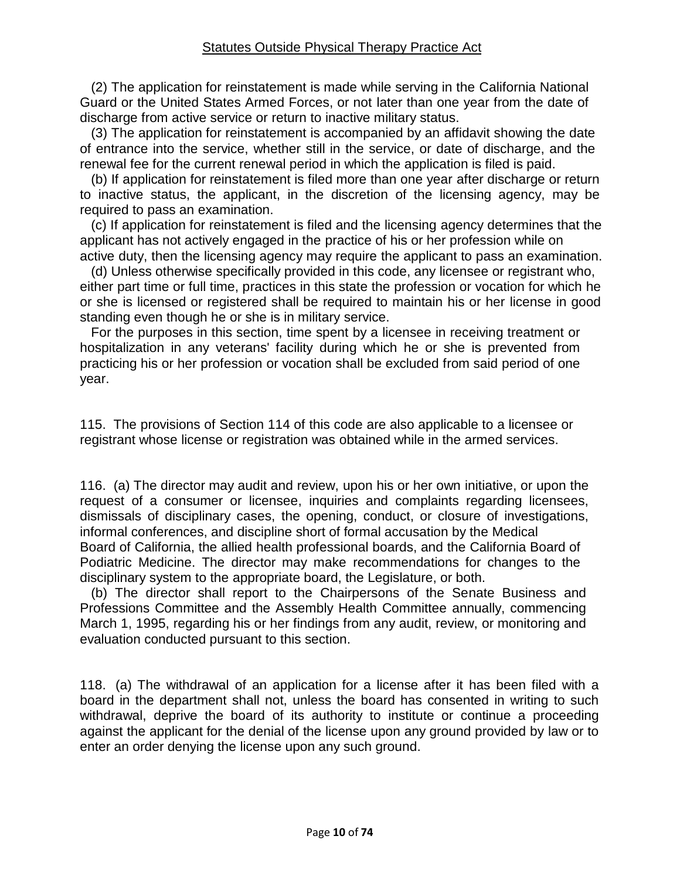(2) The application for reinstatement is made while serving in the California National Guard or the United States Armed Forces, or not later than one year from the date of discharge from active service or return to inactive military status.

(3) The application for reinstatement is accompanied by an affidavit showing the date of entrance into the service, whether still in the service, or date of discharge, and the renewal fee for the current renewal period in which the application is filed is paid.

(b) If application for reinstatement is filed more than one year after discharge or return to inactive status, the applicant, in the discretion of the licensing agency, may be required to pass an examination.

(c) If application for reinstatement is filed and the licensing agency determines that the applicant has not actively engaged in the practice of his or her profession while on active duty, then the licensing agency may require the applicant to pass an examination.

(d) Unless otherwise specifically provided in this code, any licensee or registrant who, either part time or full time, practices in this state the profession or vocation for which he or she is licensed or registered shall be required to maintain his or her license in good standing even though he or she is in military service.

For the purposes in this section, time spent by a licensee in receiving treatment or hospitalization in any veterans' facility during which he or she is prevented from practicing his or her profession or vocation shall be excluded from said period of one year.

115. The provisions of Section 114 of this code are also applicable to a licensee or registrant whose license or registration was obtained while in the armed services.

116. (a) The director may audit and review, upon his or her own initiative, or upon the request of a consumer or licensee, inquiries and complaints regarding licensees, dismissals of disciplinary cases, the opening, conduct, or closure of investigations, informal conferences, and discipline short of formal accusation by the Medical Board of California, the allied health professional boards, and the California Board of Podiatric Medicine. The director may make recommendations for changes to the disciplinary system to the appropriate board, the Legislature, or both.

(b) The director shall report to the Chairpersons of the Senate Business and Professions Committee and the Assembly Health Committee annually, commencing March 1, 1995, regarding his or her findings from any audit, review, or monitoring and evaluation conducted pursuant to this section.

118. (a) The withdrawal of an application for a license after it has been filed with a board in the department shall not, unless the board has consented in writing to such withdrawal, deprive the board of its authority to institute or continue a proceeding against the applicant for the denial of the license upon any ground provided by law or to enter an order denying the license upon any such ground.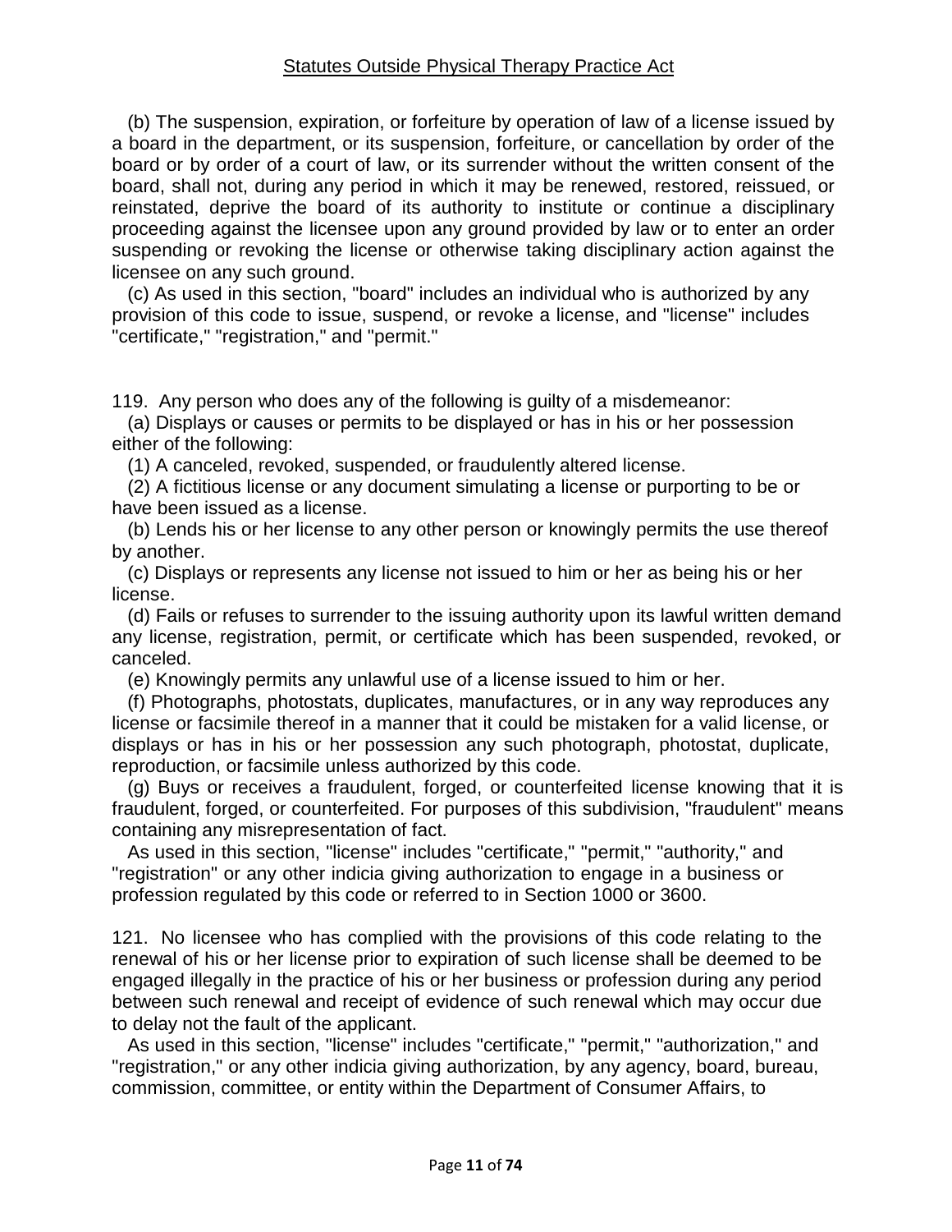(b) The suspension, expiration, or forfeiture by operation of law of a license issued by a board in the department, or its suspension, forfeiture, or cancellation by order of the board or by order of a court of law, or its surrender without the written consent of the board, shall not, during any period in which it may be renewed, restored, reissued, or reinstated, deprive the board of its authority to institute or continue a disciplinary proceeding against the licensee upon any ground provided by law or to enter an order suspending or revoking the license or otherwise taking disciplinary action against the licensee on any such ground.

(c) As used in this section, "board" includes an individual who is authorized by any provision of this code to issue, suspend, or revoke a license, and "license" includes "certificate," "registration," and "permit."

119. Any person who does any of the following is guilty of a misdemeanor:

(a) Displays or causes or permits to be displayed or has in his or her possession either of the following:

(1) A canceled, revoked, suspended, or fraudulently altered license.

(2) A fictitious license or any document simulating a license or purporting to be or have been issued as a license.

(b) Lends his or her license to any other person or knowingly permits the use thereof by another.

(c) Displays or represents any license not issued to him or her as being his or her license.

(d) Fails or refuses to surrender to the issuing authority upon its lawful written demand any license, registration, permit, or certificate which has been suspended, revoked, or canceled.

(e) Knowingly permits any unlawful use of a license issued to him or her.

(f) Photographs, photostats, duplicates, manufactures, or in any way reproduces any license or facsimile thereof in a manner that it could be mistaken for a valid license, or displays or has in his or her possession any such photograph, photostat, duplicate, reproduction, or facsimile unless authorized by this code.

(g) Buys or receives a fraudulent, forged, or counterfeited license knowing that it is fraudulent, forged, or counterfeited. For purposes of this subdivision, "fraudulent" means containing any misrepresentation of fact.

As used in this section, "license" includes "certificate," "permit," "authority," and "registration" or any other indicia giving authorization to engage in a business or profession regulated by this code or referred to in Section 1000 or 3600.

121. No licensee who has complied with the provisions of this code relating to the renewal of his or her license prior to expiration of such license shall be deemed to be engaged illegally in the practice of his or her business or profession during any period between such renewal and receipt of evidence of such renewal which may occur due to delay not the fault of the applicant.

As used in this section, "license" includes "certificate," "permit," "authorization," and "registration," or any other indicia giving authorization, by any agency, board, bureau, commission, committee, or entity within the Department of Consumer Affairs, to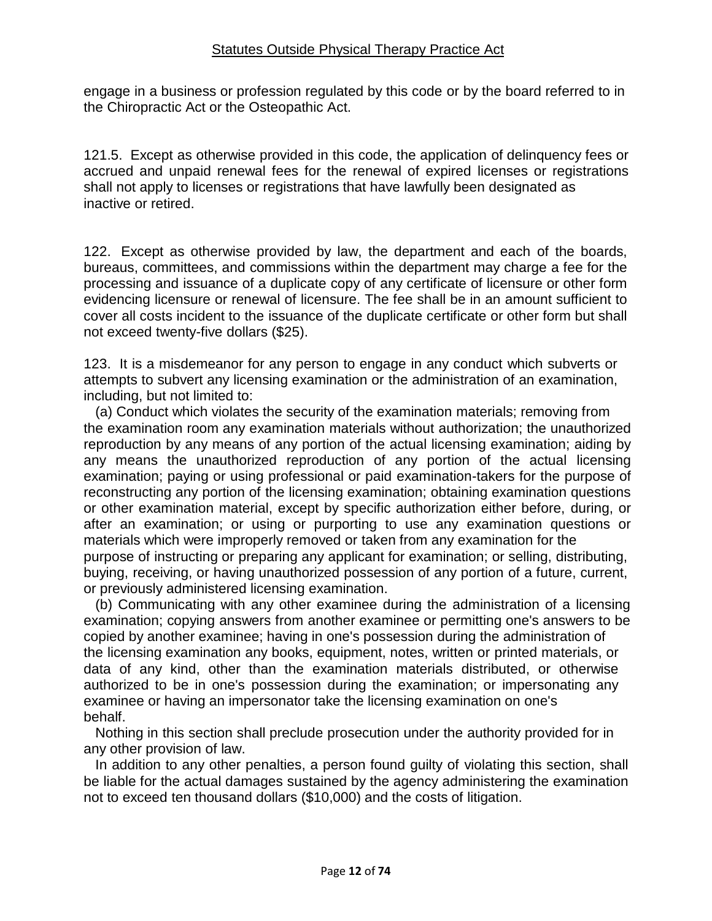engage in a business or profession regulated by this code or by the board referred to in the Chiropractic Act or the Osteopathic Act.

121.5. Except as otherwise provided in this code, the application of delinquency fees or accrued and unpaid renewal fees for the renewal of expired licenses or registrations shall not apply to licenses or registrations that have lawfully been designated as inactive or retired.

122. Except as otherwise provided by law, the department and each of the boards, bureaus, committees, and commissions within the department may charge a fee for the processing and issuance of a duplicate copy of any certificate of licensure or other form evidencing licensure or renewal of licensure. The fee shall be in an amount sufficient to cover all costs incident to the issuance of the duplicate certificate or other form but shall not exceed twenty-five dollars ($25).

123. It is a misdemeanor for any person to engage in any conduct which subverts or attempts to subvert any licensing examination or the administration of an examination, including, but not limited to:

(a) Conduct which violates the security of the examination materials; removing from the examination room any examination materials without authorization; the unauthorized reproduction by any means of any portion of the actual licensing examination; aiding by any means the unauthorized reproduction of any portion of the actual licensing examination; paying or using professional or paid examination-takers for the purpose of reconstructing any portion of the licensing examination; obtaining examination questions or other examination material, except by specific authorization either before, during, or after an examination; or using or purporting to use any examination questions or materials which were improperly removed or taken from any examination for the purpose of instructing or preparing any applicant for examination; or selling, distributing, buying, receiving, or having unauthorized possession of any portion of a future, current, or previously administered licensing examination.

(b) Communicating with any other examinee during the administration of a licensing examination; copying answers from another examinee or permitting one's answers to be copied by another examinee; having in one's possession during the administration of the licensing examination any books, equipment, notes, written or printed materials, or data of any kind, other than the examination materials distributed, or otherwise authorized to be in one's possession during the examination; or impersonating any examinee or having an impersonator take the licensing examination on one's behalf.

Nothing in this section shall preclude prosecution under the authority provided for in any other provision of law.

In addition to any other penalties, a person found guilty of violating this section, shall be liable for the actual damages sustained by the agency administering the examination not to exceed ten thousand dollars ($10,000) and the costs of litigation.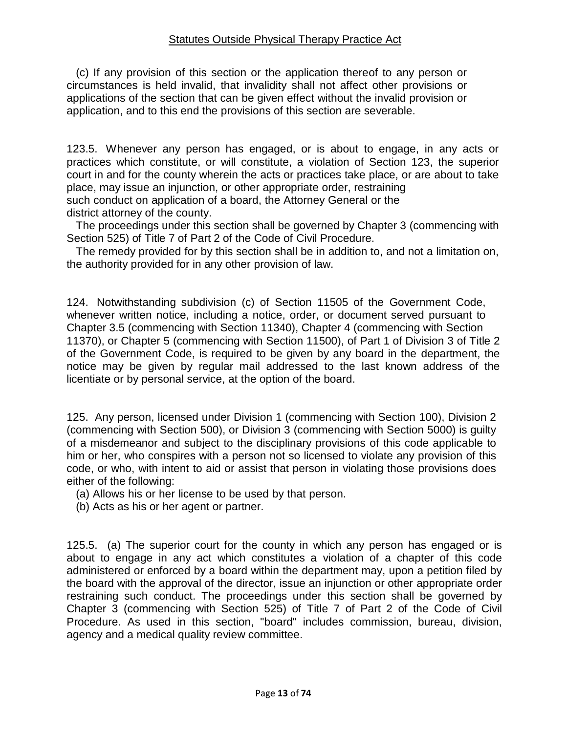(c) If any provision of this section or the application thereof to any person or circumstances is held invalid, that invalidity shall not affect other provisions or applications of the section that can be given effect without the invalid provision or application, and to this end the provisions of this section are severable.

123.5. Whenever any person has engaged, or is about to engage, in any acts or practices which constitute, or will constitute, a violation of Section 123, the superior court in and for the county wherein the acts or practices take place, or are about to take place, may issue an injunction, or other appropriate order, restraining such conduct on application of a board, the Attorney General or the district attorney of the county.

The proceedings under this section shall be governed by Chapter 3 (commencing with Section 525) of Title 7 of Part 2 of the Code of Civil Procedure.

The remedy provided for by this section shall be in addition to, and not a limitation on, the authority provided for in any other provision of law.

124. Notwithstanding subdivision (c) of Section 11505 of the Government Code, whenever written notice, including a notice, order, or document served pursuant to Chapter 3.5 (commencing with Section 11340), Chapter 4 (commencing with Section 11370), or Chapter 5 (commencing with Section 11500), of Part 1 of Division 3 of Title 2 of the Government Code, is required to be given by any board in the department, the notice may be given by regular mail addressed to the last known address of the licentiate or by personal service, at the option of the board.

125. Any person, licensed under Division 1 (commencing with Section 100), Division 2 (commencing with Section 500), or Division 3 (commencing with Section 5000) is guilty of a misdemeanor and subject to the disciplinary provisions of this code applicable to him or her, who conspires with a person not so licensed to violate any provision of this code, or who, with intent to aid or assist that person in violating those provisions does either of the following:

(a) Allows his or her license to be used by that person.

(b) Acts as his or her agent or partner.

125.5. (a) The superior court for the county in which any person has engaged or is about to engage in any act which constitutes a violation of a chapter of this code administered or enforced by a board within the department may, upon a petition filed by the board with the approval of the director, issue an injunction or other appropriate order restraining such conduct. The proceedings under this section shall be governed by Chapter 3 (commencing with Section 525) of Title 7 of Part 2 of the Code of Civil Procedure. As used in this section, "board" includes commission, bureau, division, agency and a medical quality review committee.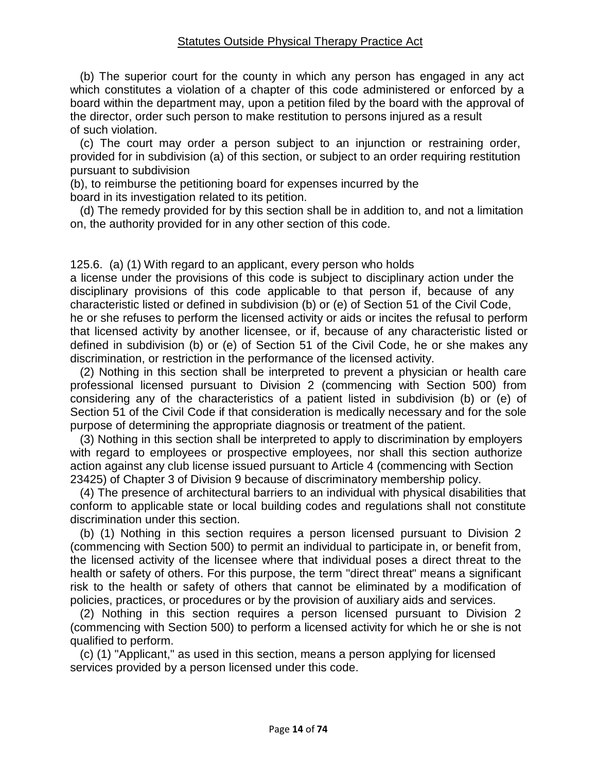(b) The superior court for the county in which any person has engaged in any act which constitutes a violation of a chapter of this code administered or enforced by a board within the department may, upon a petition filed by the board with the approval of the director, order such person to make restitution to persons injured as a result of such violation.

(c) The court may order a person subject to an injunction or restraining order, provided for in subdivision (a) of this section, or subject to an order requiring restitution pursuant to subdivision (b), to reimburse the petitioning board for expenses incurred by the board in its investigation related to its petition.

(d) The remedy provided for by this section shall be in addition to, and not a limitation on, the authority provided for in any other section of this code.

125.6. (a) (1) With regard to an applicant, every person who holds a license under the provisions of this code is subject to disciplinary action under the disciplinary provisions of this code applicable to that person if, because of any characteristic listed or defined in subdivision (b) or (e) of Section 51 of the Civil Code, he or she refuses to perform the licensed activity or aids or incites the refusal to perform that licensed activity by another licensee, or if, because of any characteristic listed or defined in subdivision (b) or (e) of Section 51 of the Civil Code, he or she makes any discrimination, or restriction in the performance of the licensed activity.

(2) Nothing in this section shall be interpreted to prevent a physician or health care professional licensed pursuant to Division 2 (commencing with Section 500) from considering any of the characteristics of a patient listed in subdivision (b) or (e) of Section 51 of the Civil Code if that consideration is medically necessary and for the sole purpose of determining the appropriate diagnosis or treatment of the patient.

(3) Nothing in this section shall be interpreted to apply to discrimination by employers with regard to employees or prospective employees, nor shall this section authorize action against any club license issued pursuant to Article 4 (commencing with Section 23425) of Chapter 3 of Division 9 because of discriminatory membership policy.

(4) The presence of architectural barriers to an individual with physical disabilities that conform to applicable state or local building codes and regulations shall not constitute discrimination under this section.

(b) (1) Nothing in this section requires a person licensed pursuant to Division 2 (commencing with Section 500) to permit an individual to participate in, or benefit from, the licensed activity of the licensee where that individual poses a direct threat to the health or safety of others. For this purpose, the term "direct threat" means a significant risk to the health or safety of others that cannot be eliminated by a modification of policies, practices, or procedures or by the provision of auxiliary aids and services.

(2) Nothing in this section requires a person licensed pursuant to Division 2 (commencing with Section 500) to perform a licensed activity for which he or she is not qualified to perform.

(c) (1) "Applicant," as used in this section, means a person applying for licensed services provided by a person licensed under this code.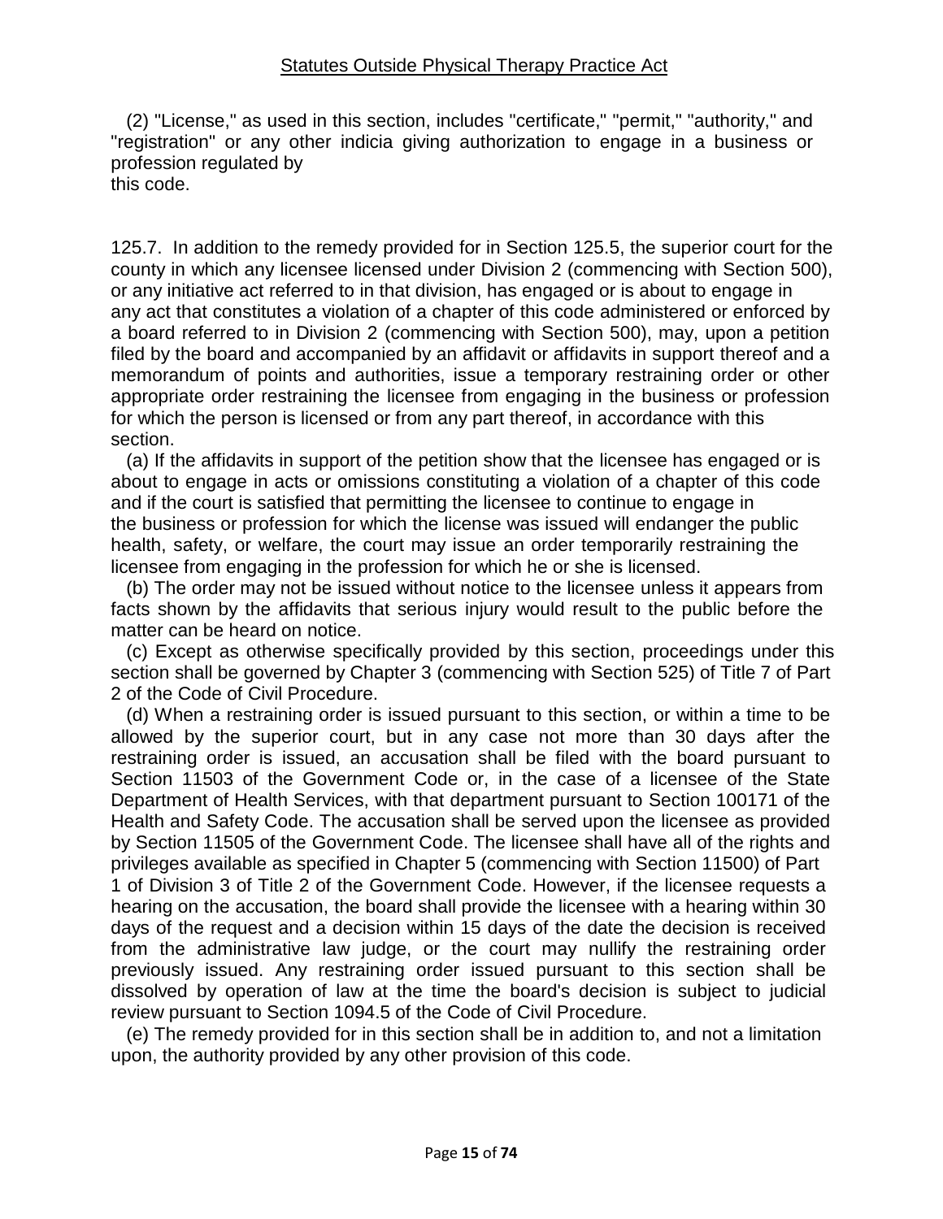(2) "License," as used in this section, includes "certificate," "permit," "authority," and "registration" or any other indicia giving authorization to engage in a business or profession regulated by this code.

125.7. In addition to the remedy provided for in Section 125.5, the superior court for the county in which any licensee licensed under Division 2 (commencing with Section 500), or any initiative act referred to in that division, has engaged or is about to engage in any act that constitutes a violation of a chapter of this code administered or enforced by a board referred to in Division 2 (commencing with Section 500), may, upon a petition filed by the board and accompanied by an affidavit or affidavits in support thereof and a memorandum of points and authorities, issue a temporary restraining order or other appropriate order restraining the licensee from engaging in the business or profession for which the person is licensed or from any part thereof, in accordance with this section.

(a) If the affidavits in support of the petition show that the licensee has engaged or is about to engage in acts or omissions constituting a violation of a chapter of this code and if the court is satisfied that permitting the licensee to continue to engage in the business or profession for which the license was issued will endanger the public health, safety, or welfare, the court may issue an order temporarily restraining the licensee from engaging in the profession for which he or she is licensed.

(b) The order may not be issued without notice to the licensee unless it appears from facts shown by the affidavits that serious injury would result to the public before the matter can be heard on notice.

(c) Except as otherwise specifically provided by this section, proceedings under this section shall be governed by Chapter 3 (commencing with Section 525) of Title 7 of Part 2 of the Code of Civil Procedure.

(d) When a restraining order is issued pursuant to this section, or within a time to be allowed by the superior court, but in any case not more than 30 days after the restraining order is issued, an accusation shall be filed with the board pursuant to Section 11503 of the Government Code or, in the case of a licensee of the State Department of Health Services, with that department pursuant to Section 100171 of the Health and Safety Code. The accusation shall be served upon the licensee as provided by Section 11505 of the Government Code. The licensee shall have all of the rights and privileges available as specified in Chapter 5 (commencing with Section 11500) of Part 1 of Division 3 of Title 2 of the Government Code. However, if the licensee requests a hearing on the accusation, the board shall provide the licensee with a hearing within 30 days of the request and a decision within 15 days of the date the decision is received from the administrative law judge, or the court may nullify the restraining order previously issued. Any restraining order issued pursuant to this section shall be dissolved by operation of law at the time the board's decision is subject to judicial review pursuant to Section 1094.5 of the Code of Civil Procedure.

(e) The remedy provided for in this section shall be in addition to, and not a limitation upon, the authority provided by any other provision of this code.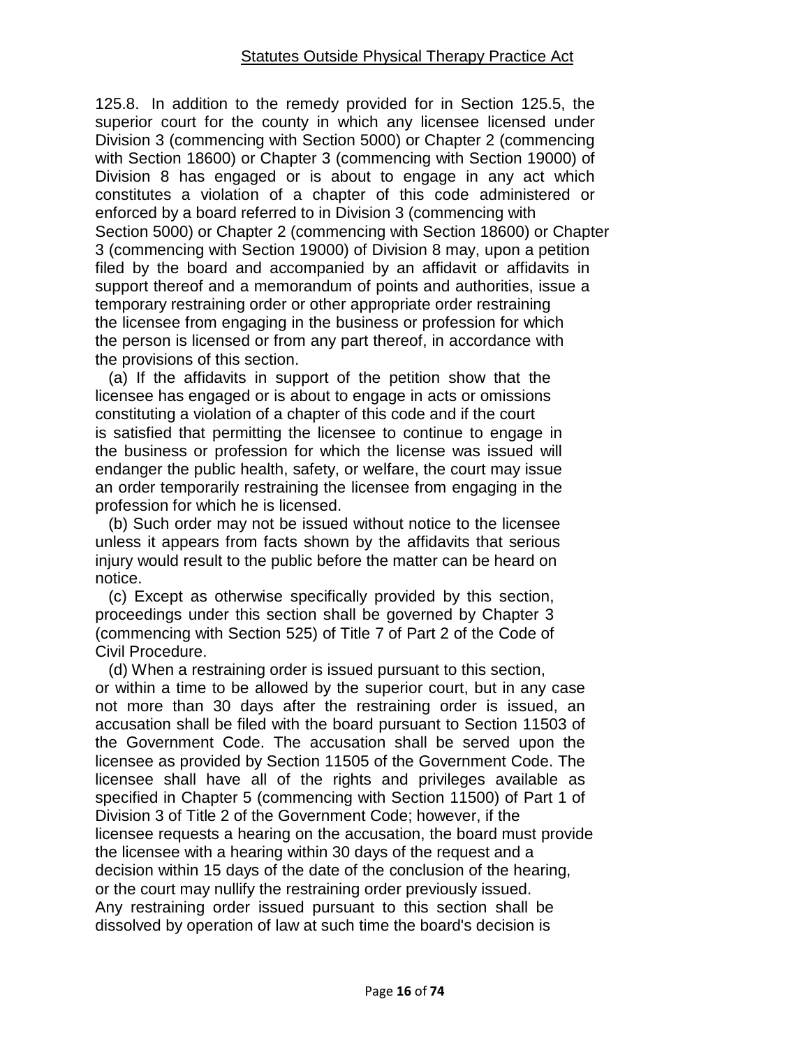125.8. In addition to the remedy provided for in Section 125.5, the superior court for the county in which any licensee licensed under Division 3 (commencing with Section 5000) or Chapter 2 (commencing with Section 18600) or Chapter 3 (commencing with Section 19000) of Division 8 has engaged or is about to engage in any act which constitutes a violation of a chapter of this code administered or enforced by a board referred to in Division 3 (commencing with Section 5000) or Chapter 2 (commencing with Section 18600) or Chapter 3 (commencing with Section 19000) of Division 8 may, upon a petition filed by the board and accompanied by an affidavit or affidavits in support thereof and a memorandum of points and authorities, issue a temporary restraining order or other appropriate order restraining the licensee from engaging in the business or profession for which the person is licensed or from any part thereof, in accordance with the provisions of this section.

(a) If the affidavits in support of the petition show that the licensee has engaged or is about to engage in acts or omissions constituting a violation of a chapter of this code and if the court is satisfied that permitting the licensee to continue to engage in the business or profession for which the license was issued will endanger the public health, safety, or welfare, the court may issue an order temporarily restraining the licensee from engaging in the profession for which he is licensed.

(b) Such order may not be issued without notice to the licensee unless it appears from facts shown by the affidavits that serious injury would result to the public before the matter can be heard on notice.

(c) Except as otherwise specifically provided by this section, proceedings under this section shall be governed by Chapter 3 (commencing with Section 525) of Title 7 of Part 2 of the Code of Civil Procedure.

(d) When a restraining order is issued pursuant to this section, or within a time to be allowed by the superior court, but in any case not more than 30 days after the restraining order is issued, an accusation shall be filed with the board pursuant to Section 11503 of the Government Code. The accusation shall be served upon the licensee as provided by Section 11505 of the Government Code. The licensee shall have all of the rights and privileges available as specified in Chapter 5 (commencing with Section 11500) of Part 1 of Division 3 of Title 2 of the Government Code; however, if the licensee requests a hearing on the accusation, the board must provide the licensee with a hearing within 30 days of the request and a decision within 15 days of the date of the conclusion of the hearing, or the court may nullify the restraining order previously issued. Any restraining order issued pursuant to this section shall be dissolved by operation of law at such time the board's decision is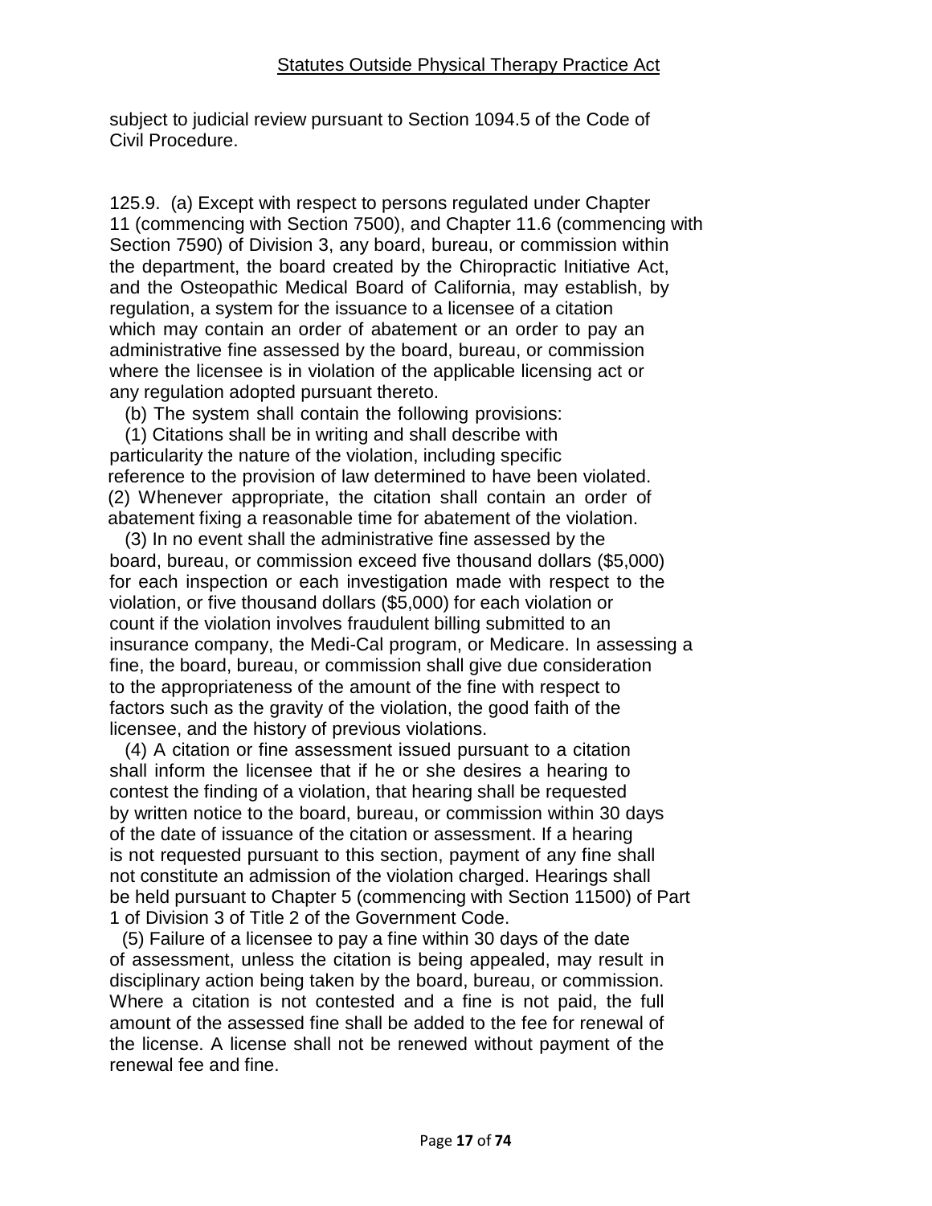subject to judicial review pursuant to Section 1094.5 of the Code of Civil Procedure.

125.9. (a) Except with respect to persons regulated under Chapter 11 (commencing with Section 7500), and Chapter 11.6 (commencing with Section 7590) of Division 3, any board, bureau, or commission within the department, the board created by the Chiropractic Initiative Act, and the Osteopathic Medical Board of California, may establish, by regulation, a system for the issuance to a licensee of a citation which may contain an order of abatement or an order to pay an administrative fine assessed by the board, bureau, or commission where the licensee is in violation of the applicable licensing act or any regulation adopted pursuant thereto.

(b) The system shall contain the following provisions:

(1) Citations shall be in writing and shall describe with particularity the nature of the violation, including specific reference to the provision of law determined to have been violated.

(2) Whenever appropriate, the citation shall contain an order of abatement fixing a reasonable time for abatement of the violation.

(3) In no event shall the administrative fine assessed by the board, bureau, or commission exceed five thousand dollars ($5,000) for each inspection or each investigation made with respect to the violation, or five thousand dollars ($5,000) for each violation or count if the violation involves fraudulent billing submitted to an insurance company, the Medi-Cal program, or Medicare. In assessing a fine, the board, bureau, or commission shall give due consideration to the appropriateness of the amount of the fine with respect to factors such as the gravity of the violation, the good faith of the licensee, and the history of previous violations.

(4) A citation or fine assessment issued pursuant to a citation shall inform the licensee that if he or she desires a hearing to contest the finding of a violation, that hearing shall be requested by written notice to the board, bureau, or commission within 30 days of the date of issuance of the citation or assessment. If a hearing is not requested pursuant to this section, payment of any fine shall not constitute an admission of the violation charged. Hearings shall be held pursuant to Chapter 5 (commencing with Section 11500) of Part 1 of Division 3 of Title 2 of the Government Code.

(5) Failure of a licensee to pay a fine within 30 days of the date of assessment, unless the citation is being appealed, may result in disciplinary action being taken by the board, bureau, or commission. Where a citation is not contested and a fine is not paid, the full amount of the assessed fine shall be added to the fee for renewal of the license. A license shall not be renewed without payment of the renewal fee and fine.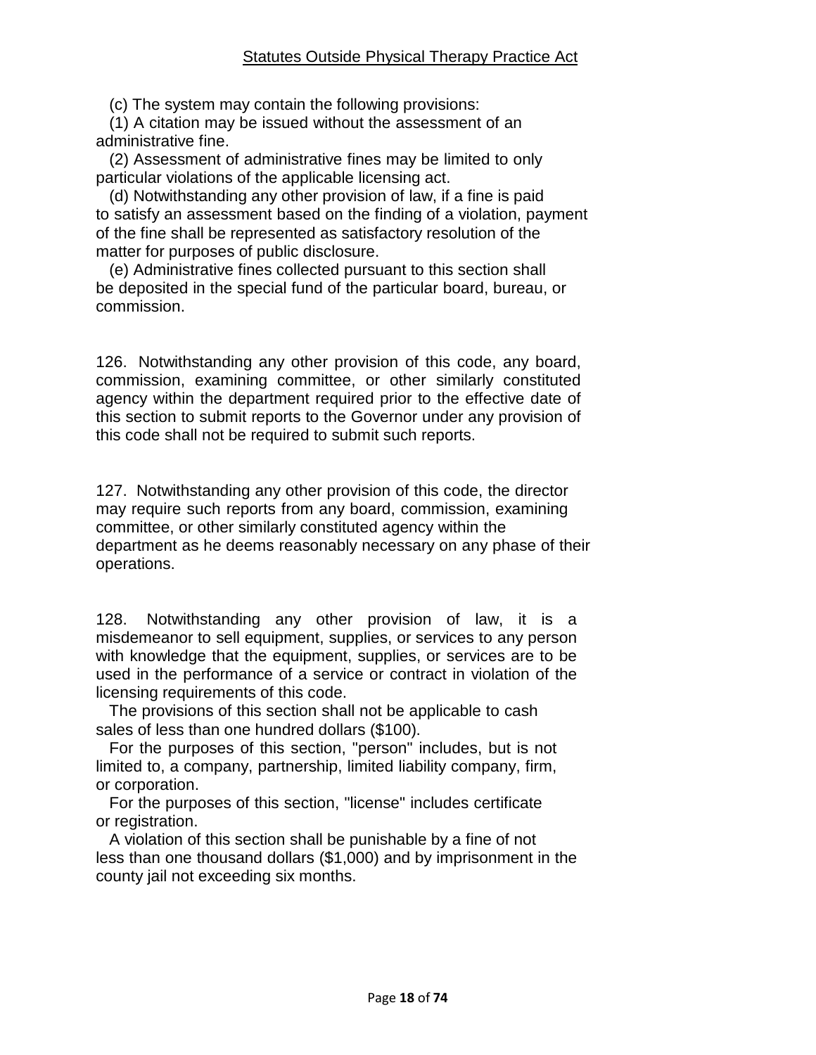(c) The system may contain the following provisions:

(1) A citation may be issued without the assessment of an administrative fine.

(2) Assessment of administrative fines may be limited to only particular violations of the applicable licensing act.

(d) Notwithstanding any other provision of law, if a fine is paid to satisfy an assessment based on the finding of a violation, payment of the fine shall be represented as satisfactory resolution of the matter for purposes of public disclosure.

(e) Administrative fines collected pursuant to this section shall be deposited in the special fund of the particular board, bureau, or commission.

126. Notwithstanding any other provision of this code, any board, commission, examining committee, or other similarly constituted agency within the department required prior to the effective date of this section to submit reports to the Governor under any provision of this code shall not be required to submit such reports.

127. Notwithstanding any other provision of this code, the director may require such reports from any board, commission, examining committee, or other similarly constituted agency within the department as he deems reasonably necessary on any phase of their operations.

128. Notwithstanding any other provision of law, it is a misdemeanor to sell equipment, supplies, or services to any person with knowledge that the equipment, supplies, or services are to be used in the performance of a service or contract in violation of the licensing requirements of this code.

The provisions of this section shall not be applicable to cash sales of less than one hundred dollars ($100).

For the purposes of this section, "person" includes, but is not limited to, a company, partnership, limited liability company, firm, or corporation.

For the purposes of this section, "license" includes certificate or registration.

A violation of this section shall be punishable by a fine of not less than one thousand dollars ($1,000) and by imprisonment in the county jail not exceeding six months.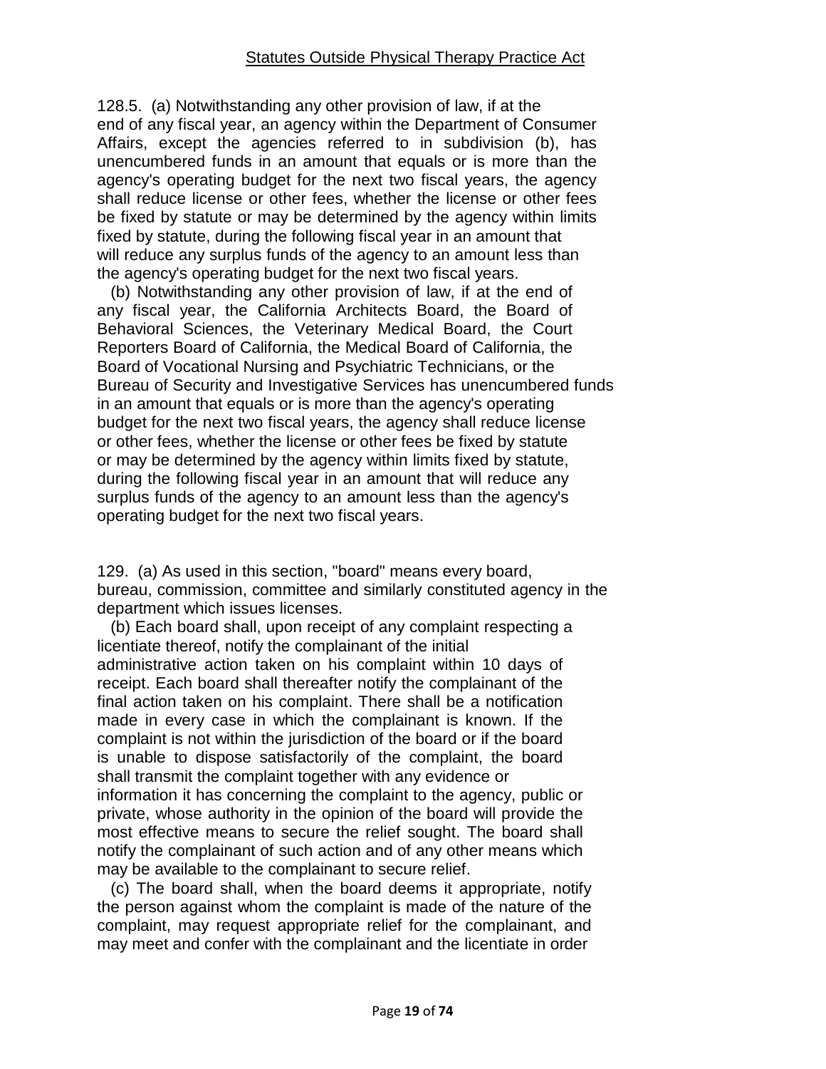128.5. (a) Notwithstanding any other provision of law, if at the end of any fiscal year, an agency within the Department of Consumer Affairs, except the agencies referred to in subdivision (b), has unencumbered funds in an amount that equals or is more than the agency's operating budget for the next two fiscal years, the agency shall reduce license or other fees, whether the license or other fees be fixed by statute or may be determined by the agency within limits fixed by statute, during the following fiscal year in an amount that will reduce any surplus funds of the agency to an amount less than the agency's operating budget for the next two fiscal years.

(b) Notwithstanding any other provision of law, if at the end of any fiscal year, the California Architects Board, the Board of Behavioral Sciences, the Veterinary Medical Board, the Court Reporters Board of California, the Medical Board of California, the Board of Vocational Nursing and Psychiatric Technicians, or the Bureau of Security and Investigative Services has unencumbered funds in an amount that equals or is more than the agency's operating budget for the next two fiscal years, the agency shall reduce license or other fees, whether the license or other fees be fixed by statute or may be determined by the agency within limits fixed by statute, during the following fiscal year in an amount that will reduce any surplus funds of the agency to an amount less than the agency's operating budget for the next two fiscal years.

129. (a) As used in this section, "board" means every board, bureau, commission, committee and similarly constituted agency in the department which issues licenses.

(b) Each board shall, upon receipt of any complaint respecting a licentiate thereof, notify the complainant of the initial administrative action taken on his complaint within 10 days of receipt. Each board shall thereafter notify the complainant of the final action taken on his complaint. There shall be a notification made in every case in which the complainant is known. If the complaint is not within the jurisdiction of the board or if the board is unable to dispose satisfactorily of the complaint, the board shall transmit the complaint together with any evidence or information it has concerning the complaint to the agency, public or private, whose authority in the opinion of the board will provide the most effective means to secure the relief sought. The board shall notify the complainant of such action and of any other means which may be available to the complainant to secure relief.

(c) The board shall, when the board deems it appropriate, notify the person against whom the complaint is made of the nature of the complaint, may request appropriate relief for the complainant, and may meet and confer with the complainant and the licentiate in order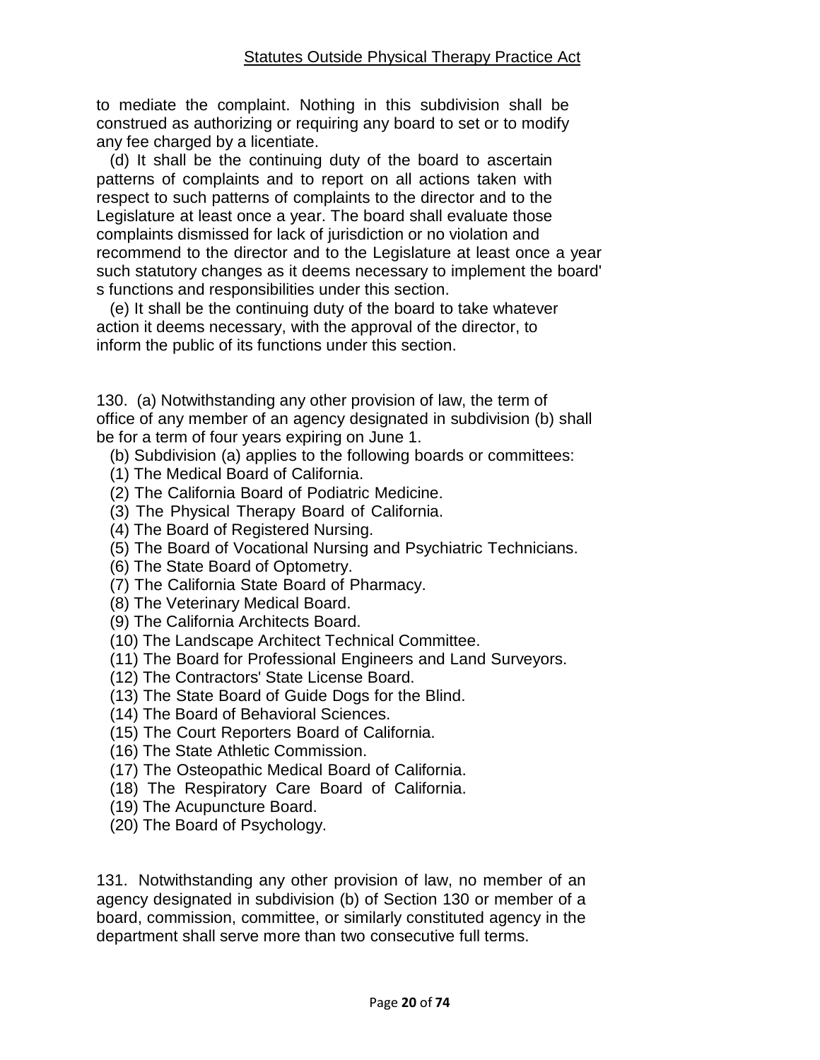to mediate the complaint. Nothing in this subdivision shall be construed as authorizing or requiring any board to set or to modify any fee charged by a licentiate.

(d) It shall be the continuing duty of the board to ascertain patterns of complaints and to report on all actions taken with respect to such patterns of complaints to the director and to the Legislature at least once a year. The board shall evaluate those complaints dismissed for lack of jurisdiction or no violation and recommend to the director and to the Legislature at least once a year such statutory changes as it deems necessary to implement the board's functions and responsibilities under this section.

(e) It shall be the continuing duty of the board to take whatever action it deems necessary, with the approval of the director, to inform the public of its functions under this section.

130. (a) Notwithstanding any other provision of law, the term of office of any member of an agency designated in subdivision (b) shall be for a term of four years expiring on June 1.

(b) Subdivision (a) applies to the following boards or committees:

(1) The Medical Board of California.
(2) The California Board of Podiatric Medicine.
(3) The Physical Therapy Board of California.
(4) The Board of Registered Nursing.
(5) The Board of Vocational Nursing and Psychiatric Technicians.
(6) The State Board of Optometry.
(7) The California State Board of Pharmacy.
(8) The Veterinary Medical Board.
(9) The California Architects Board.
(10) The Landscape Architect Technical Committee.
(11) The Board for Professional Engineers and Land Surveyors.
(12) The Contractors' State License Board.
(13) The State Board of Guide Dogs for the Blind.
(14) The Board of Behavioral Sciences.
(15) The Court Reporters Board of California.
(16) The State Athletic Commission.
(17) The Osteopathic Medical Board of California.
(18) The Respiratory Care Board of California.
(19) The Acupuncture Board.
(20) The Board of Psychology.

131. Notwithstanding any other provision of law, no member of an agency designated in subdivision (b) of Section 130 or member of a board, commission, committee, or similarly constituted agency in the department shall serve more than two consecutive full terms.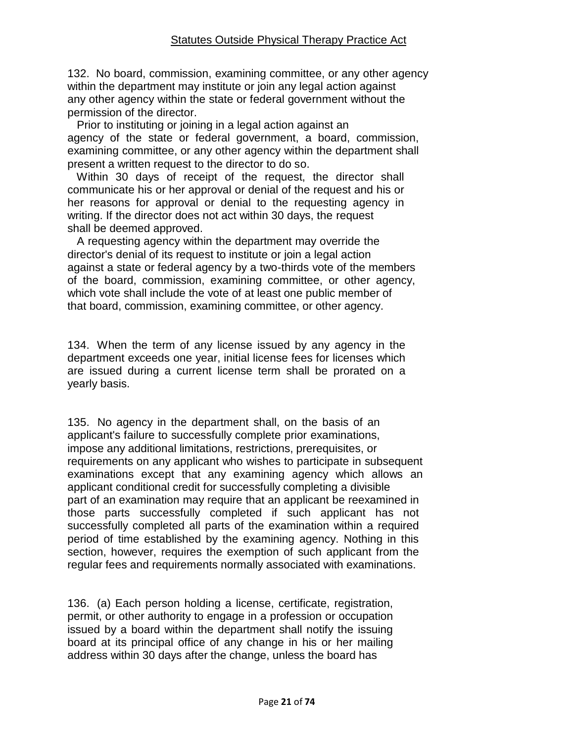132. No board, commission, examining committee, or any other agency within the department may institute or join any legal action against any other agency within the state or federal government without the permission of the director.

Prior to instituting or joining in a legal action against an agency of the state or federal government, a board, commission, examining committee, or any other agency within the department shall present a written request to the director to do so.

Within 30 days of receipt of the request, the director shall communicate his or her approval or denial of the request and his or her reasons for approval or denial to the requesting agency in writing. If the director does not act within 30 days, the request shall be deemed approved.

A requesting agency within the department may override the director's denial of its request to institute or join a legal action against a state or federal agency by a two-thirds vote of the members of the board, commission, examining committee, or other agency, which vote shall include the vote of at least one public member of that board, commission, examining committee, or other agency.

134. When the term of any license issued by any agency in the department exceeds one year, initial license fees for licenses which are issued during a current license term shall be prorated on a yearly basis.

135. No agency in the department shall, on the basis of an applicant's failure to successfully complete prior examinations, impose any additional limitations, restrictions, prerequisites, or requirements on any applicant who wishes to participate in subsequent examinations except that any examining agency which allows an applicant conditional credit for successfully completing a divisible part of an examination may require that an applicant be reexamined in those parts successfully completed if such applicant has not successfully completed all parts of the examination within a required period of time established by the examining agency. Nothing in this section, however, requires the exemption of such applicant from the regular fees and requirements normally associated with examinations.

136. (a) Each person holding a license, certificate, registration, permit, or other authority to engage in a profession or occupation issued by a board within the department shall notify the issuing board at its principal office of any change in his or her mailing address within 30 days after the change, unless the board has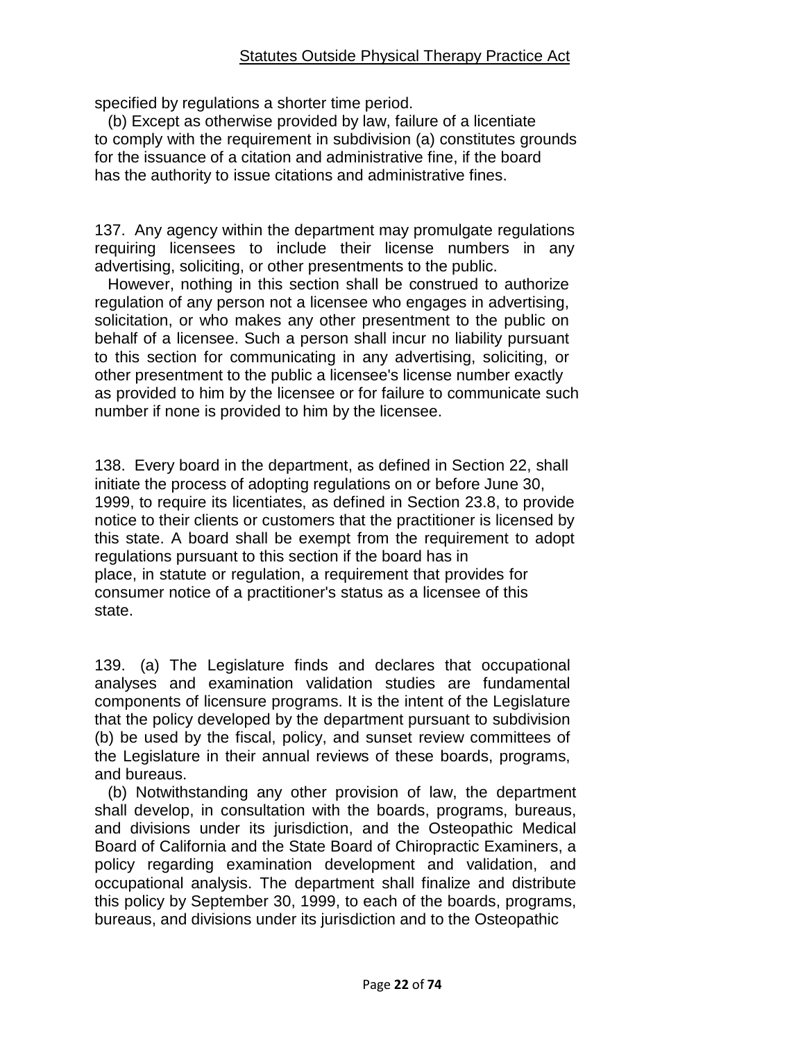specified by regulations a shorter time period.

(b) Except as otherwise provided by law, failure of a licentiate to comply with the requirement in subdivision (a) constitutes grounds for the issuance of a citation and administrative fine, if the board has the authority to issue citations and administrative fines.

137. Any agency within the department may promulgate regulations requiring licensees to include their license numbers in any advertising, soliciting, or other presentments to the public.

However, nothing in this section shall be construed to authorize regulation of any person not a licensee who engages in advertising, solicitation, or who makes any other presentment to the public on behalf of a licensee. Such a person shall incur no liability pursuant to this section for communicating in any advertising, soliciting, or other presentment to the public a licensee's license number exactly as provided to him by the licensee or for failure to communicate such number if none is provided to him by the licensee.

138. Every board in the department, as defined in Section 22, shall initiate the process of adopting regulations on or before June 30, 1999, to require its licentiates, as defined in Section 23.8, to provide notice to their clients or customers that the practitioner is licensed by this state. A board shall be exempt from the requirement to adopt regulations pursuant to this section if the board has in place, in statute or regulation, a requirement that provides for consumer notice of a practitioner's status as a licensee of this state.

139. (a) The Legislature finds and declares that occupational analyses and examination validation studies are fundamental components of licensure programs. It is the intent of the Legislature that the policy developed by the department pursuant to subdivision (b) be used by the fiscal, policy, and sunset review committees of the Legislature in their annual reviews of these boards, programs, and bureaus.

(b) Notwithstanding any other provision of law, the department shall develop, in consultation with the boards, programs, bureaus, and divisions under its jurisdiction, and the Osteopathic Medical Board of California and the State Board of Chiropractic Examiners, a policy regarding examination development and validation, and occupational analysis. The department shall finalize and distribute this policy by September 30, 1999, to each of the boards, programs, bureaus, and divisions under its jurisdiction and to the Osteopathic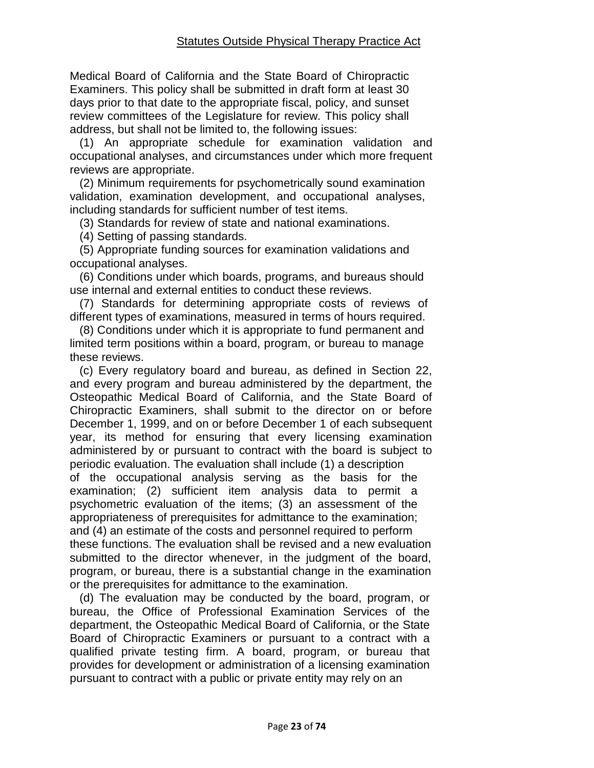Medical Board of California and the State Board of Chiropractic Examiners. This policy shall be submitted in draft form at least 30 days prior to that date to the appropriate fiscal, policy, and sunset review committees of the Legislature for review. This policy shall address, but shall not be limited to, the following issues:

(1) An appropriate schedule for examination validation and occupational analyses, and circumstances under which more frequent reviews are appropriate.

(2) Minimum requirements for psychometrically sound examination validation, examination development, and occupational analyses, including standards for sufficient number of test items.

(3) Standards for review of state and national examinations.

(4) Setting of passing standards.

(5) Appropriate funding sources for examination validations and occupational analyses.

(6) Conditions under which boards, programs, and bureaus should use internal and external entities to conduct these reviews.

(7) Standards for determining appropriate costs of reviews of different types of examinations, measured in terms of hours required.

(8) Conditions under which it is appropriate to fund permanent and limited term positions within a board, program, or bureau to manage these reviews.

(c) Every regulatory board and bureau, as defined in Section 22, and every program and bureau administered by the department, the Osteopathic Medical Board of California, and the State Board of Chiropractic Examiners, shall submit to the director on or before December 1, 1999, and on or before December 1 of each subsequent year, its method for ensuring that every licensing examination administered by or pursuant to contract with the board is subject to periodic evaluation. The evaluation shall include (1) a description of the occupational analysis serving as the basis for the examination; (2) sufficient item analysis data to permit a psychometric evaluation of the items; (3) an assessment of the appropriateness of prerequisites for admittance to the examination; and (4) an estimate of the costs and personnel required to perform these functions. The evaluation shall be revised and a new evaluation submitted to the director whenever, in the judgment of the board, program, or bureau, there is a substantial change in the examination or the prerequisites for admittance to the examination.

(d) The evaluation may be conducted by the board, program, or bureau, the Office of Professional Examination Services of the department, the Osteopathic Medical Board of California, or the State Board of Chiropractic Examiners or pursuant to a contract with a qualified private testing firm. A board, program, or bureau that provides for development or administration of a licensing examination pursuant to contract with a public or private entity may rely on an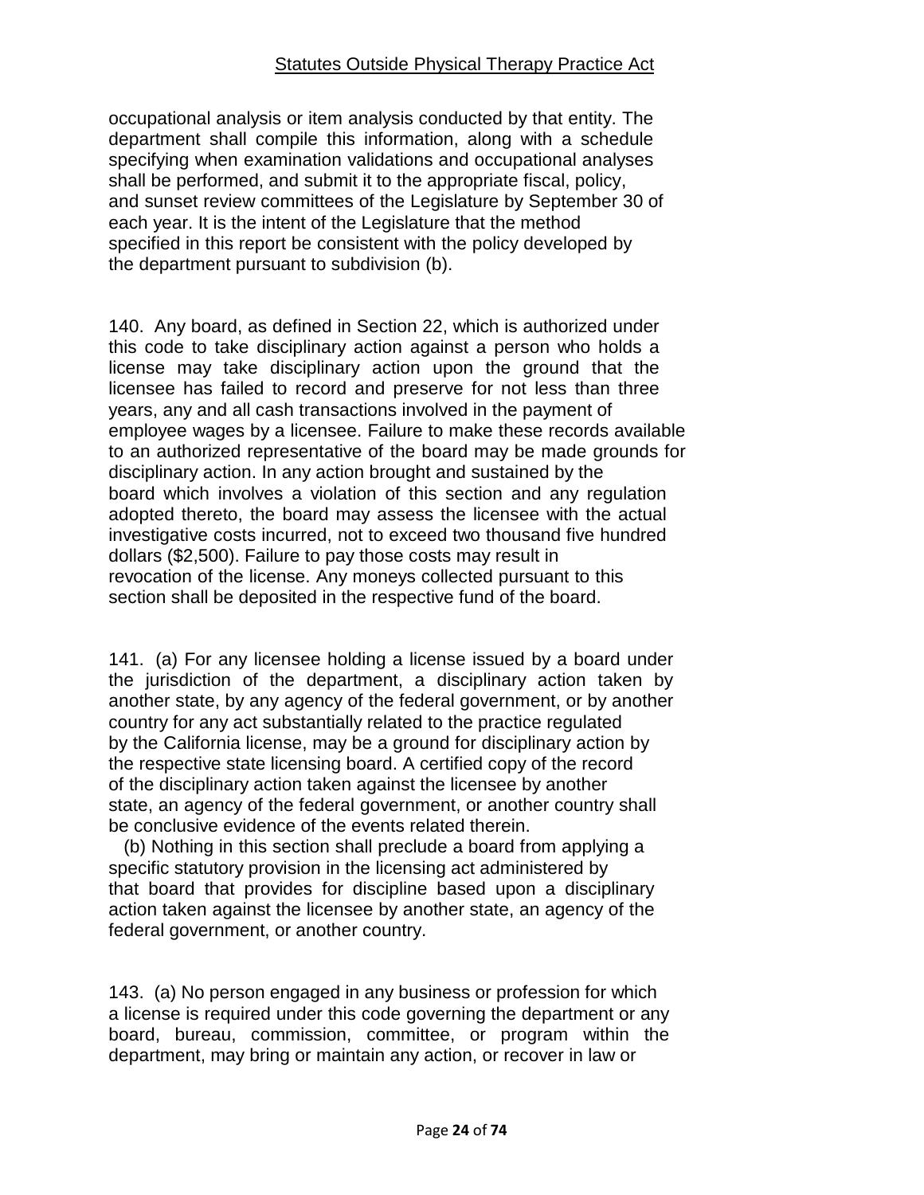occupational analysis or item analysis conducted by that entity. The department shall compile this information, along with a schedule specifying when examination validations and occupational analyses shall be performed, and submit it to the appropriate fiscal, policy, and sunset review committees of the Legislature by September 30 of each year. It is the intent of the Legislature that the method specified in this report be consistent with the policy developed by the department pursuant to subdivision (b).

140. Any board, as defined in Section 22, which is authorized under this code to take disciplinary action against a person who holds a license may take disciplinary action upon the ground that the licensee has failed to record and preserve for not less than three years, any and all cash transactions involved in the payment of employee wages by a licensee. Failure to make these records available to an authorized representative of the board may be made grounds for disciplinary action. In any action brought and sustained by the board which involves a violation of this section and any regulation adopted thereto, the board may assess the licensee with the actual investigative costs incurred, not to exceed two thousand five hundred dollars ($2,500). Failure to pay those costs may result in revocation of the license. Any moneys collected pursuant to this section shall be deposited in the respective fund of the board.

141. (a) For any licensee holding a license issued by a board under the jurisdiction of the department, a disciplinary action taken by another state, by any agency of the federal government, or by another country for any act substantially related to the practice regulated by the California license, may be a ground for disciplinary action by the respective state licensing board. A certified copy of the record of the disciplinary action taken against the licensee by another state, an agency of the federal government, or another country shall be conclusive evidence of the events related therein.

(b) Nothing in this section shall preclude a board from applying a specific statutory provision in the licensing act administered by that board that provides for discipline based upon a disciplinary action taken against the licensee by another state, an agency of the federal government, or another country.

143. (a) No person engaged in any business or profession for which a license is required under this code governing the department or any board, bureau, commission, committee, or program within the department, may bring or maintain any action, or recover in law or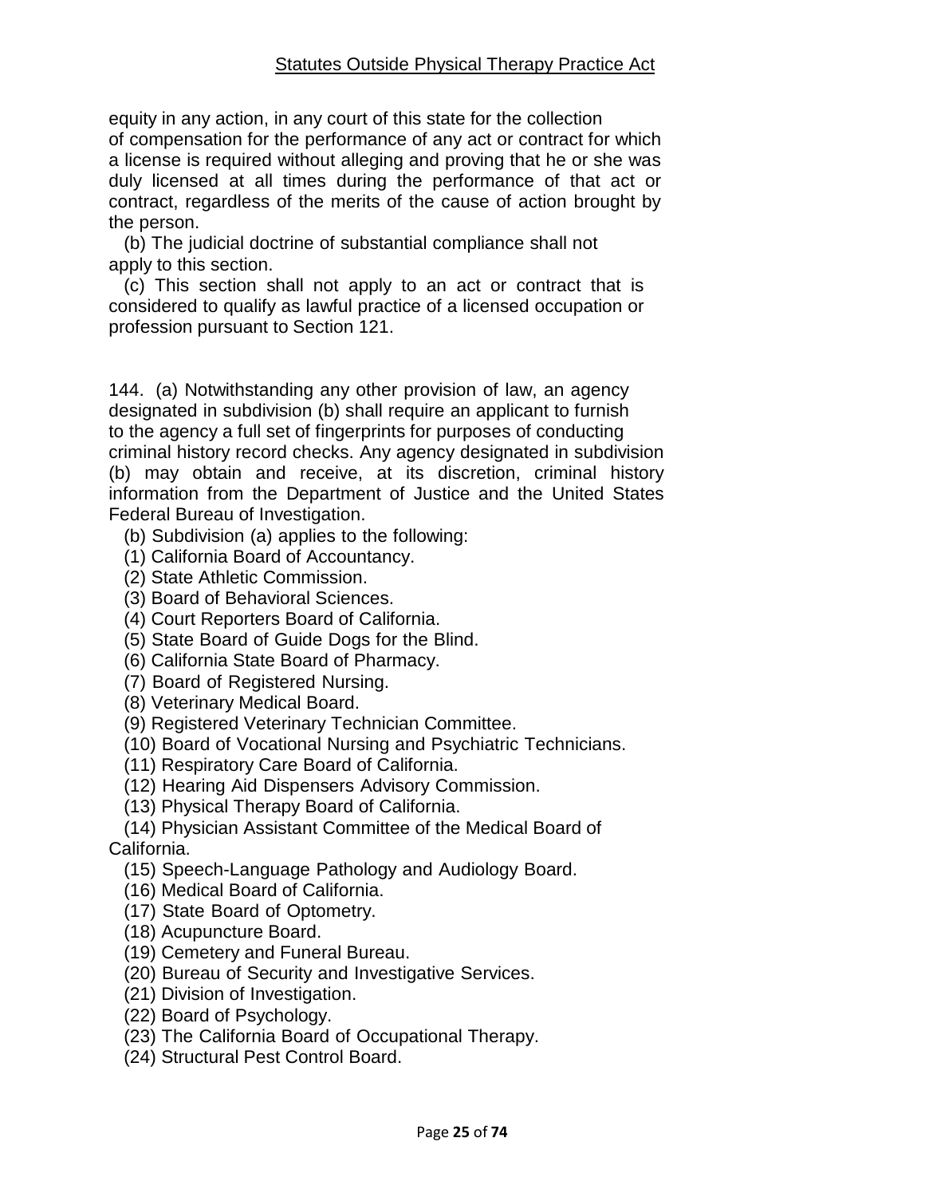equity in any action, in any court of this state for the collection of compensation for the performance of any act or contract for which a license is required without alleging and proving that he or she was duly licensed at all times during the performance of that act or contract, regardless of the merits of the cause of action brought by the person.

(b) The judicial doctrine of substantial compliance shall not apply to this section.

(c) This section shall not apply to an act or contract that is considered to qualify as lawful practice of a licensed occupation or profession pursuant to Section 121.

144. (a) Notwithstanding any other provision of law, an agency designated in subdivision (b) shall require an applicant to furnish to the agency a full set of fingerprints for purposes of conducting criminal history record checks. Any agency designated in subdivision (b) may obtain and receive, at its discretion, criminal history information from the Department of Justice and the United States Federal Bureau of Investigation.

(b) Subdivision (a) applies to the following:

(1) California Board of Accountancy.

(2) State Athletic Commission.

(3) Board of Behavioral Sciences.

(4) Court Reporters Board of California.

(5) State Board of Guide Dogs for the Blind.

(6) California State Board of Pharmacy.

(7) Board of Registered Nursing.

(8) Veterinary Medical Board.

(9) Registered Veterinary Technician Committee.

(10) Board of Vocational Nursing and Psychiatric Technicians.

(11) Respiratory Care Board of California.

(12) Hearing Aid Dispensers Advisory Commission.

(13) Physical Therapy Board of California.

(14) Physician Assistant Committee of the Medical Board of California.

(15) Speech-Language Pathology and Audiology Board.

(16) Medical Board of California.

(17) State Board of Optometry.

(18) Acupuncture Board.

(19) Cemetery and Funeral Bureau.

(20) Bureau of Security and Investigative Services.

(21) Division of Investigation.

(22) Board of Psychology.

(23) The California Board of Occupational Therapy.

(24) Structural Pest Control Board.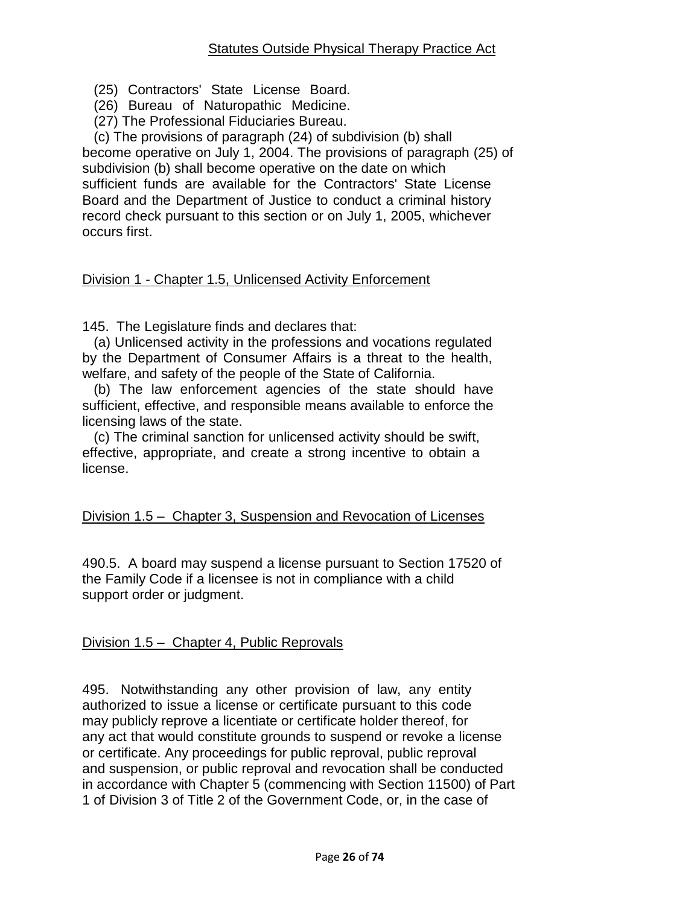(25) Contractors' State License Board.

(26) Bureau of Naturopathic Medicine.

(27) The Professional Fiduciaries Bureau.

(c) The provisions of paragraph (24) of subdivision (b) shall become operative on July 1, 2004. The provisions of paragraph (25) of subdivision (b) shall become operative on the date on which sufficient funds are available for the Contractors' State License Board and the Department of Justice to conduct a criminal history record check pursuant to this section or on July 1, 2005, whichever occurs first.

## Division 1 - Chapter 1.5, Unlicensed Activity Enforcement

145. The Legislature finds and declares that:

(a) Unlicensed activity in the professions and vocations regulated by the Department of Consumer Affairs is a threat to the health, welfare, and safety of the people of the State of California.

(b) The law enforcement agencies of the state should have sufficient, effective, and responsible means available to enforce the licensing laws of the state.

(c) The criminal sanction for unlicensed activity should be swift, effective, appropriate, and create a strong incentive to obtain a license.

## Division 1.5 – Chapter 3, Suspension and Revocation of Licenses

490.5. A board may suspend a license pursuant to Section 17520 of the Family Code if a licensee is not in compliance with a child support order or judgment.

## Division 1.5 – Chapter 4, Public Reprovals

495. Notwithstanding any other provision of law, any entity authorized to issue a license or certificate pursuant to this code may publicly reprove a licentiate or certificate holder thereof, for any act that would constitute grounds to suspend or revoke a license or certificate. Any proceedings for public reproval, public reproval and suspension, or public reproval and revocation shall be conducted in accordance with Chapter 5 (commencing with Section 11500) of Part 1 of Division 3 of Title 2 of the Government Code, or, in the case of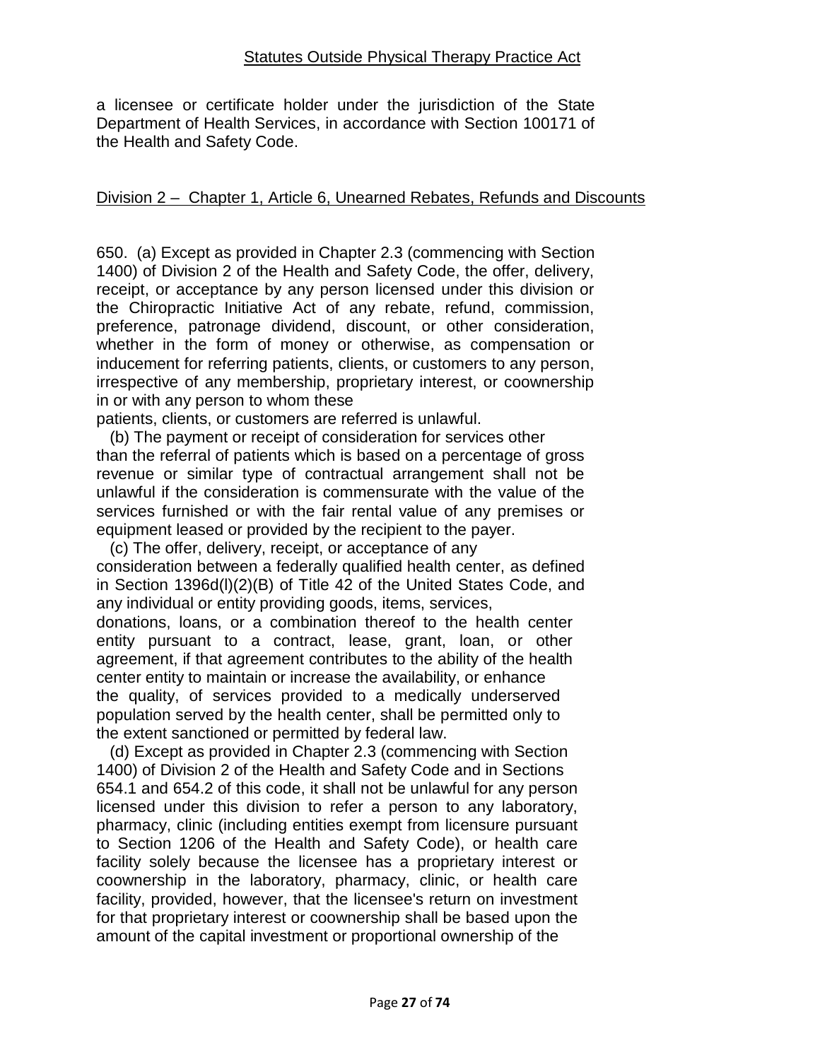a licensee or certificate holder under the jurisdiction of the State Department of Health Services, in accordance with Section 100171 of the Health and Safety Code.

## Division 2 – Chapter 1, Article 6, Unearned Rebates, Refunds and Discounts

650. (a) Except as provided in Chapter 2.3 (commencing with Section 1400) of Division 2 of the Health and Safety Code, the offer, delivery, receipt, or acceptance by any person licensed under this division or the Chiropractic Initiative Act of any rebate, refund, commission, preference, patronage dividend, discount, or other consideration, whether in the form of money or otherwise, as compensation or inducement for referring patients, clients, or customers to any person, irrespective of any membership, proprietary interest, or coownership in or with any person to whom these patients, clients, or customers are referred is unlawful.

(b) The payment or receipt of consideration for services other than the referral of patients which is based on a percentage of gross revenue or similar type of contractual arrangement shall not be unlawful if the consideration is commensurate with the value of the services furnished or with the fair rental value of any premises or equipment leased or provided by the recipient to the payer.

(c) The offer, delivery, receipt, or acceptance of any consideration between a federally qualified health center, as defined in Section 1396d(l)(2)(B) of Title 42 of the United States Code, and any individual or entity providing goods, items, services, donations, loans, or a combination thereof to the health center entity pursuant to a contract, lease, grant, loan, or other agreement, if that agreement contributes to the ability of the health center entity to maintain or increase the availability, or enhance the quality, of services provided to a medically underserved population served by the health center, shall be permitted only to the extent sanctioned or permitted by federal law.

(d) Except as provided in Chapter 2.3 (commencing with Section 1400) of Division 2 of the Health and Safety Code and in Sections 654.1 and 654.2 of this code, it shall not be unlawful for any person licensed under this division to refer a person to any laboratory, pharmacy, clinic (including entities exempt from licensure pursuant to Section 1206 of the Health and Safety Code), or health care facility solely because the licensee has a proprietary interest or coownership in the laboratory, pharmacy, clinic, or health care facility, provided, however, that the licensee's return on investment for that proprietary interest or coownership shall be based upon the amount of the capital investment or proportional ownership of the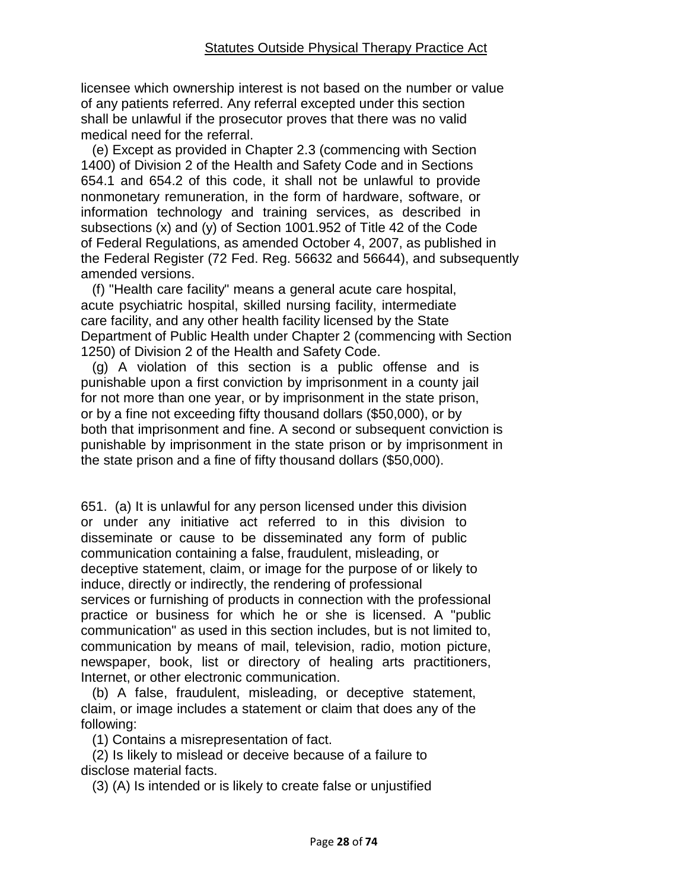licensee which ownership interest is not based on the number or value of any patients referred. Any referral excepted under this section shall be unlawful if the prosecutor proves that there was no valid medical need for the referral.

(e) Except as provided in Chapter 2.3 (commencing with Section 1400) of Division 2 of the Health and Safety Code and in Sections 654.1 and 654.2 of this code, it shall not be unlawful to provide nonmonetary remuneration, in the form of hardware, software, or information technology and training services, as described in subsections (x) and (y) of Section 1001.952 of Title 42 of the Code of Federal Regulations, as amended October 4, 2007, as published in the Federal Register (72 Fed. Reg. 56632 and 56644), and subsequently amended versions.

(f) "Health care facility" means a general acute care hospital, acute psychiatric hospital, skilled nursing facility, intermediate care facility, and any other health facility licensed by the State Department of Public Health under Chapter 2 (commencing with Section 1250) of Division 2 of the Health and Safety Code.

(g) A violation of this section is a public offense and is punishable upon a first conviction by imprisonment in a county jail for not more than one year, or by imprisonment in the state prison, or by a fine not exceeding fifty thousand dollars ($50,000), or by both that imprisonment and fine. A second or subsequent conviction is punishable by imprisonment in the state prison or by imprisonment in the state prison and a fine of fifty thousand dollars ($50,000).

651. (a) It is unlawful for any person licensed under this division or under any initiative act referred to in this division to disseminate or cause to be disseminated any form of public communication containing a false, fraudulent, misleading, or deceptive statement, claim, or image for the purpose of or likely to induce, directly or indirectly, the rendering of professional services or furnishing of products in connection with the professional practice or business for which he or she is licensed. A "public communication" as used in this section includes, but is not limited to, communication by means of mail, television, radio, motion picture, newspaper, book, list or directory of healing arts practitioners, Internet, or other electronic communication.

(b) A false, fraudulent, misleading, or deceptive statement, claim, or image includes a statement or claim that does any of the following:

(1) Contains a misrepresentation of fact.

(2) Is likely to mislead or deceive because of a failure to disclose material facts.

(3) (A) Is intended or is likely to create false or unjustified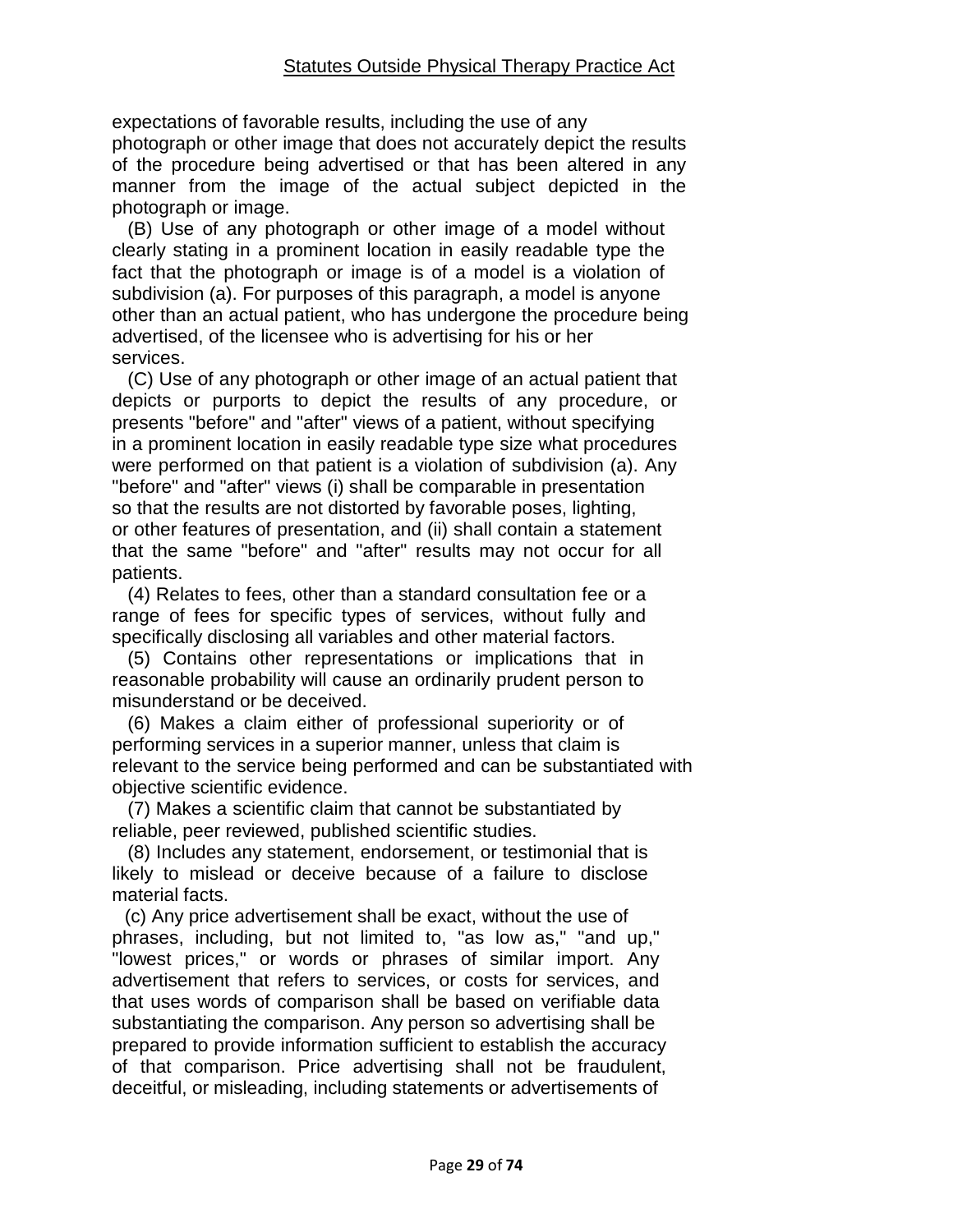expectations of favorable results, including the use of any photograph or other image that does not accurately depict the results of the procedure being advertised or that has been altered in any manner from the image of the actual subject depicted in the photograph or image.

(B) Use of any photograph or other image of a model without clearly stating in a prominent location in easily readable type the fact that the photograph or image is of a model is a violation of subdivision (a). For purposes of this paragraph, a model is anyone other than an actual patient, who has undergone the procedure being advertised, of the licensee who is advertising for his or her services.

(C) Use of any photograph or other image of an actual patient that depicts or purports to depict the results of any procedure, or presents "before" and "after" views of a patient, without specifying in a prominent location in easily readable type size what procedures were performed on that patient is a violation of subdivision (a). Any "before" and "after" views (i) shall be comparable in presentation so that the results are not distorted by favorable poses, lighting, or other features of presentation, and (ii) shall contain a statement that the same "before" and "after" results may not occur for all patients.

(4) Relates to fees, other than a standard consultation fee or a range of fees for specific types of services, without fully and specifically disclosing all variables and other material factors.

(5) Contains other representations or implications that in reasonable probability will cause an ordinarily prudent person to misunderstand or be deceived.

(6) Makes a claim either of professional superiority or of performing services in a superior manner, unless that claim is relevant to the service being performed and can be substantiated with objective scientific evidence.

(7) Makes a scientific claim that cannot be substantiated by reliable, peer reviewed, published scientific studies.

(8) Includes any statement, endorsement, or testimonial that is likely to mislead or deceive because of a failure to disclose material facts.

(c) Any price advertisement shall be exact, without the use of phrases, including, but not limited to, "as low as," "and up," "lowest prices," or words or phrases of similar import. Any advertisement that refers to services, or costs for services, and that uses words of comparison shall be based on verifiable data substantiating the comparison. Any person so advertising shall be prepared to provide information sufficient to establish the accuracy of that comparison. Price advertising shall not be fraudulent, deceitful, or misleading, including statements or advertisements of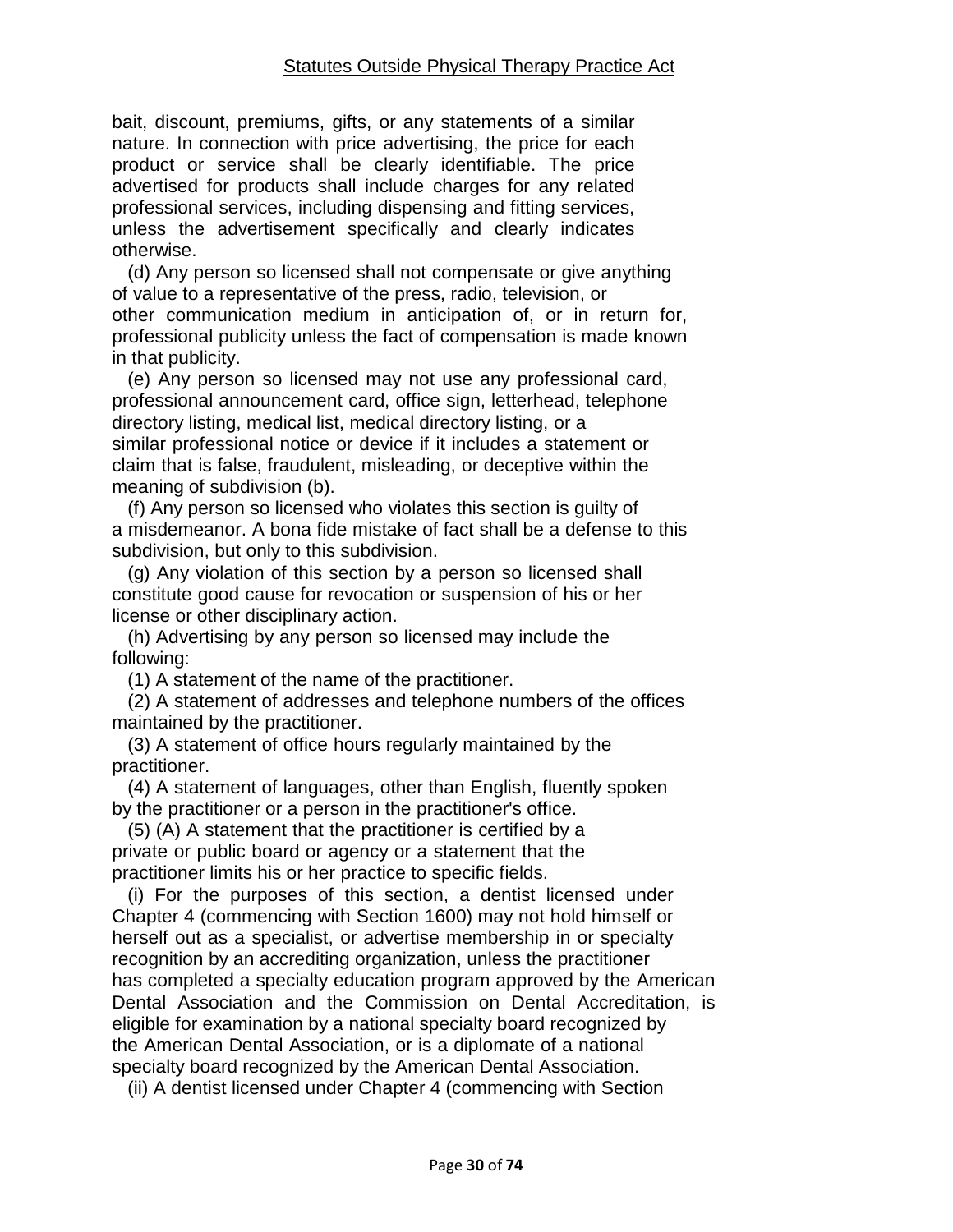bait, discount, premiums, gifts, or any statements of a similar nature. In connection with price advertising, the price for each product or service shall be clearly identifiable. The price advertised for products shall include charges for any related professional services, including dispensing and fitting services, unless the advertisement specifically and clearly indicates otherwise.

(d) Any person so licensed shall not compensate or give anything of value to a representative of the press, radio, television, or other communication medium in anticipation of, or in return for, professional publicity unless the fact of compensation is made known in that publicity.

(e) Any person so licensed may not use any professional card, professional announcement card, office sign, letterhead, telephone directory listing, medical list, medical directory listing, or a similar professional notice or device if it includes a statement or claim that is false, fraudulent, misleading, or deceptive within the meaning of subdivision (b).

(f) Any person so licensed who violates this section is guilty of a misdemeanor. A bona fide mistake of fact shall be a defense to this subdivision, but only to this subdivision.

(g) Any violation of this section by a person so licensed shall constitute good cause for revocation or suspension of his or her license or other disciplinary action.

(h) Advertising by any person so licensed may include the following:

(1) A statement of the name of the practitioner.

(2) A statement of addresses and telephone numbers of the offices maintained by the practitioner.

(3) A statement of office hours regularly maintained by the practitioner.

(4) A statement of languages, other than English, fluently spoken by the practitioner or a person in the practitioner's office.

(5) (A) A statement that the practitioner is certified by a private or public board or agency or a statement that the practitioner limits his or her practice to specific fields.

(i) For the purposes of this section, a dentist licensed under Chapter 4 (commencing with Section 1600) may not hold himself or herself out as a specialist, or advertise membership in or specialty recognition by an accrediting organization, unless the practitioner has completed a specialty education program approved by the American Dental Association and the Commission on Dental Accreditation, is eligible for examination by a national specialty board recognized by the American Dental Association, or is a diplomate of a national specialty board recognized by the American Dental Association.

(ii) A dentist licensed under Chapter 4 (commencing with Section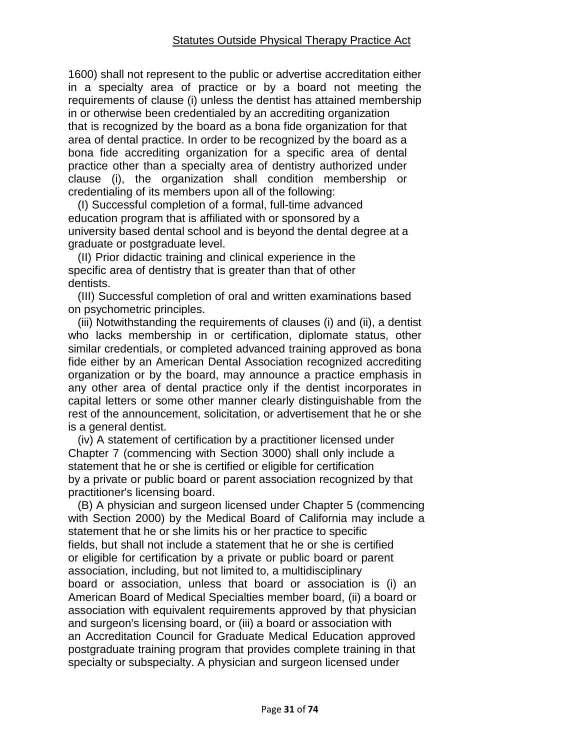1600) shall not represent to the public or advertise accreditation either in a specialty area of practice or by a board not meeting the requirements of clause (i) unless the dentist has attained membership in or otherwise been credentialed by an accrediting organization that is recognized by the board as a bona fide organization for that area of dental practice. In order to be recognized by the board as a bona fide accrediting organization for a specific area of dental practice other than a specialty area of dentistry authorized under clause (i), the organization shall condition membership or credentialing of its members upon all of the following:

(I) Successful completion of a formal, full-time advanced education program that is affiliated with or sponsored by a university based dental school and is beyond the dental degree at a graduate or postgraduate level.

(II) Prior didactic training and clinical experience in the specific area of dentistry that is greater than that of other dentists.

(III) Successful completion of oral and written examinations based on psychometric principles.

(iii) Notwithstanding the requirements of clauses (i) and (ii), a dentist who lacks membership in or certification, diplomate status, other similar credentials, or completed advanced training approved as bona fide either by an American Dental Association recognized accrediting organization or by the board, may announce a practice emphasis in any other area of dental practice only if the dentist incorporates in capital letters or some other manner clearly distinguishable from the rest of the announcement, solicitation, or advertisement that he or she is a general dentist.

(iv) A statement of certification by a practitioner licensed under Chapter 7 (commencing with Section 3000) shall only include a statement that he or she is certified or eligible for certification by a private or public board or parent association recognized by that practitioner's licensing board.

(B) A physician and surgeon licensed under Chapter 5 (commencing with Section 2000) by the Medical Board of California may include a statement that he or she limits his or her practice to specific fields, but shall not include a statement that he or she is certified or eligible for certification by a private or public board or parent association, including, but not limited to, a multidisciplinary board or association, unless that board or association is (i) an American Board of Medical Specialties member board, (ii) a board or association with equivalent requirements approved by that physician and surgeon's licensing board, or (iii) a board or association with an Accreditation Council for Graduate Medical Education approved postgraduate training program that provides complete training in that specialty or subspecialty. A physician and surgeon licensed under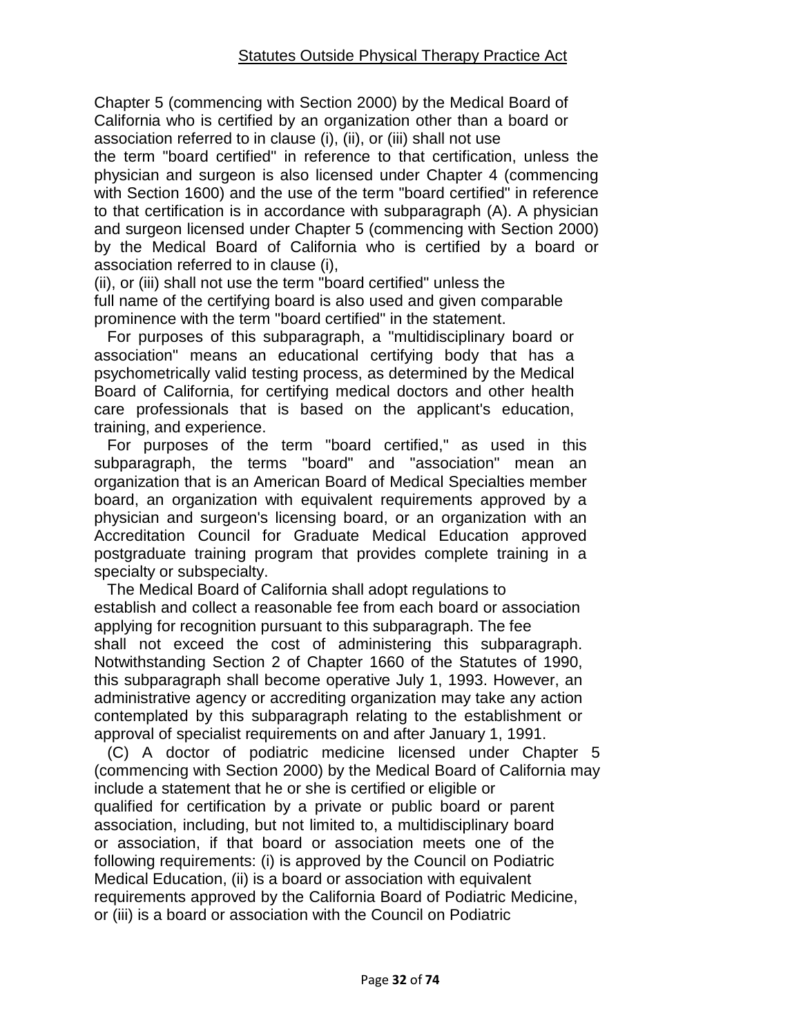Chapter 5 (commencing with Section 2000) by the Medical Board of California who is certified by an organization other than a board or association referred to in clause (i), (ii), or (iii) shall not use the term "board certified" in reference to that certification, unless the physician and surgeon is also licensed under Chapter 4 (commencing with Section 1600) and the use of the term "board certified" in reference to that certification is in accordance with subparagraph (A). A physician and surgeon licensed under Chapter 5 (commencing with Section 2000) by the Medical Board of California who is certified by a board or association referred to in clause (i), (ii), or (iii) shall not use the term "board certified" unless the full name of the certifying board is also used and given comparable prominence with the term "board certified" in the statement.

For purposes of this subparagraph, a "multidisciplinary board or association" means an educational certifying body that has a psychometrically valid testing process, as determined by the Medical Board of California, for certifying medical doctors and other health care professionals that is based on the applicant's education, training, and experience.

For purposes of the term "board certified," as used in this subparagraph, the terms "board" and "association" mean an organization that is an American Board of Medical Specialties member board, an organization with equivalent requirements approved by a physician and surgeon's licensing board, or an organization with an Accreditation Council for Graduate Medical Education approved postgraduate training program that provides complete training in a specialty or subspecialty.

The Medical Board of California shall adopt regulations to establish and collect a reasonable fee from each board or association applying for recognition pursuant to this subparagraph. The fee shall not exceed the cost of administering this subparagraph. Notwithstanding Section 2 of Chapter 1660 of the Statutes of 1990, this subparagraph shall become operative July 1, 1993. However, an administrative agency or accrediting organization may take any action contemplated by this subparagraph relating to the establishment or approval of specialist requirements on and after January 1, 1991.

(C) A doctor of podiatric medicine licensed under Chapter 5 (commencing with Section 2000) by the Medical Board of California may include a statement that he or she is certified or eligible or qualified for certification by a private or public board or parent association, including, but not limited to, a multidisciplinary board or association, if that board or association meets one of the following requirements: (i) is approved by the Council on Podiatric Medical Education, (ii) is a board or association with equivalent requirements approved by the California Board of Podiatric Medicine, or (iii) is a board or association with the Council on Podiatric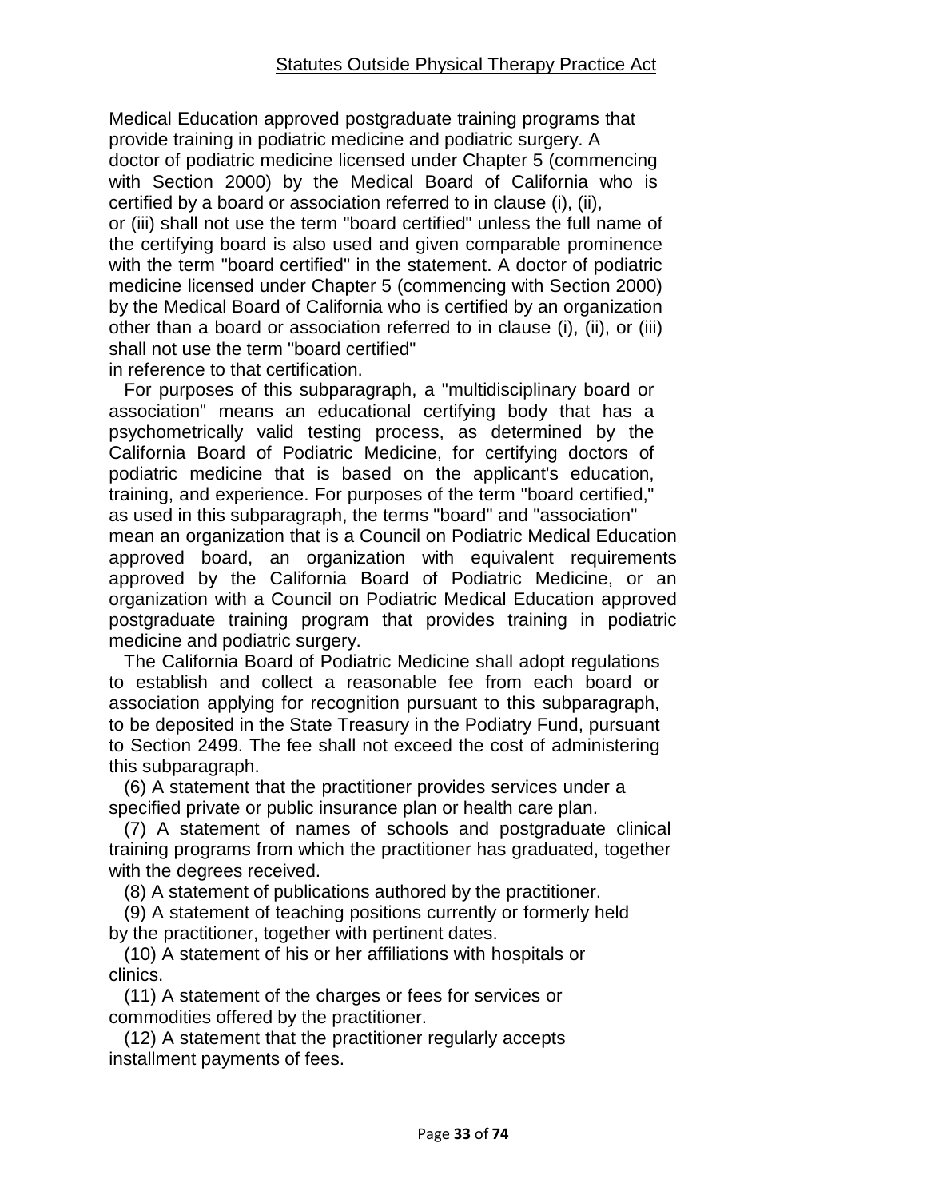Medical Education approved postgraduate training programs that provide training in podiatric medicine and podiatric surgery. A doctor of podiatric medicine licensed under Chapter 5 (commencing with Section 2000) by the Medical Board of California who is certified by a board or association referred to in clause (i), (ii), or (iii) shall not use the term "board certified" unless the full name of the certifying board is also used and given comparable prominence with the term "board certified" in the statement. A doctor of podiatric medicine licensed under Chapter 5 (commencing with Section 2000) by the Medical Board of California who is certified by an organization other than a board or association referred to in clause (i), (ii), or (iii) shall not use the term "board certified" in reference to that certification.

For purposes of this subparagraph, a "multidisciplinary board or association" means an educational certifying body that has a psychometrically valid testing process, as determined by the California Board of Podiatric Medicine, for certifying doctors of podiatric medicine that is based on the applicant's education, training, and experience. For purposes of the term "board certified," as used in this subparagraph, the terms "board" and "association" mean an organization that is a Council on Podiatric Medical Education approved board, an organization with equivalent requirements approved by the California Board of Podiatric Medicine, or an organization with a Council on Podiatric Medical Education approved postgraduate training program that provides training in podiatric medicine and podiatric surgery.

The California Board of Podiatric Medicine shall adopt regulations to establish and collect a reasonable fee from each board or association applying for recognition pursuant to this subparagraph, to be deposited in the State Treasury in the Podiatry Fund, pursuant to Section 2499. The fee shall not exceed the cost of administering this subparagraph.

(6) A statement that the practitioner provides services under a specified private or public insurance plan or health care plan.

(7) A statement of names of schools and postgraduate clinical training programs from which the practitioner has graduated, together with the degrees received.

(8) A statement of publications authored by the practitioner.

(9) A statement of teaching positions currently or formerly held by the practitioner, together with pertinent dates.

(10) A statement of his or her affiliations with hospitals or clinics.

(11) A statement of the charges or fees for services or commodities offered by the practitioner.

(12) A statement that the practitioner regularly accepts installment payments of fees.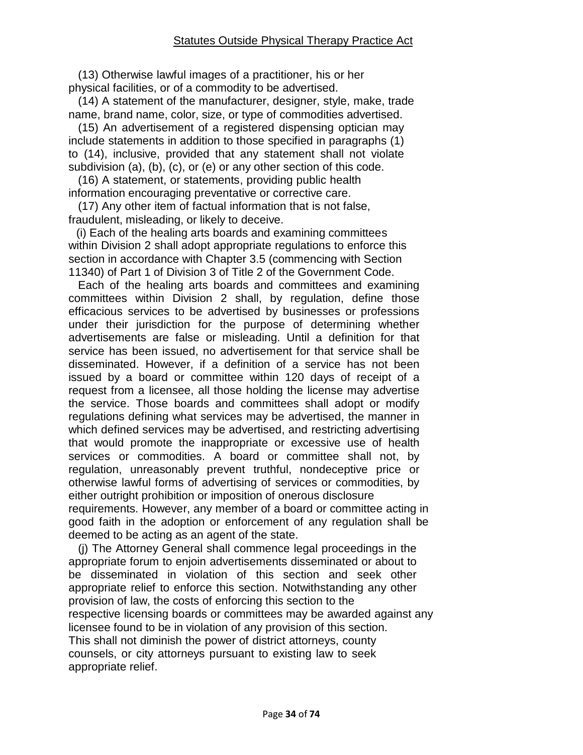(13) Otherwise lawful images of a practitioner, his or her physical facilities, or of a commodity to be advertised.

(14) A statement of the manufacturer, designer, style, make, trade name, brand name, color, size, or type of commodities advertised.

(15) An advertisement of a registered dispensing optician may include statements in addition to those specified in paragraphs (1) to (14), inclusive, provided that any statement shall not violate subdivision (a), (b), (c), or (e) or any other section of this code.

(16) A statement, or statements, providing public health information encouraging preventative or corrective care.

(17) Any other item of factual information that is not false, fraudulent, misleading, or likely to deceive.

(i) Each of the healing arts boards and examining committees within Division 2 shall adopt appropriate regulations to enforce this section in accordance with Chapter 3.5 (commencing with Section 11340) of Part 1 of Division 3 of Title 2 of the Government Code.

Each of the healing arts boards and committees and examining committees within Division 2 shall, by regulation, define those efficacious services to be advertised by businesses or professions under their jurisdiction for the purpose of determining whether advertisements are false or misleading. Until a definition for that service has been issued, no advertisement for that service shall be disseminated. However, if a definition of a service has not been issued by a board or committee within 120 days of receipt of a request from a licensee, all those holding the license may advertise the service. Those boards and committees shall adopt or modify regulations defining what services may be advertised, the manner in which defined services may be advertised, and restricting advertising that would promote the inappropriate or excessive use of health services or commodities. A board or committee shall not, by regulation, unreasonably prevent truthful, nondeceptive price or otherwise lawful forms of advertising of services or commodities, by either outright prohibition or imposition of onerous disclosure requirements. However, any member of a board or committee acting in good faith in the adoption or enforcement of any regulation shall be deemed to be acting as an agent of the state.

(j) The Attorney General shall commence legal proceedings in the appropriate forum to enjoin advertisements disseminated or about to be disseminated in violation of this section and seek other appropriate relief to enforce this section. Notwithstanding any other provision of law, the costs of enforcing this section to the respective licensing boards or committees may be awarded against any licensee found to be in violation of any provision of this section. This shall not diminish the power of district attorneys, county counsels, or city attorneys pursuant to existing law to seek appropriate relief.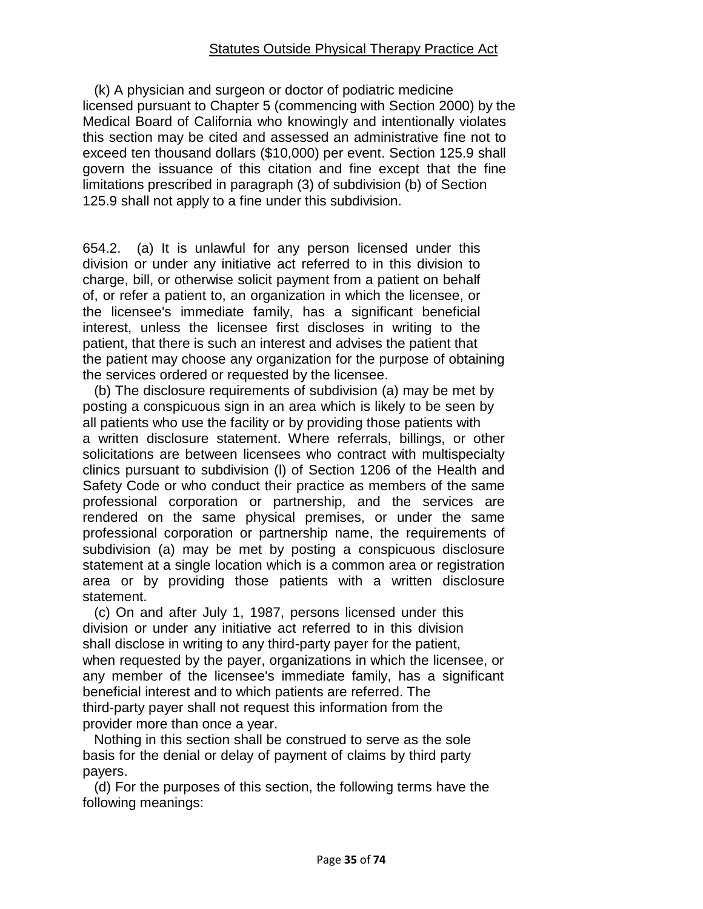(k) A physician and surgeon or doctor of podiatric medicine licensed pursuant to Chapter 5 (commencing with Section 2000) by the Medical Board of California who knowingly and intentionally violates this section may be cited and assessed an administrative fine not to exceed ten thousand dollars ($10,000) per event. Section 125.9 shall govern the issuance of this citation and fine except that the fine limitations prescribed in paragraph (3) of subdivision (b) of Section 125.9 shall not apply to a fine under this subdivision.

654.2. (a) It is unlawful for any person licensed under this division or under any initiative act referred to in this division to charge, bill, or otherwise solicit payment from a patient on behalf of, or refer a patient to, an organization in which the licensee, or the licensee's immediate family, has a significant beneficial interest, unless the licensee first discloses in writing to the patient, that there is such an interest and advises the patient that the patient may choose any organization for the purpose of obtaining the services ordered or requested by the licensee.

(b) The disclosure requirements of subdivision (a) may be met by posting a conspicuous sign in an area which is likely to be seen by all patients who use the facility or by providing those patients with a written disclosure statement. Where referrals, billings, or other solicitations are between licensees who contract with multispecialty clinics pursuant to subdivision (l) of Section 1206 of the Health and Safety Code or who conduct their practice as members of the same professional corporation or partnership, and the services are rendered on the same physical premises, or under the same professional corporation or partnership name, the requirements of subdivision (a) may be met by posting a conspicuous disclosure statement at a single location which is a common area or registration area or by providing those patients with a written disclosure statement.

(c) On and after July 1, 1987, persons licensed under this division or under any initiative act referred to in this division shall disclose in writing to any third-party payer for the patient, when requested by the payer, organizations in which the licensee, or any member of the licensee's immediate family, has a significant beneficial interest and to which patients are referred. The third-party payer shall not request this information from the provider more than once a year.

Nothing in this section shall be construed to serve as the sole basis for the denial or delay of payment of claims by third party payers.

(d) For the purposes of this section, the following terms have the following meanings: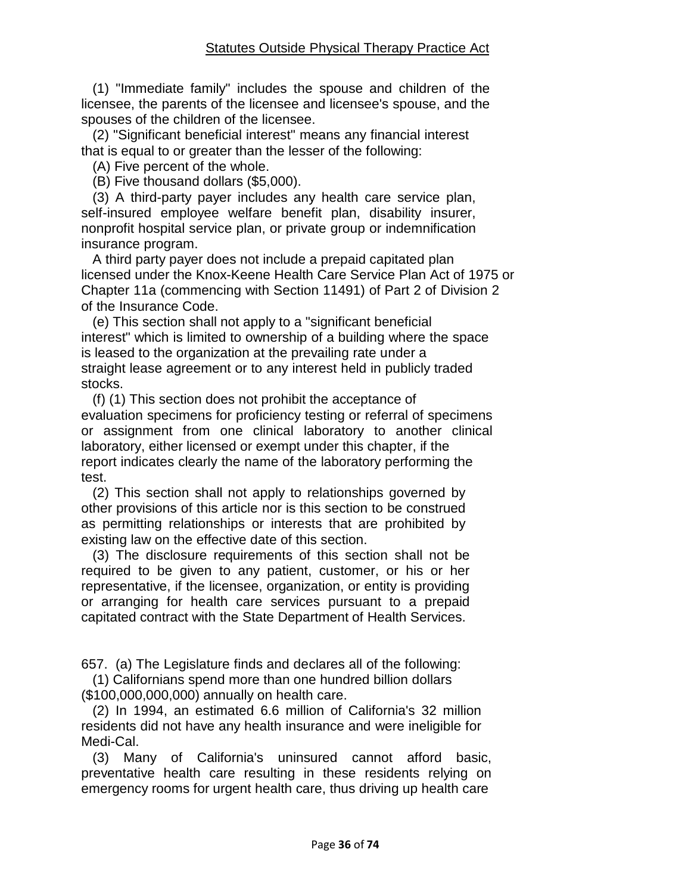(1) "Immediate family" includes the spouse and children of the licensee, the parents of the licensee and licensee's spouse, and the spouses of the children of the licensee.

(2) "Significant beneficial interest" means any financial interest that is equal to or greater than the lesser of the following:

(A) Five percent of the whole.

(B) Five thousand dollars ($5,000).

(3) A third-party payer includes any health care service plan, self-insured employee welfare benefit plan, disability insurer, nonprofit hospital service plan, or private group or indemnification insurance program.

A third party payer does not include a prepaid capitated plan licensed under the Knox-Keene Health Care Service Plan Act of 1975 or Chapter 11a (commencing with Section 11491) of Part 2 of Division 2 of the Insurance Code.

(e) This section shall not apply to a "significant beneficial interest" which is limited to ownership of a building where the space is leased to the organization at the prevailing rate under a straight lease agreement or to any interest held in publicly traded stocks.

(f) (1) This section does not prohibit the acceptance of evaluation specimens for proficiency testing or referral of specimens or assignment from one clinical laboratory to another clinical laboratory, either licensed or exempt under this chapter, if the report indicates clearly the name of the laboratory performing the test.

(2) This section shall not apply to relationships governed by other provisions of this article nor is this section to be construed as permitting relationships or interests that are prohibited by existing law on the effective date of this section.

(3) The disclosure requirements of this section shall not be required to be given to any patient, customer, or his or her representative, if the licensee, organization, or entity is providing or arranging for health care services pursuant to a prepaid capitated contract with the State Department of Health Services.

657. (a) The Legislature finds and declares all of the following:

(1) Californians spend more than one hundred billion dollars ($100,000,000,000) annually on health care.

(2) In 1994, an estimated 6.6 million of California's 32 million residents did not have any health insurance and were ineligible for Medi-Cal.

(3) Many of California's uninsured cannot afford basic, preventative health care resulting in these residents relying on emergency rooms for urgent health care, thus driving up health care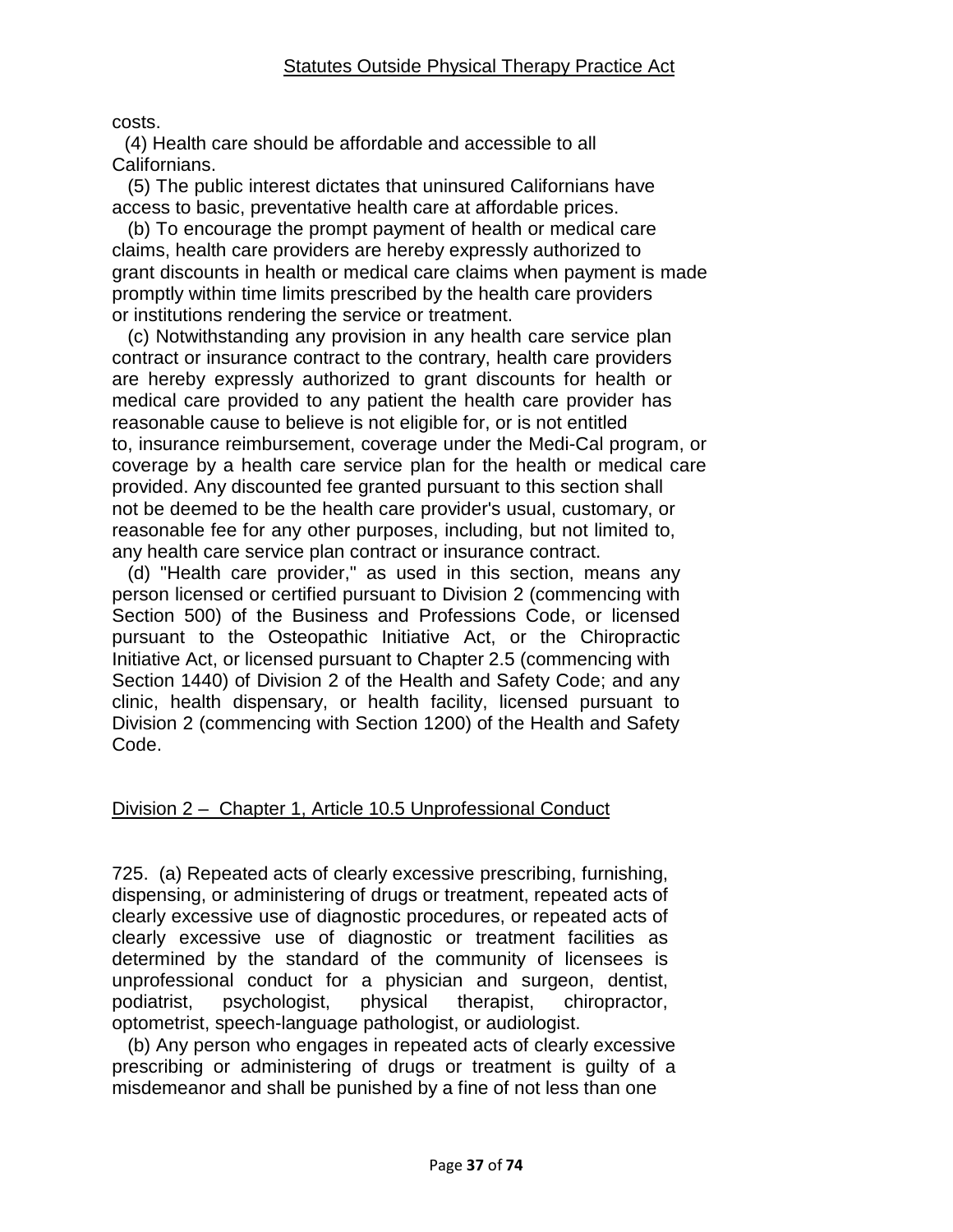costs.

(4) Health care should be affordable and accessible to all Californians.

(5) The public interest dictates that uninsured Californians have access to basic, preventative health care at affordable prices.

(b) To encourage the prompt payment of health or medical care claims, health care providers are hereby expressly authorized to grant discounts in health or medical care claims when payment is made promptly within time limits prescribed by the health care providers or institutions rendering the service or treatment.

(c) Notwithstanding any provision in any health care service plan contract or insurance contract to the contrary, health care providers are hereby expressly authorized to grant discounts for health or medical care provided to any patient the health care provider has reasonable cause to believe is not eligible for, or is not entitled to, insurance reimbursement, coverage under the Medi-Cal program, or coverage by a health care service plan for the health or medical care provided. Any discounted fee granted pursuant to this section shall not be deemed to be the health care provider's usual, customary, or reasonable fee for any other purposes, including, but not limited to, any health care service plan contract or insurance contract.

(d) "Health care provider," as used in this section, means any person licensed or certified pursuant to Division 2 (commencing with Section 500) of the Business and Professions Code, or licensed pursuant to the Osteopathic Initiative Act, or the Chiropractic Initiative Act, or licensed pursuant to Chapter 2.5 (commencing with Section 1440) of Division 2 of the Health and Safety Code; and any clinic, health dispensary, or health facility, licensed pursuant to Division 2 (commencing with Section 1200) of the Health and Safety Code.

## Division 2 – Chapter 1, Article 10.5 Unprofessional Conduct

725. (a) Repeated acts of clearly excessive prescribing, furnishing, dispensing, or administering of drugs or treatment, repeated acts of clearly excessive use of diagnostic procedures, or repeated acts of clearly excessive use of diagnostic or treatment facilities as determined by the standard of the community of licensees is unprofessional conduct for a physician and surgeon, dentist, podiatrist, psychologist, physical therapist, chiropractor, optometrist, speech-language pathologist, or audiologist.

(b) Any person who engages in repeated acts of clearly excessive prescribing or administering of drugs or treatment is guilty of a misdemeanor and shall be punished by a fine of not less than one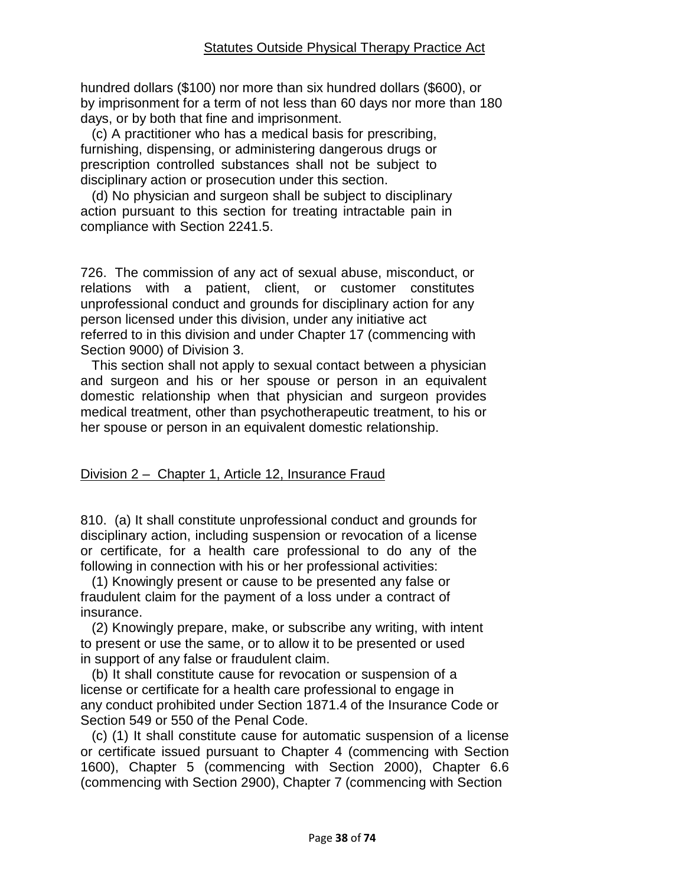hundred dollars ($100) nor more than six hundred dollars ($600), or by imprisonment for a term of not less than 60 days nor more than 180 days, or by both that fine and imprisonment.

(c) A practitioner who has a medical basis for prescribing, furnishing, dispensing, or administering dangerous drugs or prescription controlled substances shall not be subject to disciplinary action or prosecution under this section.

(d) No physician and surgeon shall be subject to disciplinary action pursuant to this section for treating intractable pain in compliance with Section 2241.5.

726. The commission of any act of sexual abuse, misconduct, or relations with a patient, client, or customer constitutes unprofessional conduct and grounds for disciplinary action for any person licensed under this division, under any initiative act referred to in this division and under Chapter 17 (commencing with Section 9000) of Division 3.

This section shall not apply to sexual contact between a physician and surgeon and his or her spouse or person in an equivalent domestic relationship when that physician and surgeon provides medical treatment, other than psychotherapeutic treatment, to his or her spouse or person in an equivalent domestic relationship.

## Division 2 – Chapter 1, Article 12, Insurance Fraud

810. (a) It shall constitute unprofessional conduct and grounds for disciplinary action, including suspension or revocation of a license or certificate, for a health care professional to do any of the following in connection with his or her professional activities:

(1) Knowingly present or cause to be presented any false or fraudulent claim for the payment of a loss under a contract of insurance.

(2) Knowingly prepare, make, or subscribe any writing, with intent to present or use the same, or to allow it to be presented or used in support of any false or fraudulent claim.

(b) It shall constitute cause for revocation or suspension of a license or certificate for a health care professional to engage in any conduct prohibited under Section 1871.4 of the Insurance Code or Section 549 or 550 of the Penal Code.

(c) (1) It shall constitute cause for automatic suspension of a license or certificate issued pursuant to Chapter 4 (commencing with Section 1600), Chapter 5 (commencing with Section 2000), Chapter 6.6 (commencing with Section 2900), Chapter 7 (commencing with Section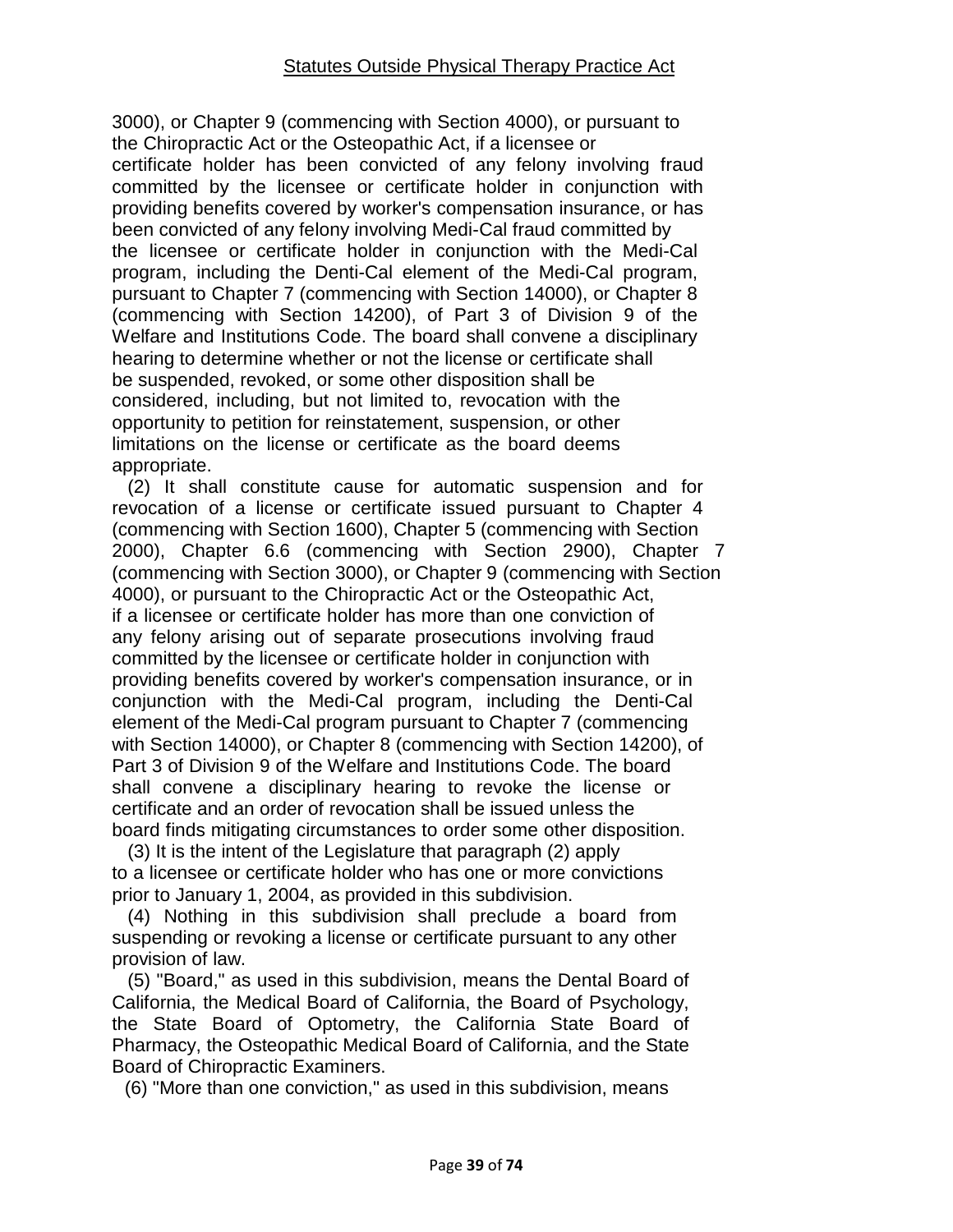3000), or Chapter 9 (commencing with Section 4000), or pursuant to the Chiropractic Act or the Osteopathic Act, if a licensee or certificate holder has been convicted of any felony involving fraud committed by the licensee or certificate holder in conjunction with providing benefits covered by worker's compensation insurance, or has been convicted of any felony involving Medi-Cal fraud committed by the licensee or certificate holder in conjunction with the Medi-Cal program, including the Denti-Cal element of the Medi-Cal program, pursuant to Chapter 7 (commencing with Section 14000), or Chapter 8 (commencing with Section 14200), of Part 3 of Division 9 of the Welfare and Institutions Code. The board shall convene a disciplinary hearing to determine whether or not the license or certificate shall be suspended, revoked, or some other disposition shall be considered, including, but not limited to, revocation with the opportunity to petition for reinstatement, suspension, or other limitations on the license or certificate as the board deems appropriate.

(2) It shall constitute cause for automatic suspension and for revocation of a license or certificate issued pursuant to Chapter 4 (commencing with Section 1600), Chapter 5 (commencing with Section 2000), Chapter 6.6 (commencing with Section 2900), Chapter 7 (commencing with Section 3000), or Chapter 9 (commencing with Section 4000), or pursuant to the Chiropractic Act or the Osteopathic Act, if a licensee or certificate holder has more than one conviction of any felony arising out of separate prosecutions involving fraud committed by the licensee or certificate holder in conjunction with providing benefits covered by worker's compensation insurance, or in conjunction with the Medi-Cal program, including the Denti-Cal element of the Medi-Cal program pursuant to Chapter 7 (commencing with Section 14000), or Chapter 8 (commencing with Section 14200), of Part 3 of Division 9 of the Welfare and Institutions Code. The board shall convene a disciplinary hearing to revoke the license or certificate and an order of revocation shall be issued unless the board finds mitigating circumstances to order some other disposition.

(3) It is the intent of the Legislature that paragraph (2) apply to a licensee or certificate holder who has one or more convictions prior to January 1, 2004, as provided in this subdivision.

(4) Nothing in this subdivision shall preclude a board from suspending or revoking a license or certificate pursuant to any other provision of law.

(5) "Board," as used in this subdivision, means the Dental Board of California, the Medical Board of California, the Board of Psychology, the State Board of Optometry, the California State Board of Pharmacy, the Osteopathic Medical Board of California, and the State Board of Chiropractic Examiners.

(6) "More than one conviction," as used in this subdivision, means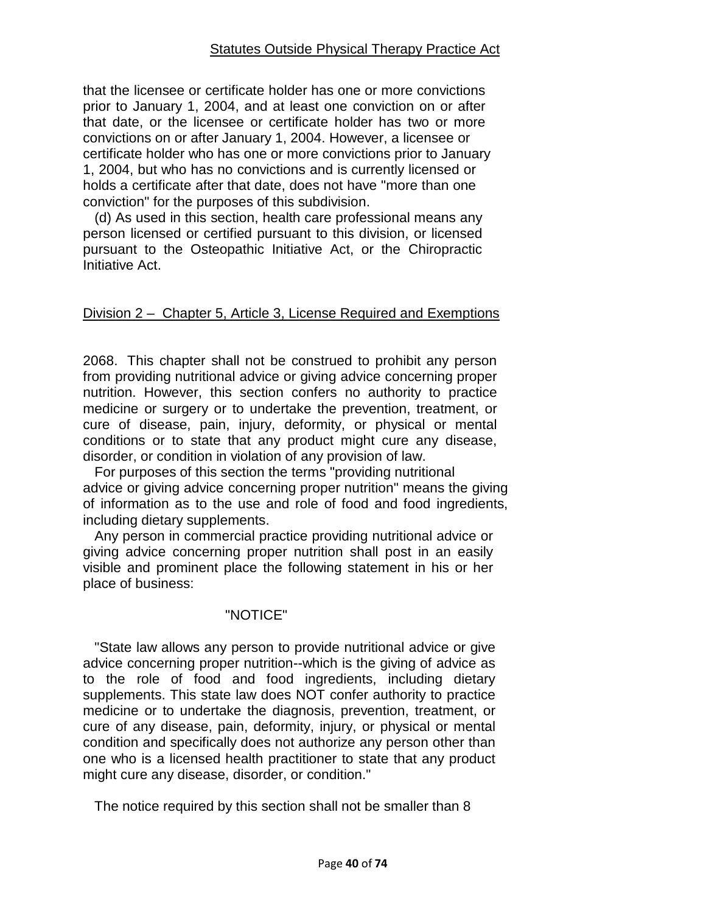that the licensee or certificate holder has one or more convictions prior to January 1, 2004, and at least one conviction on or after that date, or the licensee or certificate holder has two or more convictions on or after January 1, 2004. However, a licensee or certificate holder who has one or more convictions prior to January 1, 2004, but who has no convictions and is currently licensed or holds a certificate after that date, does not have "more than one conviction" for the purposes of this subdivision.

(d) As used in this section, health care professional means any person licensed or certified pursuant to this division, or licensed pursuant to the Osteopathic Initiative Act, or the Chiropractic Initiative Act.

## Division 2 – Chapter 5, Article 3, License Required and Exemptions

2068. This chapter shall not be construed to prohibit any person from providing nutritional advice or giving advice concerning proper nutrition. However, this section confers no authority to practice medicine or surgery or to undertake the prevention, treatment, or cure of disease, pain, injury, deformity, or physical or mental conditions or to state that any product might cure any disease, disorder, or condition in violation of any provision of law.

For purposes of this section the terms "providing nutritional advice or giving advice concerning proper nutrition" means the giving of information as to the use and role of food and food ingredients, including dietary supplements.

Any person in commercial practice providing nutritional advice or giving advice concerning proper nutrition shall post in an easily visible and prominent place the following statement in his or her place of business:

"NOTICE"

"State law allows any person to provide nutritional advice or give advice concerning proper nutrition--which is the giving of advice as to the role of food and food ingredients, including dietary supplements. This state law does NOT confer authority to practice medicine or to undertake the diagnosis, prevention, treatment, or cure of any disease, pain, deformity, injury, or physical or mental condition and specifically does not authorize any person other than one who is a licensed health practitioner to state that any product might cure any disease, disorder, or condition."

The notice required by this section shall not be smaller than 8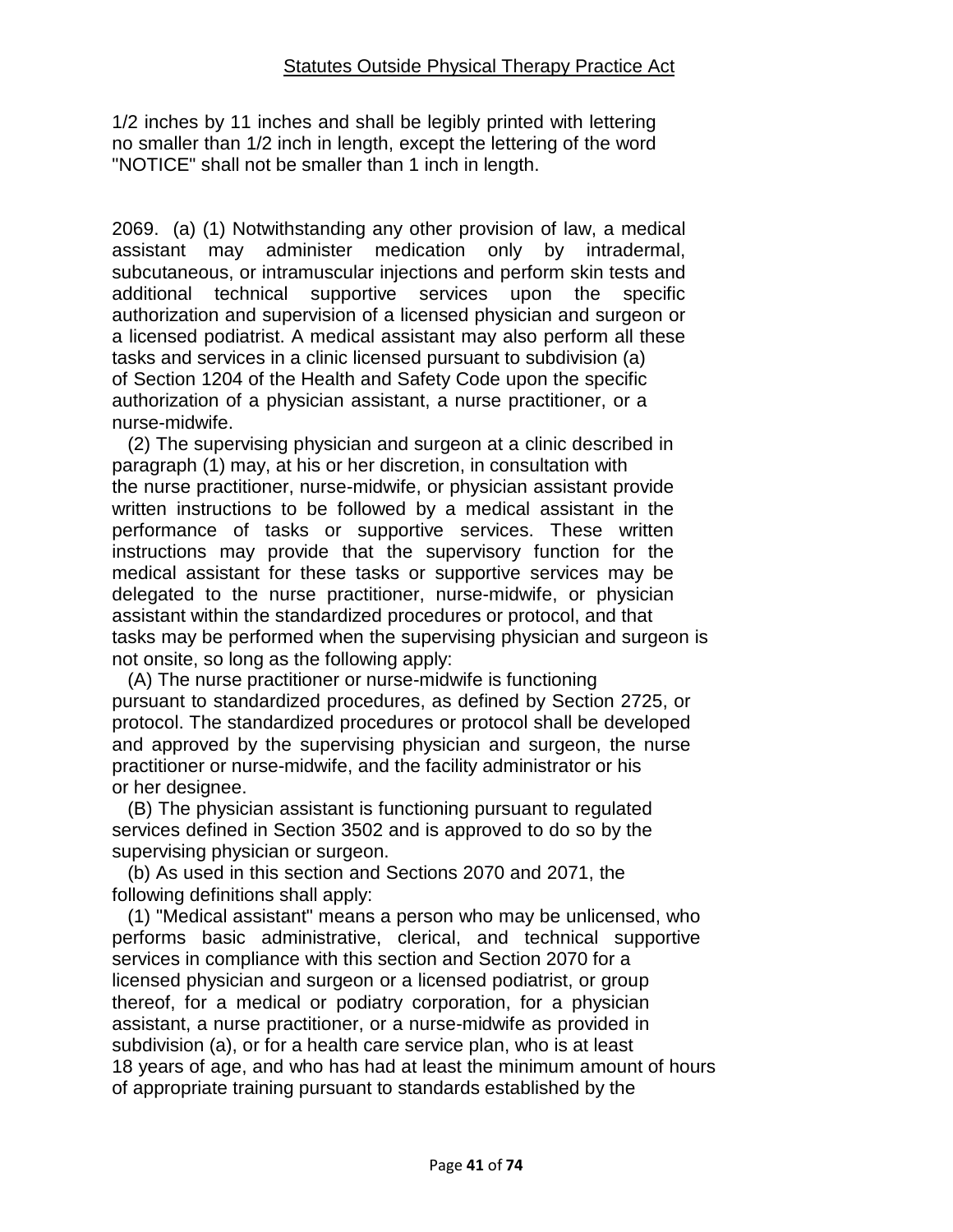1/2 inches by 11 inches and shall be legibly printed with lettering no smaller than 1/2 inch in length, except the lettering of the word "NOTICE" shall not be smaller than 1 inch in length.

2069. (a) (1) Notwithstanding any other provision of law, a medical assistant may administer medication only by intradermal, subcutaneous, or intramuscular injections and perform skin tests and additional technical supportive services upon the specific authorization and supervision of a licensed physician and surgeon or a licensed podiatrist. A medical assistant may also perform all these tasks and services in a clinic licensed pursuant to subdivision (a) of Section 1204 of the Health and Safety Code upon the specific authorization of a physician assistant, a nurse practitioner, or a nurse-midwife.

(2) The supervising physician and surgeon at a clinic described in paragraph (1) may, at his or her discretion, in consultation with the nurse practitioner, nurse-midwife, or physician assistant provide written instructions to be followed by a medical assistant in the performance of tasks or supportive services. These written instructions may provide that the supervisory function for the medical assistant for these tasks or supportive services may be delegated to the nurse practitioner, nurse-midwife, or physician assistant within the standardized procedures or protocol, and that tasks may be performed when the supervising physician and surgeon is not onsite, so long as the following apply:

(A) The nurse practitioner or nurse-midwife is functioning pursuant to standardized procedures, as defined by Section 2725, or protocol. The standardized procedures or protocol shall be developed and approved by the supervising physician and surgeon, the nurse practitioner or nurse-midwife, and the facility administrator or his or her designee.

(B) The physician assistant is functioning pursuant to regulated services defined in Section 3502 and is approved to do so by the supervising physician or surgeon.

(b) As used in this section and Sections 2070 and 2071, the following definitions shall apply:

(1) "Medical assistant" means a person who may be unlicensed, who performs basic administrative, clerical, and technical supportive services in compliance with this section and Section 2070 for a licensed physician and surgeon or a licensed podiatrist, or group thereof, for a medical or podiatry corporation, for a physician assistant, a nurse practitioner, or a nurse-midwife as provided in subdivision (a), or for a health care service plan, who is at least 18 years of age, and who has had at least the minimum amount of hours of appropriate training pursuant to standards established by the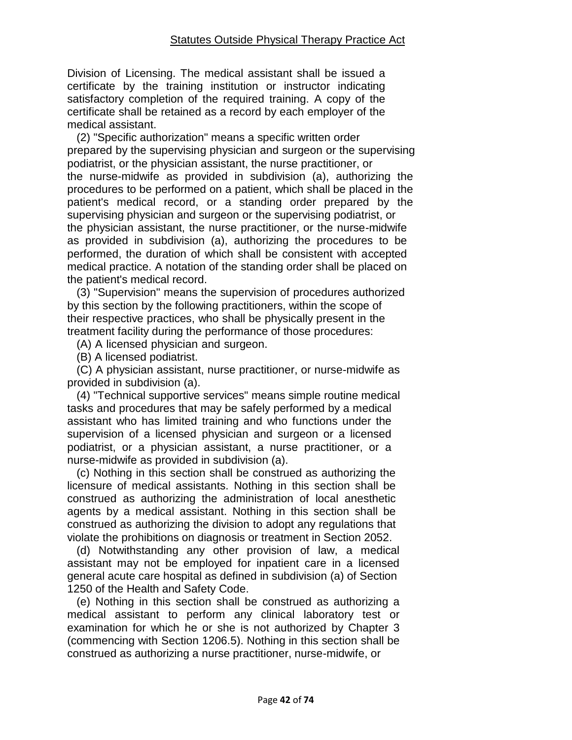Division of Licensing. The medical assistant shall be issued a certificate by the training institution or instructor indicating satisfactory completion of the required training. A copy of the certificate shall be retained as a record by each employer of the medical assistant.

(2) "Specific authorization" means a specific written order prepared by the supervising physician and surgeon or the supervising podiatrist, or the physician assistant, the nurse practitioner, or the nurse-midwife as provided in subdivision (a), authorizing the procedures to be performed on a patient, which shall be placed in the patient's medical record, or a standing order prepared by the supervising physician and surgeon or the supervising podiatrist, or the physician assistant, the nurse practitioner, or the nurse-midwife as provided in subdivision (a), authorizing the procedures to be performed, the duration of which shall be consistent with accepted medical practice. A notation of the standing order shall be placed on the patient's medical record.

(3) "Supervision" means the supervision of procedures authorized by this section by the following practitioners, within the scope of their respective practices, who shall be physically present in the treatment facility during the performance of those procedures:

(A) A licensed physician and surgeon.

(B) A licensed podiatrist.

(C) A physician assistant, nurse practitioner, or nurse-midwife as provided in subdivision (a).

(4) "Technical supportive services" means simple routine medical tasks and procedures that may be safely performed by a medical assistant who has limited training and who functions under the supervision of a licensed physician and surgeon or a licensed podiatrist, or a physician assistant, a nurse practitioner, or a nurse-midwife as provided in subdivision (a).

(c) Nothing in this section shall be construed as authorizing the licensure of medical assistants. Nothing in this section shall be construed as authorizing the administration of local anesthetic agents by a medical assistant. Nothing in this section shall be construed as authorizing the division to adopt any regulations that violate the prohibitions on diagnosis or treatment in Section 2052.

(d) Notwithstanding any other provision of law, a medical assistant may not be employed for inpatient care in a licensed general acute care hospital as defined in subdivision (a) of Section 1250 of the Health and Safety Code.

(e) Nothing in this section shall be construed as authorizing a medical assistant to perform any clinical laboratory test or examination for which he or she is not authorized by Chapter 3 (commencing with Section 1206.5). Nothing in this section shall be construed as authorizing a nurse practitioner, nurse-midwife, or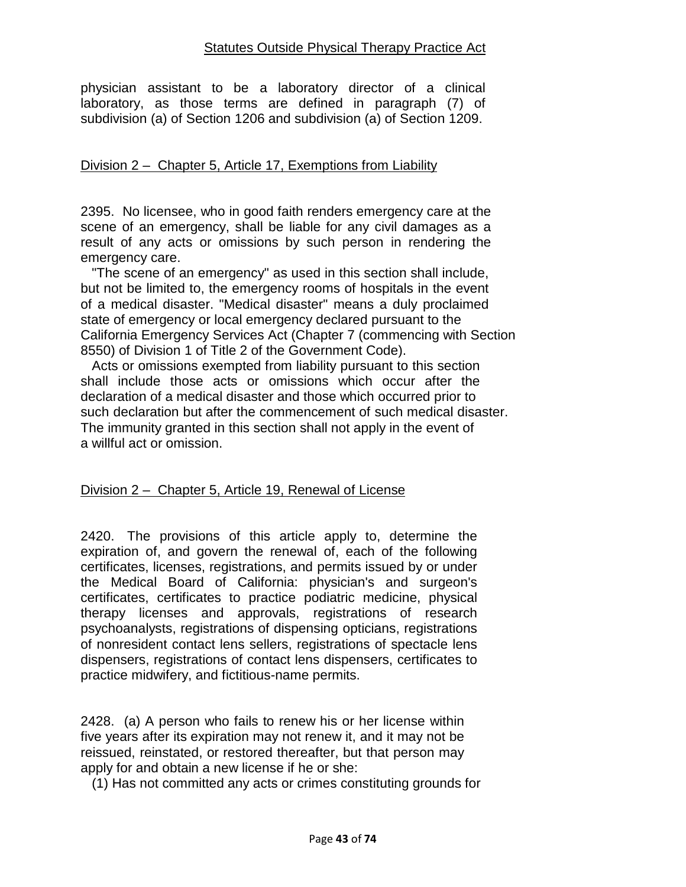physician assistant to be a laboratory director of a clinical laboratory, as those terms are defined in paragraph (7) of subdivision (a) of Section 1206 and subdivision (a) of Section 1209.

## Division 2 – Chapter 5, Article 17, Exemptions from Liability

2395. No licensee, who in good faith renders emergency care at the scene of an emergency, shall be liable for any civil damages as a result of any acts or omissions by such person in rendering the emergency care.

"The scene of an emergency" as used in this section shall include, but not be limited to, the emergency rooms of hospitals in the event of a medical disaster. "Medical disaster" means a duly proclaimed state of emergency or local emergency declared pursuant to the California Emergency Services Act (Chapter 7 (commencing with Section 8550) of Division 1 of Title 2 of the Government Code).

Acts or omissions exempted from liability pursuant to this section shall include those acts or omissions which occur after the declaration of a medical disaster and those which occurred prior to such declaration but after the commencement of such medical disaster. The immunity granted in this section shall not apply in the event of a willful act or omission.

## Division 2 – Chapter 5, Article 19, Renewal of License

2420. The provisions of this article apply to, determine the expiration of, and govern the renewal of, each of the following certificates, licenses, registrations, and permits issued by or under the Medical Board of California: physician's and surgeon's certificates, certificates to practice podiatric medicine, physical therapy licenses and approvals, registrations of research psychoanalysts, registrations of dispensing opticians, registrations of nonresident contact lens sellers, registrations of spectacle lens dispensers, registrations of contact lens dispensers, certificates to practice midwifery, and fictitious-name permits.

2428. (a) A person who fails to renew his or her license within five years after its expiration may not renew it, and it may not be reissued, reinstated, or restored thereafter, but that person may apply for and obtain a new license if he or she:

(1) Has not committed any acts or crimes constituting grounds for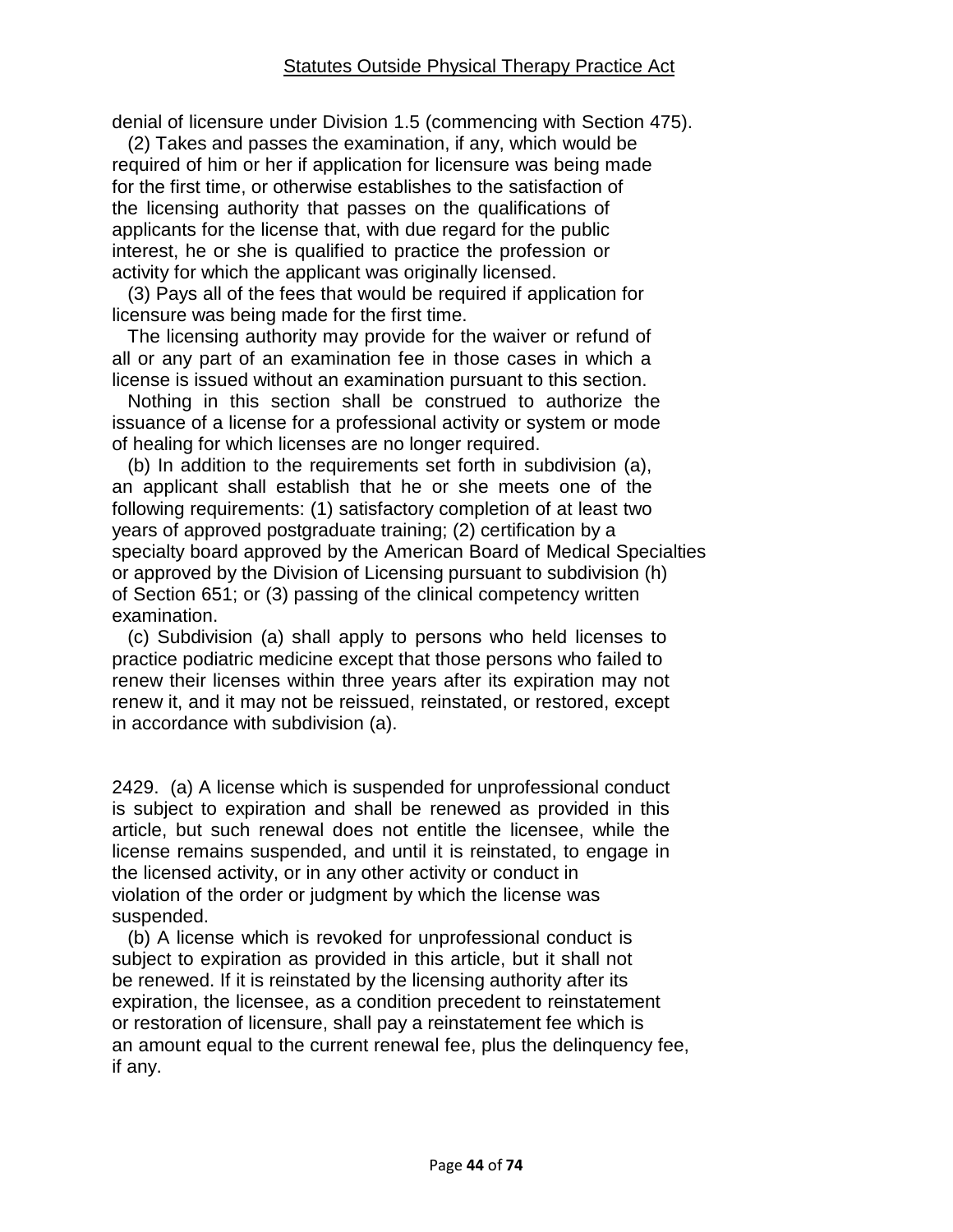denial of licensure under Division 1.5 (commencing with Section 475).

(2) Takes and passes the examination, if any, which would be required of him or her if application for licensure was being made for the first time, or otherwise establishes to the satisfaction of the licensing authority that passes on the qualifications of applicants for the license that, with due regard for the public interest, he or she is qualified to practice the profession or activity for which the applicant was originally licensed.

(3) Pays all of the fees that would be required if application for licensure was being made for the first time.

The licensing authority may provide for the waiver or refund of all or any part of an examination fee in those cases in which a license is issued without an examination pursuant to this section.

Nothing in this section shall be construed to authorize the issuance of a license for a professional activity or system or mode of healing for which licenses are no longer required.

(b) In addition to the requirements set forth in subdivision (a), an applicant shall establish that he or she meets one of the following requirements: (1) satisfactory completion of at least two years of approved postgraduate training; (2) certification by a specialty board approved by the American Board of Medical Specialties or approved by the Division of Licensing pursuant to subdivision (h) of Section 651; or (3) passing of the clinical competency written examination.

(c) Subdivision (a) shall apply to persons who held licenses to practice podiatric medicine except that those persons who failed to renew their licenses within three years after its expiration may not renew it, and it may not be reissued, reinstated, or restored, except in accordance with subdivision (a).

2429. (a) A license which is suspended for unprofessional conduct is subject to expiration and shall be renewed as provided in this article, but such renewal does not entitle the licensee, while the license remains suspended, and until it is reinstated, to engage in the licensed activity, or in any other activity or conduct in violation of the order or judgment by which the license was suspended.

(b) A license which is revoked for unprofessional conduct is subject to expiration as provided in this article, but it shall not be renewed. If it is reinstated by the licensing authority after its expiration, the licensee, as a condition precedent to reinstatement or restoration of licensure, shall pay a reinstatement fee which is an amount equal to the current renewal fee, plus the delinquency fee, if any.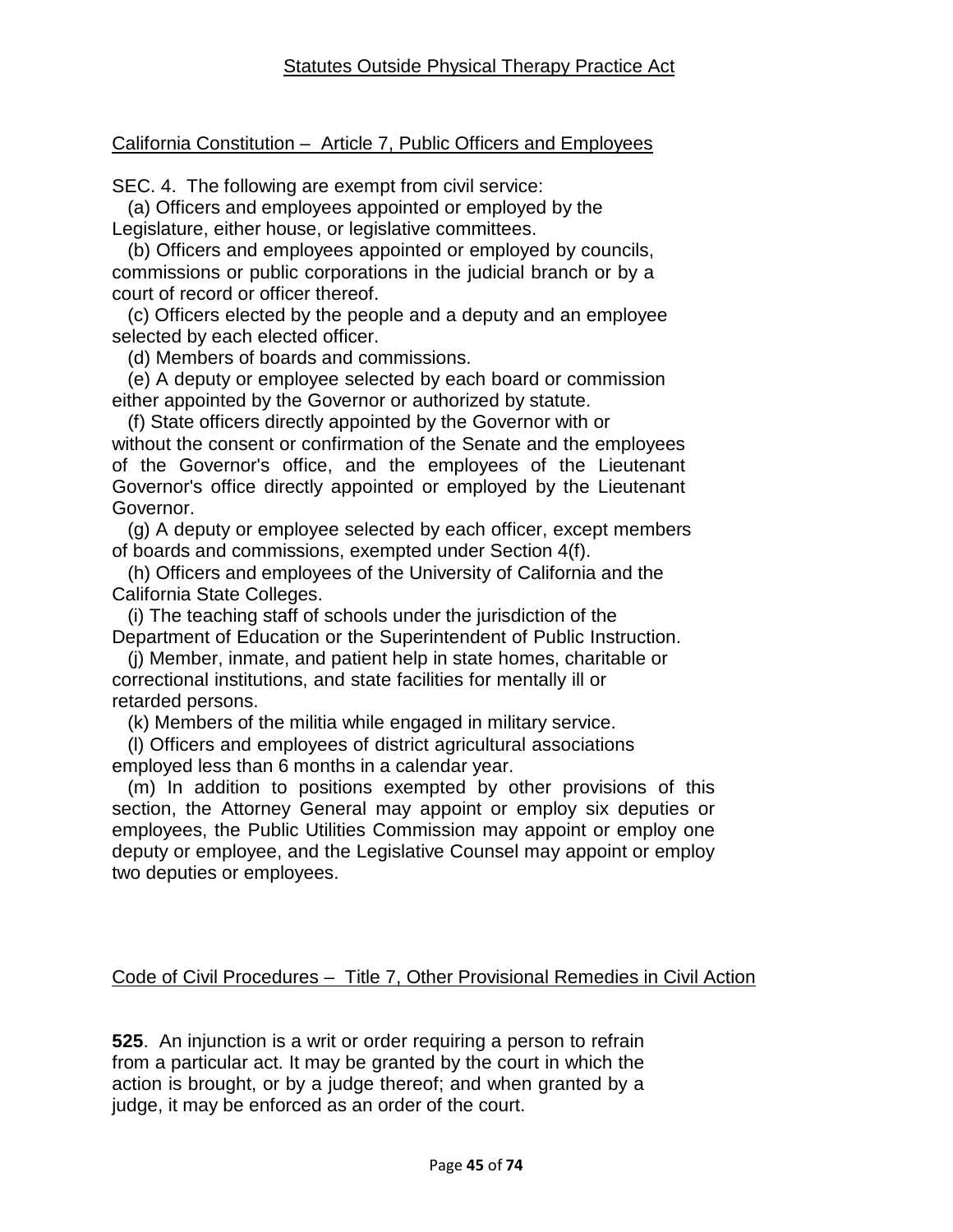## Statutes Outside Physical Therapy Practice Act

### California Constitution – Article 7, Public Officers and Employees

SEC. 4. The following are exempt from civil service:

(a) Officers and employees appointed or employed by the Legislature, either house, or legislative committees.

(b) Officers and employees appointed or employed by councils, commissions or public corporations in the judicial branch or by a court of record or officer thereof.

(c) Officers elected by the people and a deputy and an employee selected by each elected officer.

(d) Members of boards and commissions.

(e) A deputy or employee selected by each board or commission either appointed by the Governor or authorized by statute.

(f) State officers directly appointed by the Governor with or without the consent or confirmation of the Senate and the employees of the Governor's office, and the employees of the Lieutenant Governor's office directly appointed or employed by the Lieutenant Governor.

(g) A deputy or employee selected by each officer, except members of boards and commissions, exempted under Section 4(f).

(h) Officers and employees of the University of California and the California State Colleges.

(i) The teaching staff of schools under the jurisdiction of the Department of Education or the Superintendent of Public Instruction.

(j) Member, inmate, and patient help in state homes, charitable or correctional institutions, and state facilities for mentally ill or retarded persons.

(k) Members of the militia while engaged in military service.

(l) Officers and employees of district agricultural associations employed less than 6 months in a calendar year.

(m) In addition to positions exempted by other provisions of this section, the Attorney General may appoint or employ six deputies or employees, the Public Utilities Commission may appoint or employ one deputy or employee, and the Legislative Counsel may appoint or employ two deputies or employees.

### Code of Civil Procedures – Title 7, Other Provisional Remedies in Civil Action

**525**. An injunction is a writ or order requiring a person to refrain from a particular act. It may be granted by the court in which the action is brought, or by a judge thereof; and when granted by a judge, it may be enforced as an order of the court.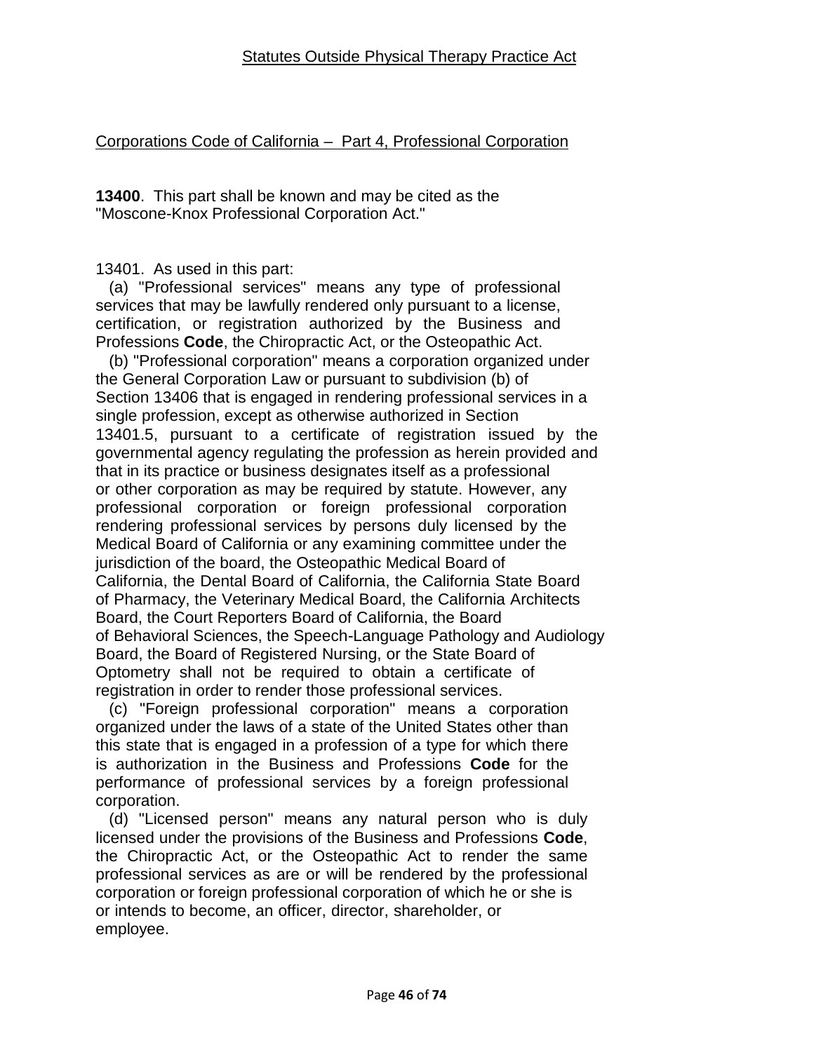Corporations Code of California – Part 4, Professional Corporation

**13400**. This part shall be known and may be cited as the "Moscone-Knox Professional Corporation Act."

13401. As used in this part:

(a) "Professional services" means any type of professional services that may be lawfully rendered only pursuant to a license, certification, or registration authorized by the Business and Professions **Code**, the Chiropractic Act, or the Osteopathic Act.

(b) "Professional corporation" means a corporation organized under the General Corporation Law or pursuant to subdivision (b) of Section 13406 that is engaged in rendering professional services in a single profession, except as otherwise authorized in Section 13401.5, pursuant to a certificate of registration issued by the governmental agency regulating the profession as herein provided and that in its practice or business designates itself as a professional or other corporation as may be required by statute. However, any professional corporation or foreign professional corporation rendering professional services by persons duly licensed by the Medical Board of California or any examining committee under the jurisdiction of the board, the Osteopathic Medical Board of California, the Dental Board of California, the California State Board of Pharmacy, the Veterinary Medical Board, the California Architects Board, the Court Reporters Board of California, the Board of Behavioral Sciences, the Speech-Language Pathology and Audiology Board, the Board of Registered Nursing, or the State Board of Optometry shall not be required to obtain a certificate of registration in order to render those professional services.

(c) "Foreign professional corporation" means a corporation organized under the laws of a state of the United States other than this state that is engaged in a profession of a type for which there is authorization in the Business and Professions **Code** for the performance of professional services by a foreign professional corporation.

(d) "Licensed person" means any natural person who is duly licensed under the provisions of the Business and Professions **Code**, the Chiropractic Act, or the Osteopathic Act to render the same professional services as are or will be rendered by the professional corporation or foreign professional corporation of which he or she is or intends to become, an officer, director, shareholder, or employee.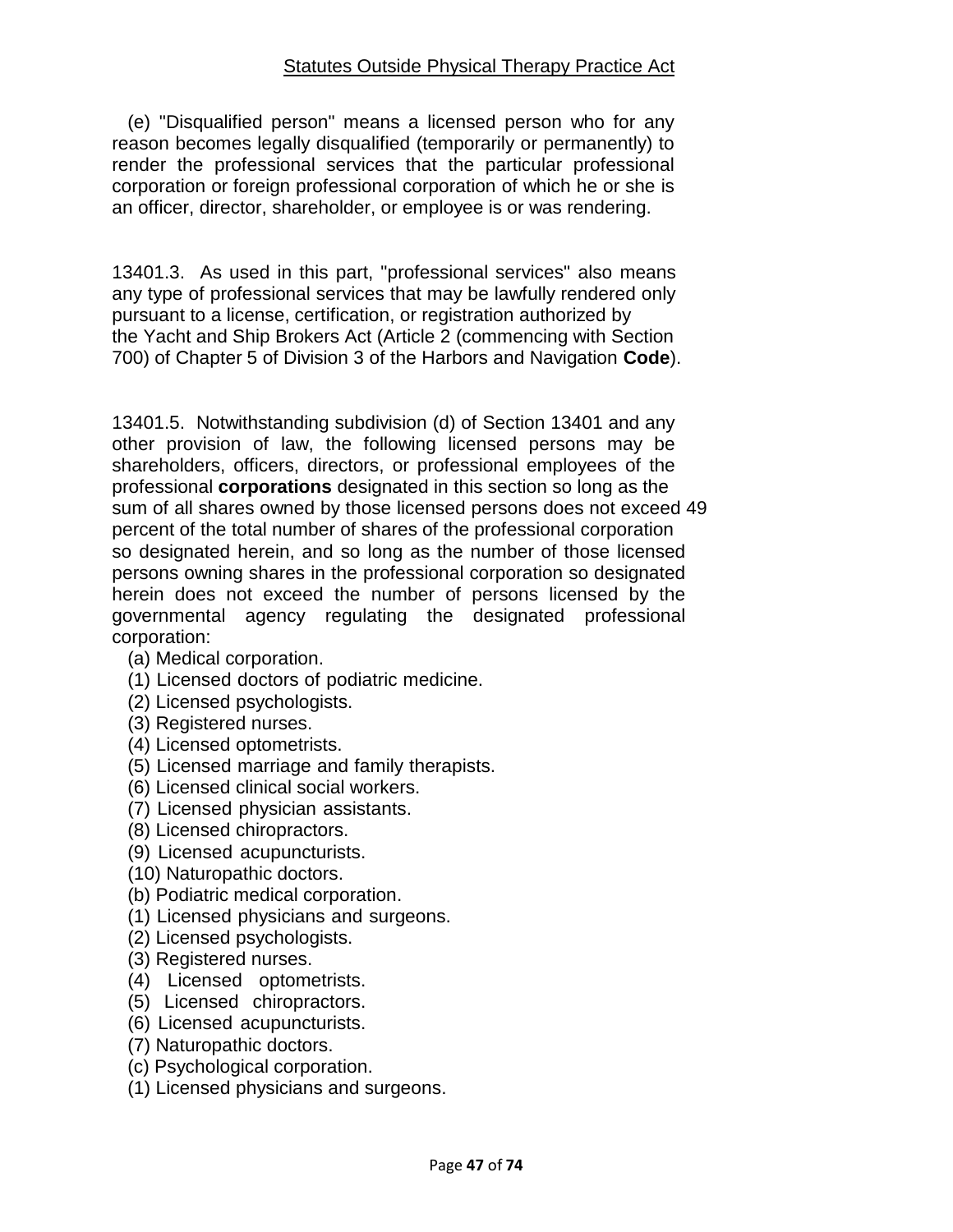(e) "Disqualified person" means a licensed person who for any reason becomes legally disqualified (temporarily or permanently) to render the professional services that the particular professional corporation or foreign professional corporation of which he or she is an officer, director, shareholder, or employee is or was rendering.

13401.3. As used in this part, "professional services" also means any type of professional services that may be lawfully rendered only pursuant to a license, certification, or registration authorized by the Yacht and Ship Brokers Act (Article 2 (commencing with Section 700) of Chapter 5 of Division 3 of the Harbors and Navigation **Code**).

13401.5. Notwithstanding subdivision (d) of Section 13401 and any other provision of law, the following licensed persons may be shareholders, officers, directors, or professional employees of the professional **corporations** designated in this section so long as the sum of all shares owned by those licensed persons does not exceed 49 percent of the total number of shares of the professional corporation so designated herein, and so long as the number of those licensed persons owning shares in the professional corporation so designated herein does not exceed the number of persons licensed by the governmental agency regulating the designated professional corporation:

(a) Medical corporation.
(1) Licensed doctors of podiatric medicine.
(2) Licensed psychologists.
(3) Registered nurses.
(4) Licensed optometrists.
(5) Licensed marriage and family therapists.
(6) Licensed clinical social workers.
(7) Licensed physician assistants.
(8) Licensed chiropractors.
(9) Licensed acupuncturists.
(10) Naturopathic doctors.
(b) Podiatric medical corporation.
(1) Licensed physicians and surgeons.
(2) Licensed psychologists.
(3) Registered nurses.
(4) Licensed optometrists.
(5) Licensed chiropractors.
(6) Licensed acupuncturists.
(7) Naturopathic doctors.
(c) Psychological corporation.
(1) Licensed physicians and surgeons.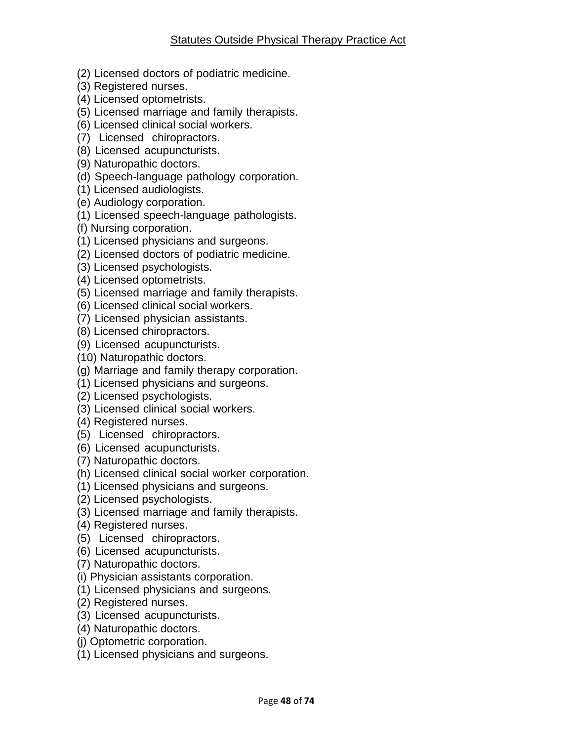(2) Licensed doctors of podiatric medicine.
(3) Registered nurses.
(4) Licensed optometrists.
(5) Licensed marriage and family therapists.
(6) Licensed clinical social workers.
(7) Licensed chiropractors.
(8) Licensed acupuncturists.
(9) Naturopathic doctors.
(d) Speech-language pathology corporation.
(1) Licensed audiologists.
(e) Audiology corporation.
(1) Licensed speech-language pathologists.
(f) Nursing corporation.
(1) Licensed physicians and surgeons.
(2) Licensed doctors of podiatric medicine.
(3) Licensed psychologists.
(4) Licensed optometrists.
(5) Licensed marriage and family therapists.
(6) Licensed clinical social workers.
(7) Licensed physician assistants.
(8) Licensed chiropractors.
(9) Licensed acupuncturists.
(10) Naturopathic doctors.
(g) Marriage and family therapy corporation.
(1) Licensed physicians and surgeons.
(2) Licensed psychologists.
(3) Licensed clinical social workers.
(4) Registered nurses.
(5) Licensed chiropractors.
(6) Licensed acupuncturists.
(7) Naturopathic doctors.
(h) Licensed clinical social worker corporation.
(1) Licensed physicians and surgeons.
(2) Licensed psychologists.
(3) Licensed marriage and family therapists.
(4) Registered nurses.
(5) Licensed chiropractors.
(6) Licensed acupuncturists.
(7) Naturopathic doctors.
(i) Physician assistants corporation.
(1) Licensed physicians and surgeons.
(2) Registered nurses.
(3) Licensed acupuncturists.
(4) Naturopathic doctors.
(j) Optometric corporation.
(1) Licensed physicians and surgeons.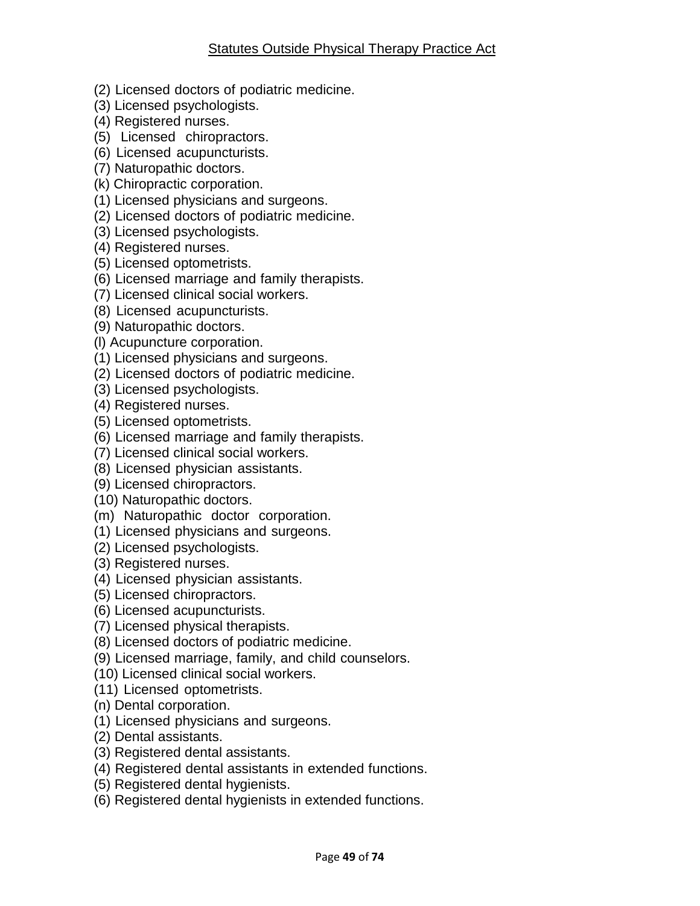(2) Licensed doctors of podiatric medicine.
(3) Licensed psychologists.
(4) Registered nurses.
(5) Licensed chiropractors.
(6) Licensed acupuncturists.
(7) Naturopathic doctors.
(k) Chiropractic corporation.
(1) Licensed physicians and surgeons.
(2) Licensed doctors of podiatric medicine.
(3) Licensed psychologists.
(4) Registered nurses.
(5) Licensed optometrists.
(6) Licensed marriage and family therapists.
(7) Licensed clinical social workers.
(8) Licensed acupuncturists.
(9) Naturopathic doctors.
(l) Acupuncture corporation.
(1) Licensed physicians and surgeons.
(2) Licensed doctors of podiatric medicine.
(3) Licensed psychologists.
(4) Registered nurses.
(5) Licensed optometrists.
(6) Licensed marriage and family therapists.
(7) Licensed clinical social workers.
(8) Licensed physician assistants.
(9) Licensed chiropractors.
(10) Naturopathic doctors.
(m) Naturopathic doctor corporation.
(1) Licensed physicians and surgeons.
(2) Licensed psychologists.
(3) Registered nurses.
(4) Licensed physician assistants.
(5) Licensed chiropractors.
(6) Licensed acupuncturists.
(7) Licensed physical therapists.
(8) Licensed doctors of podiatric medicine.
(9) Licensed marriage, family, and child counselors.
(10) Licensed clinical social workers.
(11) Licensed optometrists.
(n) Dental corporation.
(1) Licensed physicians and surgeons.
(2) Dental assistants.
(3) Registered dental assistants.
(4) Registered dental assistants in extended functions.
(5) Registered dental hygienists.
(6) Registered dental hygienists in extended functions.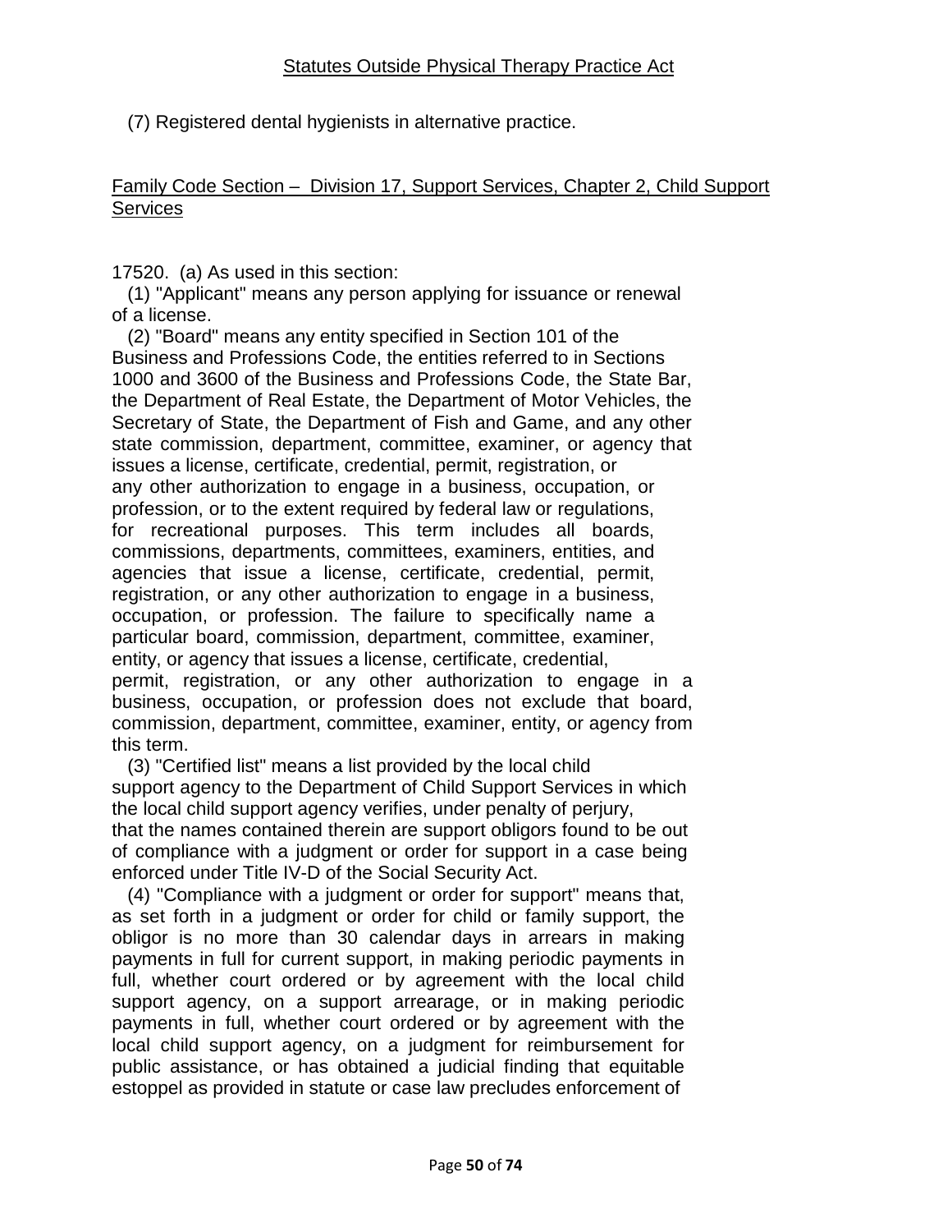(7) Registered dental hygienists in alternative practice.

<u>Family Code Section – Division 17, Support Services, Chapter 2, Child Support Services</u>

17520. (a) As used in this section:

(1) "Applicant" means any person applying for issuance or renewal of a license.

(2) "Board" means any entity specified in Section 101 of the Business and Professions Code, the entities referred to in Sections 1000 and 3600 of the Business and Professions Code, the State Bar, the Department of Real Estate, the Department of Motor Vehicles, the Secretary of State, the Department of Fish and Game, and any other state commission, department, committee, examiner, or agency that issues a license, certificate, credential, permit, registration, or any other authorization to engage in a business, occupation, or profession, or to the extent required by federal law or regulations, for recreational purposes. This term includes all boards, commissions, departments, committees, examiners, entities, and agencies that issue a license, certificate, credential, permit, registration, or any other authorization to engage in a business, occupation, or profession. The failure to specifically name a particular board, commission, department, committee, examiner, entity, or agency that issues a license, certificate, credential, permit, registration, or any other authorization to engage in a business, occupation, or profession does not exclude that board, commission, department, committee, examiner, entity, or agency from this term.

(3) "Certified list" means a list provided by the local child support agency to the Department of Child Support Services in which the local child support agency verifies, under penalty of perjury, that the names contained therein are support obligors found to be out of compliance with a judgment or order for support in a case being enforced under Title IV-D of the Social Security Act.

(4) "Compliance with a judgment or order for support" means that, as set forth in a judgment or order for child or family support, the obligor is no more than 30 calendar days in arrears in making payments in full for current support, in making periodic payments in full, whether court ordered or by agreement with the local child support agency, on a support arrearage, or in making periodic payments in full, whether court ordered or by agreement with the local child support agency, on a judgment for reimbursement for public assistance, or has obtained a judicial finding that equitable estoppel as provided in statute or case law precludes enforcement of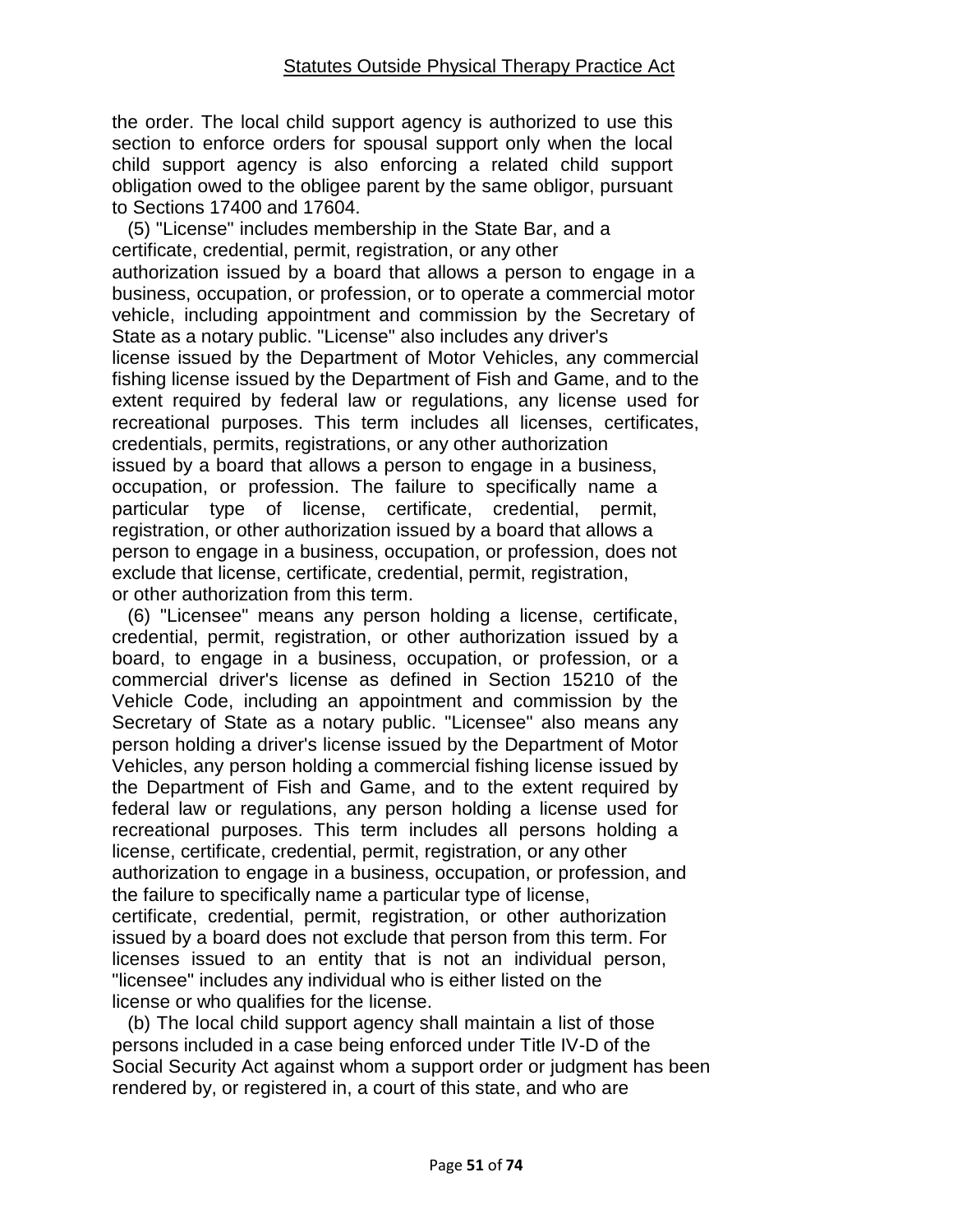the order. The local child support agency is authorized to use this section to enforce orders for spousal support only when the local child support agency is also enforcing a related child support obligation owed to the obligee parent by the same obligor, pursuant to Sections 17400 and 17604.

(5) "License" includes membership in the State Bar, and a certificate, credential, permit, registration, or any other authorization issued by a board that allows a person to engage in a business, occupation, or profession, or to operate a commercial motor vehicle, including appointment and commission by the Secretary of State as a notary public. "License" also includes any driver's license issued by the Department of Motor Vehicles, any commercial fishing license issued by the Department of Fish and Game, and to the extent required by federal law or regulations, any license used for recreational purposes. This term includes all licenses, certificates, credentials, permits, registrations, or any other authorization issued by a board that allows a person to engage in a business, occupation, or profession. The failure to specifically name a particular type of license, certificate, credential, permit, registration, or other authorization issued by a board that allows a person to engage in a business, occupation, or profession, does not exclude that license, certificate, credential, permit, registration, or other authorization from this term.

(6) "Licensee" means any person holding a license, certificate, credential, permit, registration, or other authorization issued by a board, to engage in a business, occupation, or profession, or a commercial driver's license as defined in Section 15210 of the Vehicle Code, including an appointment and commission by the Secretary of State as a notary public. "Licensee" also means any person holding a driver's license issued by the Department of Motor Vehicles, any person holding a commercial fishing license issued by the Department of Fish and Game, and to the extent required by federal law or regulations, any person holding a license used for recreational purposes. This term includes all persons holding a license, certificate, credential, permit, registration, or any other authorization to engage in a business, occupation, or profession, and the failure to specifically name a particular type of license, certificate, credential, permit, registration, or other authorization issued by a board does not exclude that person from this term. For licenses issued to an entity that is not an individual person, "licensee" includes any individual who is either listed on the license or who qualifies for the license.

(b) The local child support agency shall maintain a list of those persons included in a case being enforced under Title IV-D of the Social Security Act against whom a support order or judgment has been rendered by, or registered in, a court of this state, and who are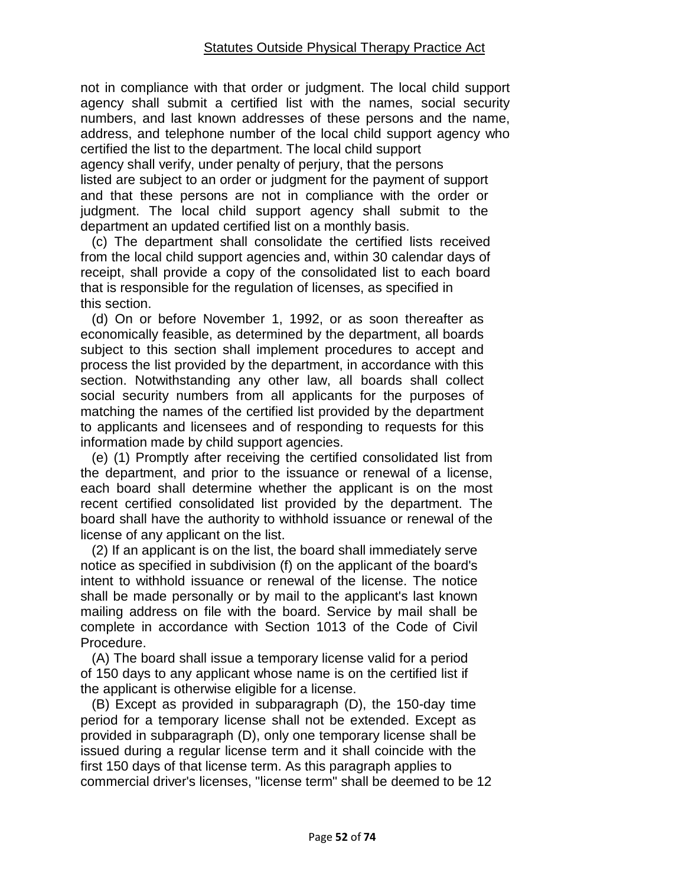not in compliance with that order or judgment. The local child support agency shall submit a certified list with the names, social security numbers, and last known addresses of these persons and the name, address, and telephone number of the local child support agency who certified the list to the department. The local child support agency shall verify, under penalty of perjury, that the persons listed are subject to an order or judgment for the payment of support and that these persons are not in compliance with the order or judgment. The local child support agency shall submit to the department an updated certified list on a monthly basis.

(c) The department shall consolidate the certified lists received from the local child support agencies and, within 30 calendar days of receipt, shall provide a copy of the consolidated list to each board that is responsible for the regulation of licenses, as specified in this section.

(d) On or before November 1, 1992, or as soon thereafter as economically feasible, as determined by the department, all boards subject to this section shall implement procedures to accept and process the list provided by the department, in accordance with this section. Notwithstanding any other law, all boards shall collect social security numbers from all applicants for the purposes of matching the names of the certified list provided by the department to applicants and licensees and of responding to requests for this information made by child support agencies.

(e) (1) Promptly after receiving the certified consolidated list from the department, and prior to the issuance or renewal of a license, each board shall determine whether the applicant is on the most recent certified consolidated list provided by the department. The board shall have the authority to withhold issuance or renewal of the license of any applicant on the list.

(2) If an applicant is on the list, the board shall immediately serve notice as specified in subdivision (f) on the applicant of the board's intent to withhold issuance or renewal of the license. The notice shall be made personally or by mail to the applicant's last known mailing address on file with the board. Service by mail shall be complete in accordance with Section 1013 of the Code of Civil Procedure.

(A) The board shall issue a temporary license valid for a period of 150 days to any applicant whose name is on the certified list if the applicant is otherwise eligible for a license.

(B) Except as provided in subparagraph (D), the 150-day time period for a temporary license shall not be extended. Except as provided in subparagraph (D), only one temporary license shall be issued during a regular license term and it shall coincide with the first 150 days of that license term. As this paragraph applies to commercial driver's licenses, "license term" shall be deemed to be 12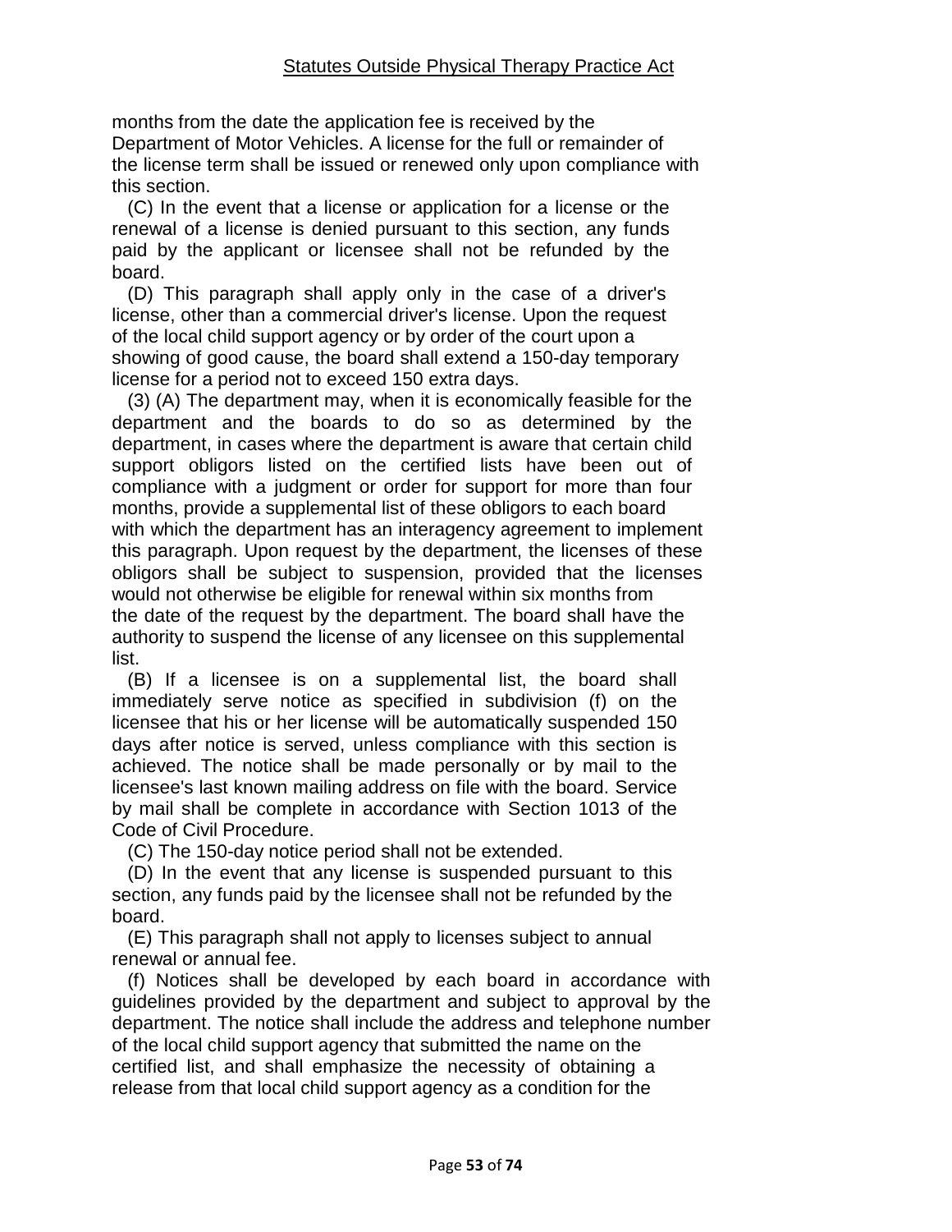months from the date the application fee is received by the Department of Motor Vehicles. A license for the full or remainder of the license term shall be issued or renewed only upon compliance with this section.

(C) In the event that a license or application for a license or the renewal of a license is denied pursuant to this section, any funds paid by the applicant or licensee shall not be refunded by the board.

(D) This paragraph shall apply only in the case of a driver's license, other than a commercial driver's license. Upon the request of the local child support agency or by order of the court upon a showing of good cause, the board shall extend a 150-day temporary license for a period not to exceed 150 extra days.

(3) (A) The department may, when it is economically feasible for the department and the boards to do so as determined by the department, in cases where the department is aware that certain child support obligors listed on the certified lists have been out of compliance with a judgment or order for support for more than four months, provide a supplemental list of these obligors to each board with which the department has an interagency agreement to implement this paragraph. Upon request by the department, the licenses of these obligors shall be subject to suspension, provided that the licenses would not otherwise be eligible for renewal within six months from the date of the request by the department. The board shall have the authority to suspend the license of any licensee on this supplemental list.

(B) If a licensee is on a supplemental list, the board shall immediately serve notice as specified in subdivision (f) on the licensee that his or her license will be automatically suspended 150 days after notice is served, unless compliance with this section is achieved. The notice shall be made personally or by mail to the licensee's last known mailing address on file with the board. Service by mail shall be complete in accordance with Section 1013 of the Code of Civil Procedure.

(C) The 150-day notice period shall not be extended.

(D) In the event that any license is suspended pursuant to this section, any funds paid by the licensee shall not be refunded by the board.

(E) This paragraph shall not apply to licenses subject to annual renewal or annual fee.

(f) Notices shall be developed by each board in accordance with guidelines provided by the department and subject to approval by the department. The notice shall include the address and telephone number of the local child support agency that submitted the name on the certified list, and shall emphasize the necessity of obtaining a release from that local child support agency as a condition for the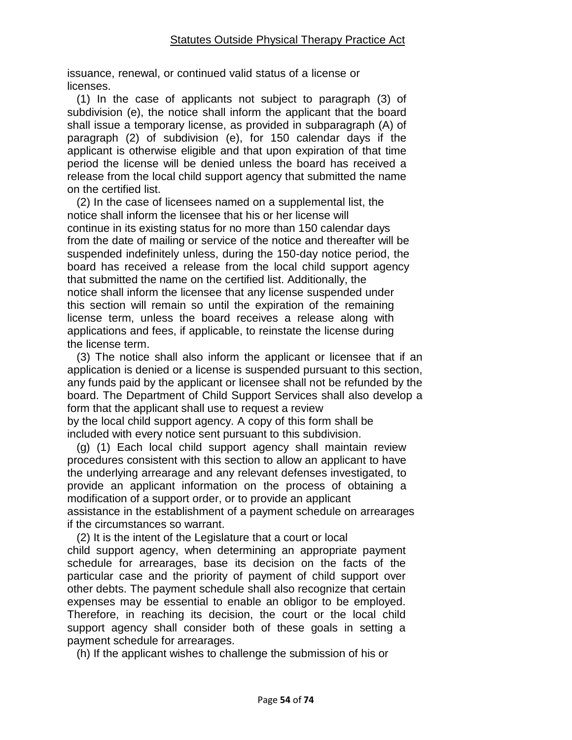issuance, renewal, or continued valid status of a license or licenses.

(1) In the case of applicants not subject to paragraph (3) of subdivision (e), the notice shall inform the applicant that the board shall issue a temporary license, as provided in subparagraph (A) of paragraph (2) of subdivision (e), for 150 calendar days if the applicant is otherwise eligible and that upon expiration of that time period the license will be denied unless the board has received a release from the local child support agency that submitted the name on the certified list.

(2) In the case of licensees named on a supplemental list, the notice shall inform the licensee that his or her license will continue in its existing status for no more than 150 calendar days from the date of mailing or service of the notice and thereafter will be suspended indefinitely unless, during the 150-day notice period, the board has received a release from the local child support agency that submitted the name on the certified list. Additionally, the notice shall inform the licensee that any license suspended under this section will remain so until the expiration of the remaining license term, unless the board receives a release along with applications and fees, if applicable, to reinstate the license during the license term.

(3) The notice shall also inform the applicant or licensee that if an application is denied or a license is suspended pursuant to this section, any funds paid by the applicant or licensee shall not be refunded by the board. The Department of Child Support Services shall also develop a form that the applicant shall use to request a review by the local child support agency. A copy of this form shall be included with every notice sent pursuant to this subdivision.

(g) (1) Each local child support agency shall maintain review procedures consistent with this section to allow an applicant to have the underlying arrearage and any relevant defenses investigated, to provide an applicant information on the process of obtaining a modification of a support order, or to provide an applicant assistance in the establishment of a payment schedule on arrearages if the circumstances so warrant.

(2) It is the intent of the Legislature that a court or local child support agency, when determining an appropriate payment schedule for arrearages, base its decision on the facts of the particular case and the priority of payment of child support over other debts. The payment schedule shall also recognize that certain expenses may be essential to enable an obligor to be employed. Therefore, in reaching its decision, the court or the local child support agency shall consider both of these goals in setting a payment schedule for arrearages.

(h) If the applicant wishes to challenge the submission of his or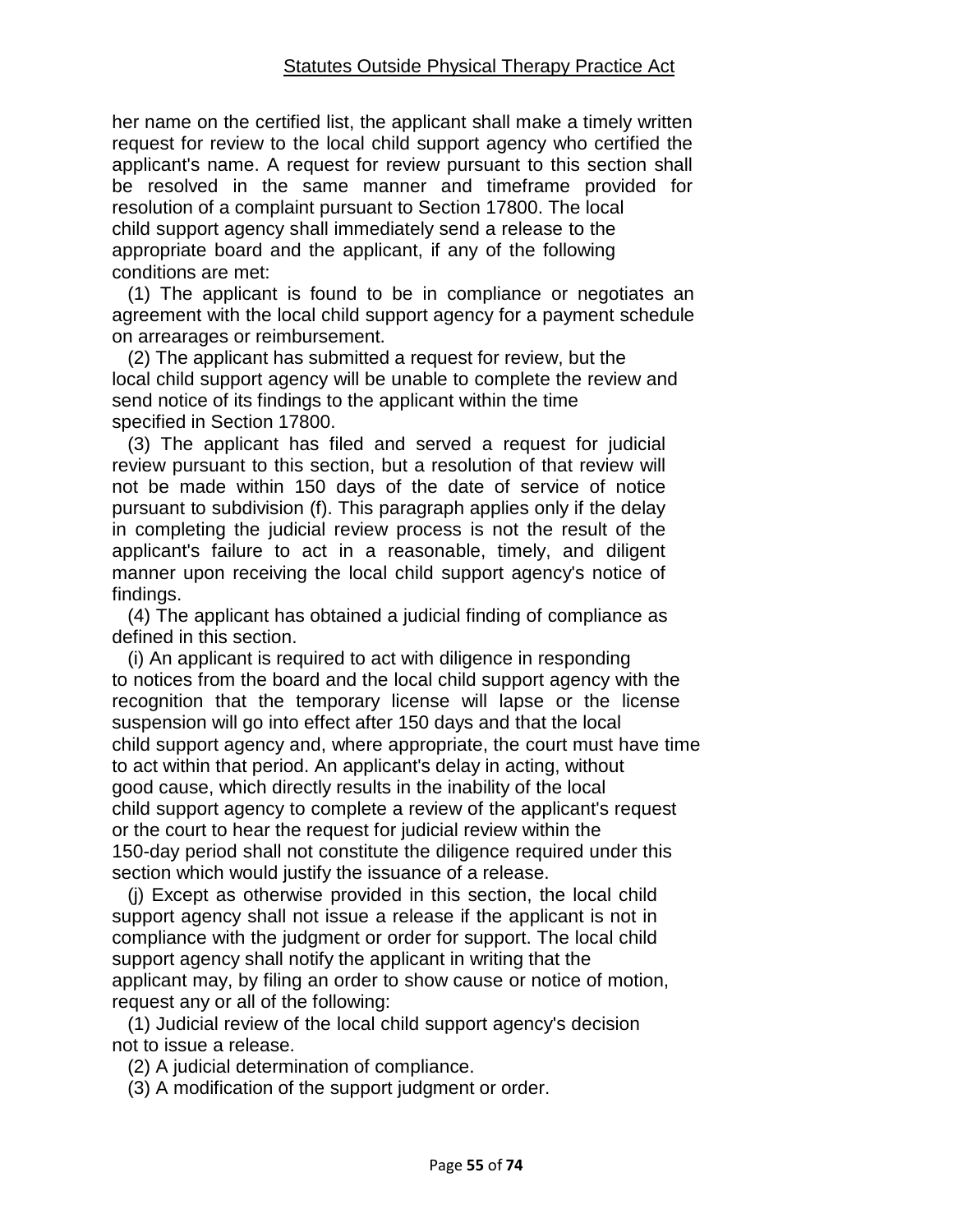her name on the certified list, the applicant shall make a timely written request for review to the local child support agency who certified the applicant's name. A request for review pursuant to this section shall be resolved in the same manner and timeframe provided for resolution of a complaint pursuant to Section 17800. The local child support agency shall immediately send a release to the appropriate board and the applicant, if any of the following conditions are met:

(1) The applicant is found to be in compliance or negotiates an agreement with the local child support agency for a payment schedule on arrearages or reimbursement.

(2) The applicant has submitted a request for review, but the local child support agency will be unable to complete the review and send notice of its findings to the applicant within the time specified in Section 17800.

(3) The applicant has filed and served a request for judicial review pursuant to this section, but a resolution of that review will not be made within 150 days of the date of service of notice pursuant to subdivision (f). This paragraph applies only if the delay in completing the judicial review process is not the result of the applicant's failure to act in a reasonable, timely, and diligent manner upon receiving the local child support agency's notice of findings.

(4) The applicant has obtained a judicial finding of compliance as defined in this section.

(i) An applicant is required to act with diligence in responding to notices from the board and the local child support agency with the recognition that the temporary license will lapse or the license suspension will go into effect after 150 days and that the local child support agency and, where appropriate, the court must have time to act within that period. An applicant's delay in acting, without good cause, which directly results in the inability of the local child support agency to complete a review of the applicant's request or the court to hear the request for judicial review within the 150-day period shall not constitute the diligence required under this section which would justify the issuance of a release.

(j) Except as otherwise provided in this section, the local child support agency shall not issue a release if the applicant is not in compliance with the judgment or order for support. The local child support agency shall notify the applicant in writing that the applicant may, by filing an order to show cause or notice of motion, request any or all of the following:

(1) Judicial review of the local child support agency's decision not to issue a release.

(2) A judicial determination of compliance.

(3) A modification of the support judgment or order.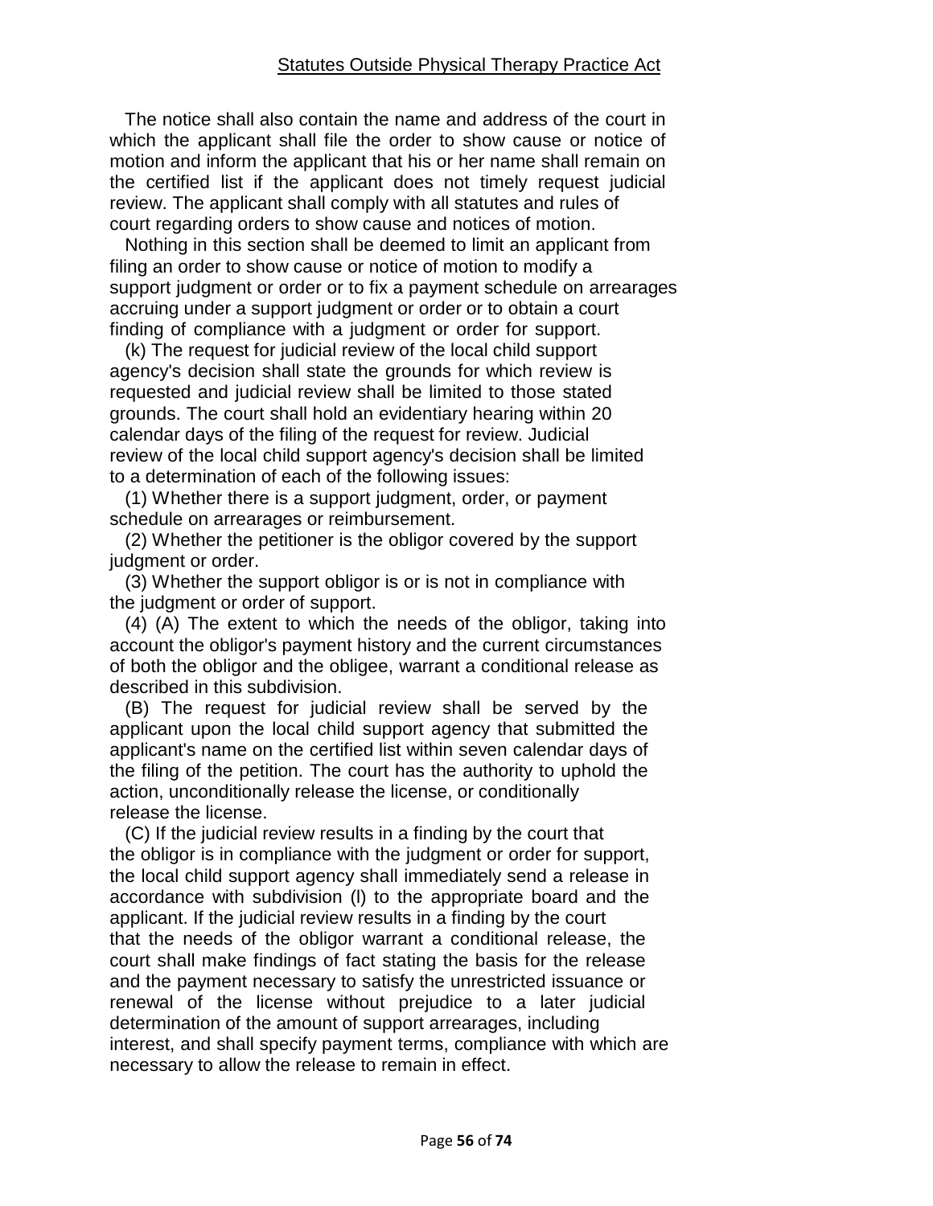The notice shall also contain the name and address of the court in which the applicant shall file the order to show cause or notice of motion and inform the applicant that his or her name shall remain on the certified list if the applicant does not timely request judicial review. The applicant shall comply with all statutes and rules of court regarding orders to show cause and notices of motion.

Nothing in this section shall be deemed to limit an applicant from filing an order to show cause or notice of motion to modify a support judgment or order or to fix a payment schedule on arrearages accruing under a support judgment or order or to obtain a court finding of compliance with a judgment or order for support.

(k) The request for judicial review of the local child support agency's decision shall state the grounds for which review is requested and judicial review shall be limited to those stated grounds. The court shall hold an evidentiary hearing within 20 calendar days of the filing of the request for review. Judicial review of the local child support agency's decision shall be limited to a determination of each of the following issues:

(1) Whether there is a support judgment, order, or payment schedule on arrearages or reimbursement.

(2) Whether the petitioner is the obligor covered by the support judgment or order.

(3) Whether the support obligor is or is not in compliance with the judgment or order of support.

(4) (A) The extent to which the needs of the obligor, taking into account the obligor's payment history and the current circumstances of both the obligor and the obligee, warrant a conditional release as described in this subdivision.

(B) The request for judicial review shall be served by the applicant upon the local child support agency that submitted the applicant's name on the certified list within seven calendar days of the filing of the petition. The court has the authority to uphold the action, unconditionally release the license, or conditionally release the license.

(C) If the judicial review results in a finding by the court that the obligor is in compliance with the judgment or order for support, the local child support agency shall immediately send a release in accordance with subdivision (l) to the appropriate board and the applicant. If the judicial review results in a finding by the court that the needs of the obligor warrant a conditional release, the court shall make findings of fact stating the basis for the release and the payment necessary to satisfy the unrestricted issuance or renewal of the license without prejudice to a later judicial determination of the amount of support arrearages, including interest, and shall specify payment terms, compliance with which are necessary to allow the release to remain in effect.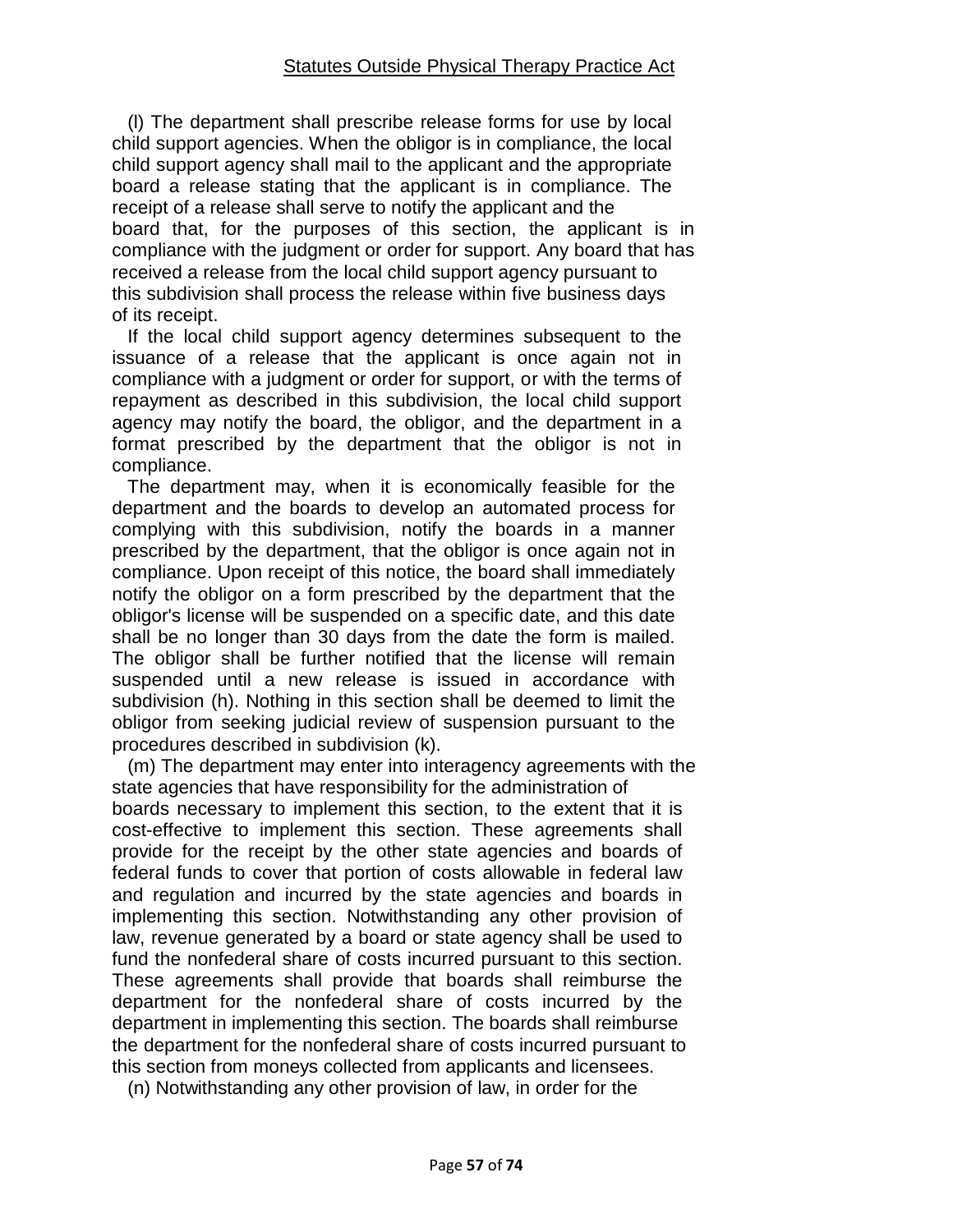(l) The department shall prescribe release forms for use by local child support agencies. When the obligor is in compliance, the local child support agency shall mail to the applicant and the appropriate board a release stating that the applicant is in compliance. The receipt of a release shall serve to notify the applicant and the board that, for the purposes of this section, the applicant is in compliance with the judgment or order for support. Any board that has received a release from the local child support agency pursuant to this subdivision shall process the release within five business days of its receipt.

If the local child support agency determines subsequent to the issuance of a release that the applicant is once again not in compliance with a judgment or order for support, or with the terms of repayment as described in this subdivision, the local child support agency may notify the board, the obligor, and the department in a format prescribed by the department that the obligor is not in compliance.

The department may, when it is economically feasible for the department and the boards to develop an automated process for complying with this subdivision, notify the boards in a manner prescribed by the department, that the obligor is once again not in compliance. Upon receipt of this notice, the board shall immediately notify the obligor on a form prescribed by the department that the obligor's license will be suspended on a specific date, and this date shall be no longer than 30 days from the date the form is mailed. The obligor shall be further notified that the license will remain suspended until a new release is issued in accordance with subdivision (h). Nothing in this section shall be deemed to limit the obligor from seeking judicial review of suspension pursuant to the procedures described in subdivision (k).

(m) The department may enter into interagency agreements with the state agencies that have responsibility for the administration of boards necessary to implement this section, to the extent that it is cost-effective to implement this section. These agreements shall provide for the receipt by the other state agencies and boards of federal funds to cover that portion of costs allowable in federal law and regulation and incurred by the state agencies and boards in implementing this section. Notwithstanding any other provision of law, revenue generated by a board or state agency shall be used to fund the nonfederal share of costs incurred pursuant to this section. These agreements shall provide that boards shall reimburse the department for the nonfederal share of costs incurred by the department in implementing this section. The boards shall reimburse the department for the nonfederal share of costs incurred pursuant to this section from moneys collected from applicants and licensees.

(n) Notwithstanding any other provision of law, in order for the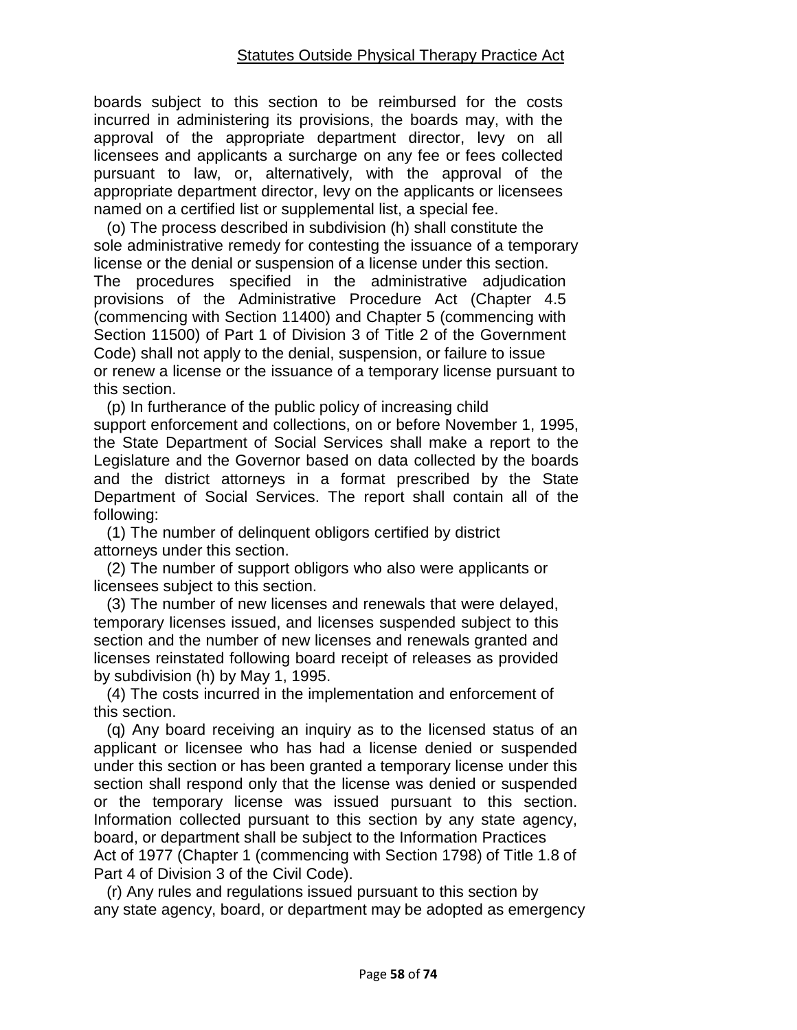boards subject to this section to be reimbursed for the costs incurred in administering its provisions, the boards may, with the approval of the appropriate department director, levy on all licensees and applicants a surcharge on any fee or fees collected pursuant to law, or, alternatively, with the approval of the appropriate department director, levy on the applicants or licensees named on a certified list or supplemental list, a special fee.

(o) The process described in subdivision (h) shall constitute the sole administrative remedy for contesting the issuance of a temporary license or the denial or suspension of a license under this section. The procedures specified in the administrative adjudication provisions of the Administrative Procedure Act (Chapter 4.5 (commencing with Section 11400) and Chapter 5 (commencing with Section 11500) of Part 1 of Division 3 of Title 2 of the Government Code) shall not apply to the denial, suspension, or failure to issue or renew a license or the issuance of a temporary license pursuant to this section.

(p) In furtherance of the public policy of increasing child support enforcement and collections, on or before November 1, 1995, the State Department of Social Services shall make a report to the Legislature and the Governor based on data collected by the boards and the district attorneys in a format prescribed by the State Department of Social Services. The report shall contain all of the following:

(1) The number of delinquent obligors certified by district attorneys under this section.

(2) The number of support obligors who also were applicants or licensees subject to this section.

(3) The number of new licenses and renewals that were delayed, temporary licenses issued, and licenses suspended subject to this section and the number of new licenses and renewals granted and licenses reinstated following board receipt of releases as provided by subdivision (h) by May 1, 1995.

(4) The costs incurred in the implementation and enforcement of this section.

(q) Any board receiving an inquiry as to the licensed status of an applicant or licensee who has had a license denied or suspended under this section or has been granted a temporary license under this section shall respond only that the license was denied or suspended or the temporary license was issued pursuant to this section. Information collected pursuant to this section by any state agency, board, or department shall be subject to the Information Practices Act of 1977 (Chapter 1 (commencing with Section 1798) of Title 1.8 of Part 4 of Division 3 of the Civil Code).

(r) Any rules and regulations issued pursuant to this section by any state agency, board, or department may be adopted as emergency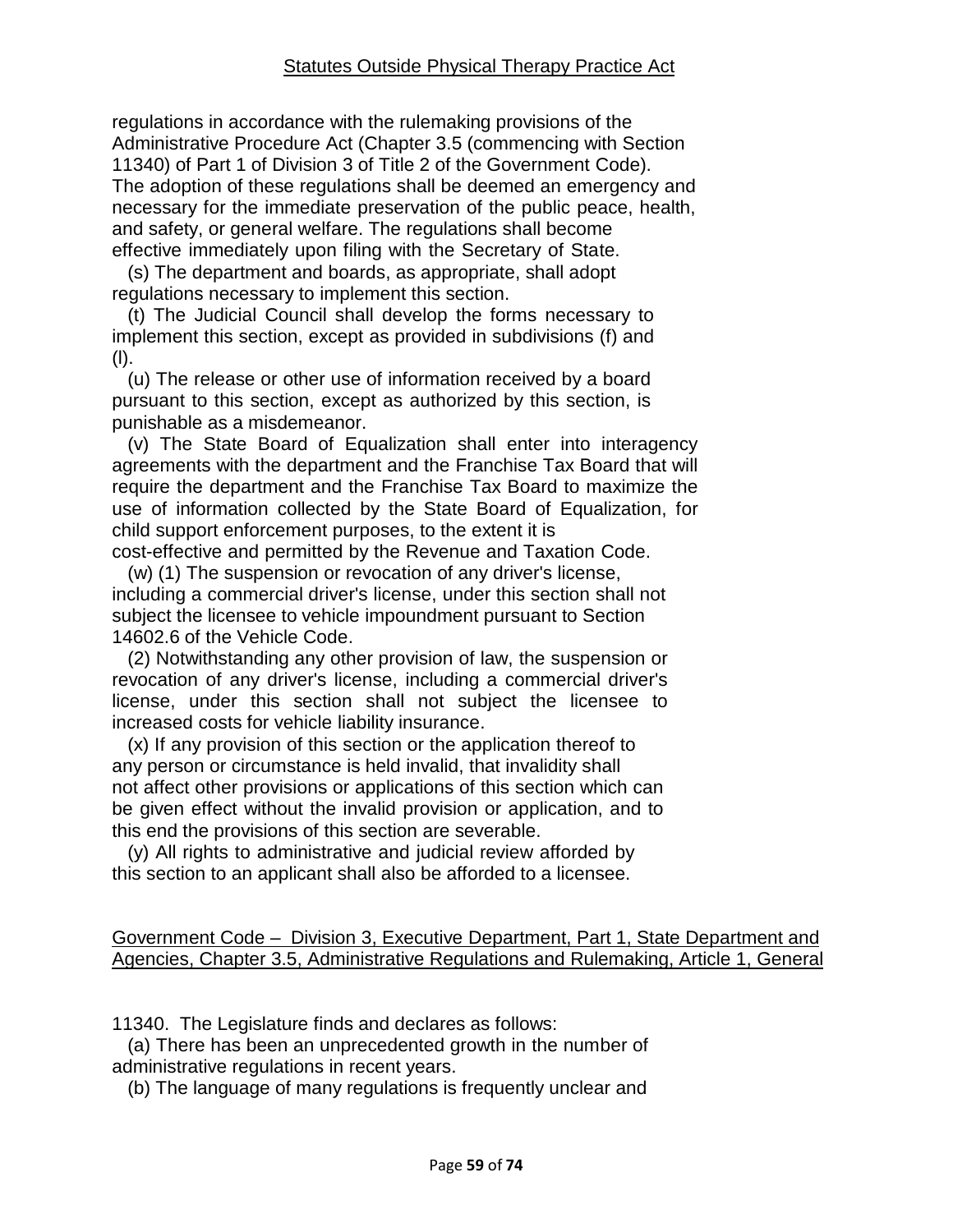regulations in accordance with the rulemaking provisions of the Administrative Procedure Act (Chapter 3.5 (commencing with Section 11340) of Part 1 of Division 3 of Title 2 of the Government Code). The adoption of these regulations shall be deemed an emergency and necessary for the immediate preservation of the public peace, health, and safety, or general welfare. The regulations shall become effective immediately upon filing with the Secretary of State.

(s) The department and boards, as appropriate, shall adopt regulations necessary to implement this section.

(t) The Judicial Council shall develop the forms necessary to implement this section, except as provided in subdivisions (f) and (l).

(u) The release or other use of information received by a board pursuant to this section, except as authorized by this section, is punishable as a misdemeanor.

(v) The State Board of Equalization shall enter into interagency agreements with the department and the Franchise Tax Board that will require the department and the Franchise Tax Board to maximize the use of information collected by the State Board of Equalization, for child support enforcement purposes, to the extent it is cost-effective and permitted by the Revenue and Taxation Code.

(w) (1) The suspension or revocation of any driver's license, including a commercial driver's license, under this section shall not subject the licensee to vehicle impoundment pursuant to Section 14602.6 of the Vehicle Code.

(2) Notwithstanding any other provision of law, the suspension or revocation of any driver's license, including a commercial driver's license, under this section shall not subject the licensee to increased costs for vehicle liability insurance.

(x) If any provision of this section or the application thereof to any person or circumstance is held invalid, that invalidity shall not affect other provisions or applications of this section which can be given effect without the invalid provision or application, and to this end the provisions of this section are severable.

(y) All rights to administrative and judicial review afforded by this section to an applicant shall also be afforded to a licensee.

## Government Code – Division 3, Executive Department, Part 1, State Department and Agencies, Chapter 3.5, Administrative Regulations and Rulemaking, Article 1, General

11340. The Legislature finds and declares as follows:

(a) There has been an unprecedented growth in the number of administrative regulations in recent years.

(b) The language of many regulations is frequently unclear and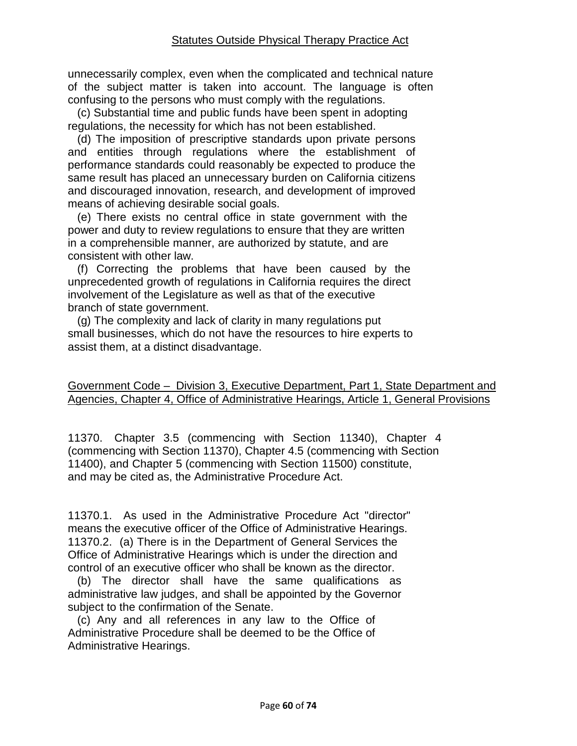unnecessarily complex, even when the complicated and technical nature of the subject matter is taken into account. The language is often confusing to the persons who must comply with the regulations.

(c) Substantial time and public funds have been spent in adopting regulations, the necessity for which has not been established.

(d) The imposition of prescriptive standards upon private persons and entities through regulations where the establishment of performance standards could reasonably be expected to produce the same result has placed an unnecessary burden on California citizens and discouraged innovation, research, and development of improved means of achieving desirable social goals.

(e) There exists no central office in state government with the power and duty to review regulations to ensure that they are written in a comprehensible manner, are authorized by statute, and are consistent with other law.

(f) Correcting the problems that have been caused by the unprecedented growth of regulations in California requires the direct involvement of the Legislature as well as that of the executive branch of state government.

(g) The complexity and lack of clarity in many regulations put small businesses, which do not have the resources to hire experts to assist them, at a distinct disadvantage.

## Government Code – Division 3, Executive Department, Part 1, State Department and Agencies, Chapter 4, Office of Administrative Hearings, Article 1, General Provisions

11370. Chapter 3.5 (commencing with Section 11340), Chapter 4 (commencing with Section 11370), Chapter 4.5 (commencing with Section 11400), and Chapter 5 (commencing with Section 11500) constitute, and may be cited as, the Administrative Procedure Act.

11370.1. As used in the Administrative Procedure Act "director" means the executive officer of the Office of Administrative Hearings.

11370.2. (a) There is in the Department of General Services the Office of Administrative Hearings which is under the direction and control of an executive officer who shall be known as the director.

(b) The director shall have the same qualifications as administrative law judges, and shall be appointed by the Governor subject to the confirmation of the Senate.

(c) Any and all references in any law to the Office of Administrative Procedure shall be deemed to be the Office of Administrative Hearings.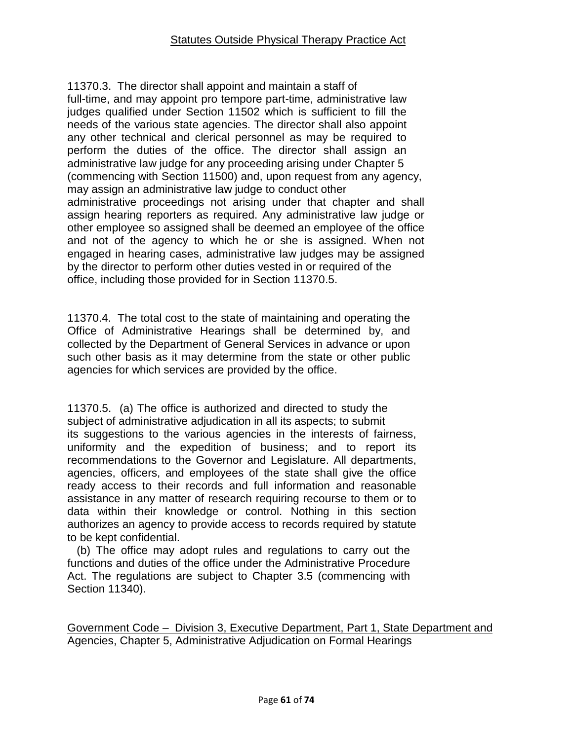11370.3. The director shall appoint and maintain a staff of full-time, and may appoint pro tempore part-time, administrative law judges qualified under Section 11502 which is sufficient to fill the needs of the various state agencies. The director shall also appoint any other technical and clerical personnel as may be required to perform the duties of the office. The director shall assign an administrative law judge for any proceeding arising under Chapter 5 (commencing with Section 11500) and, upon request from any agency, may assign an administrative law judge to conduct other administrative proceedings not arising under that chapter and shall assign hearing reporters as required. Any administrative law judge or other employee so assigned shall be deemed an employee of the office and not of the agency to which he or she is assigned. When not engaged in hearing cases, administrative law judges may be assigned by the director to perform other duties vested in or required of the office, including those provided for in Section 11370.5.

11370.4. The total cost to the state of maintaining and operating the Office of Administrative Hearings shall be determined by, and collected by the Department of General Services in advance or upon such other basis as it may determine from the state or other public agencies for which services are provided by the office.

11370.5. (a) The office is authorized and directed to study the subject of administrative adjudication in all its aspects; to submit its suggestions to the various agencies in the interests of fairness, uniformity and the expedition of business; and to report its recommendations to the Governor and Legislature. All departments, agencies, officers, and employees of the state shall give the office ready access to their records and full information and reasonable assistance in any matter of research requiring recourse to them or to data within their knowledge or control. Nothing in this section authorizes an agency to provide access to records required by statute to be kept confidential.

(b) The office may adopt rules and regulations to carry out the functions and duties of the office under the Administrative Procedure Act. The regulations are subject to Chapter 3.5 (commencing with Section 11340).

Government Code – Division 3, Executive Department, Part 1, State Department and Agencies, Chapter 5, Administrative Adjudication on Formal Hearings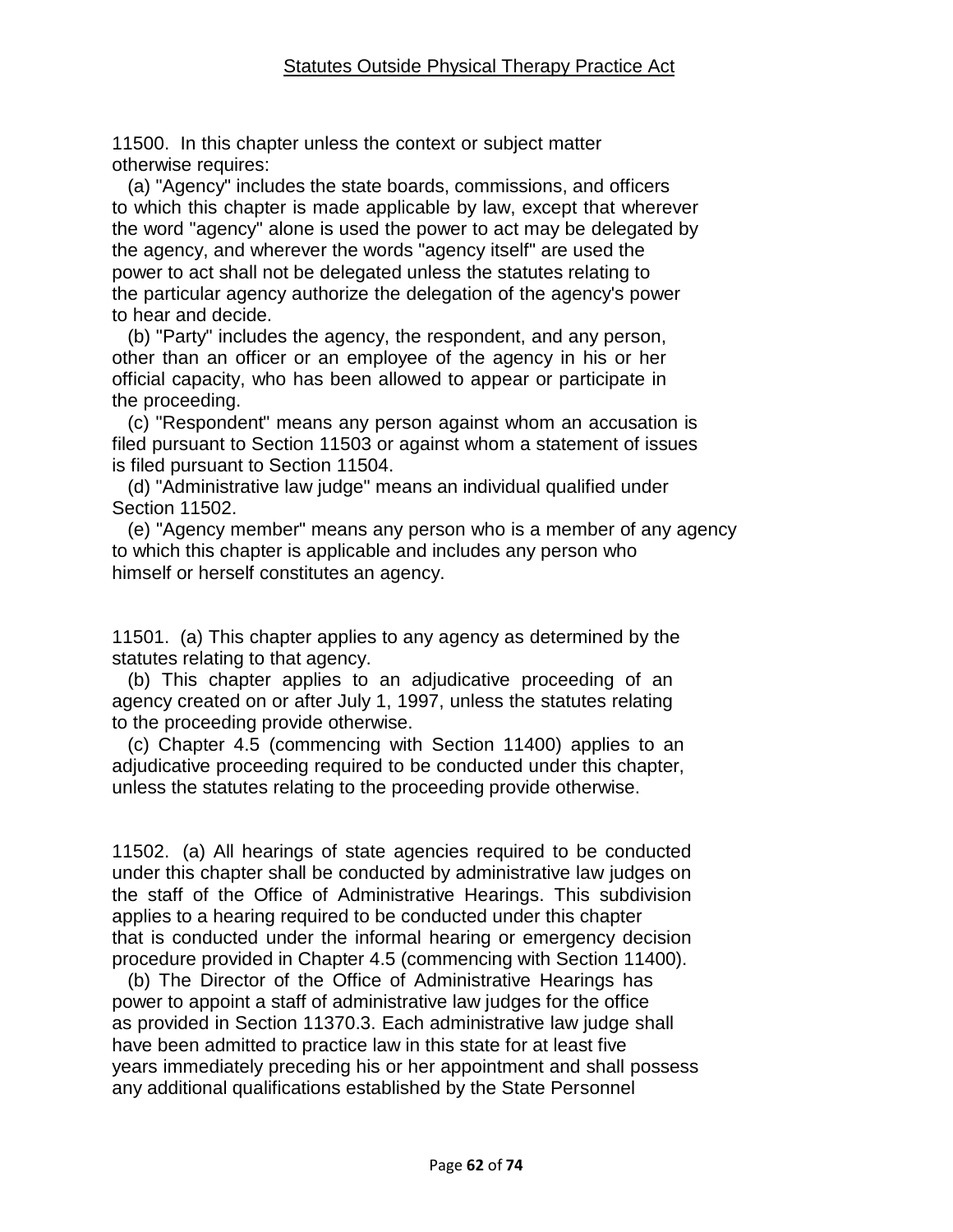11500. In this chapter unless the context or subject matter otherwise requires:

(a) "Agency" includes the state boards, commissions, and officers to which this chapter is made applicable by law, except that wherever the word "agency" alone is used the power to act may be delegated by the agency, and wherever the words "agency itself" are used the power to act shall not be delegated unless the statutes relating to the particular agency authorize the delegation of the agency's power to hear and decide.

(b) "Party" includes the agency, the respondent, and any person, other than an officer or an employee of the agency in his or her official capacity, who has been allowed to appear or participate in the proceeding.

(c) "Respondent" means any person against whom an accusation is filed pursuant to Section 11503 or against whom a statement of issues is filed pursuant to Section 11504.

(d) "Administrative law judge" means an individual qualified under Section 11502.

(e) "Agency member" means any person who is a member of any agency to which this chapter is applicable and includes any person who himself or herself constitutes an agency.

11501. (a) This chapter applies to any agency as determined by the statutes relating to that agency.

(b) This chapter applies to an adjudicative proceeding of an agency created on or after July 1, 1997, unless the statutes relating to the proceeding provide otherwise.

(c) Chapter 4.5 (commencing with Section 11400) applies to an adjudicative proceeding required to be conducted under this chapter, unless the statutes relating to the proceeding provide otherwise.

11502. (a) All hearings of state agencies required to be conducted under this chapter shall be conducted by administrative law judges on the staff of the Office of Administrative Hearings. This subdivision applies to a hearing required to be conducted under this chapter that is conducted under the informal hearing or emergency decision procedure provided in Chapter 4.5 (commencing with Section 11400).

(b) The Director of the Office of Administrative Hearings has power to appoint a staff of administrative law judges for the office as provided in Section 11370.3. Each administrative law judge shall have been admitted to practice law in this state for at least five years immediately preceding his or her appointment and shall possess any additional qualifications established by the State Personnel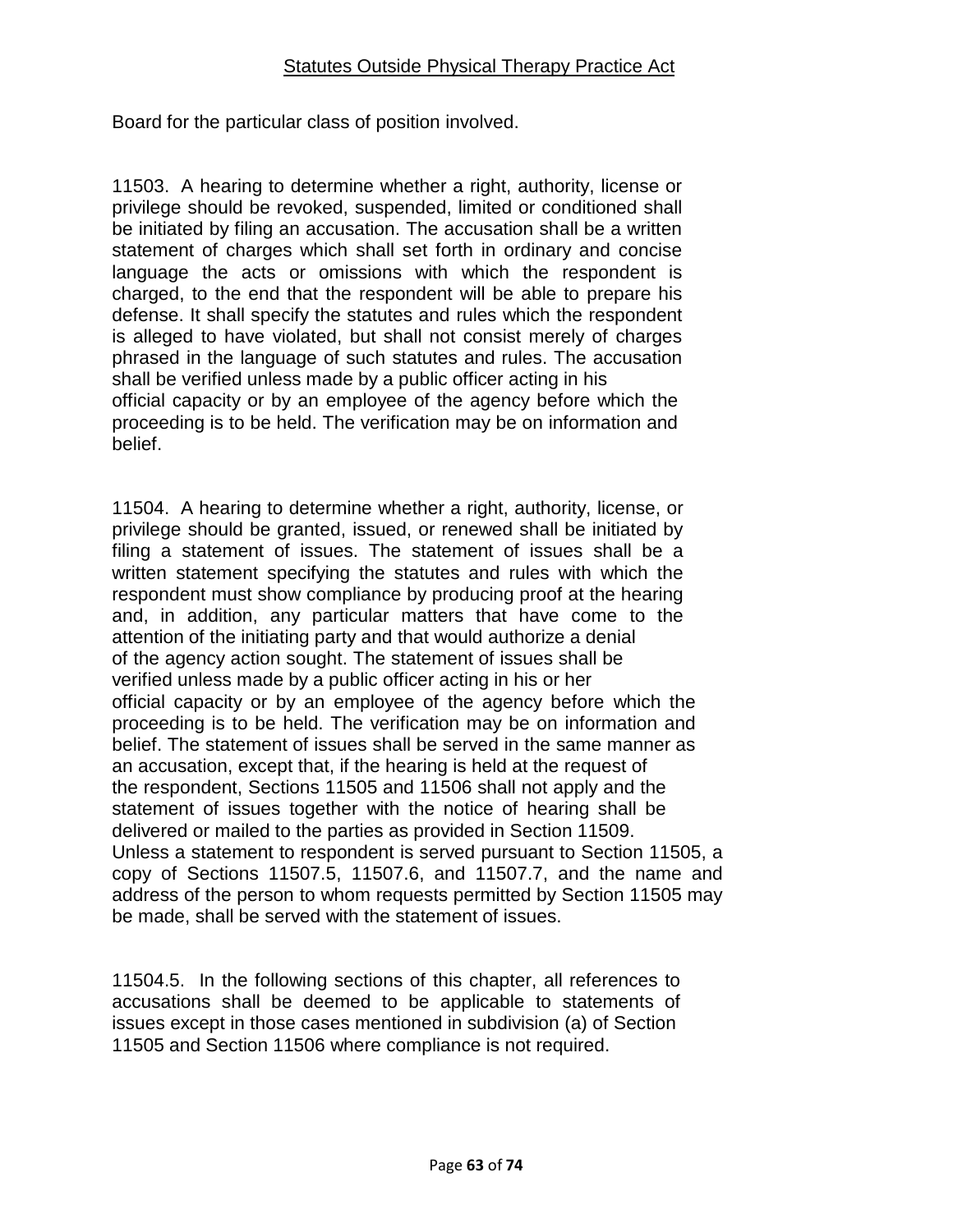Board for the particular class of position involved.

11503. A hearing to determine whether a right, authority, license or privilege should be revoked, suspended, limited or conditioned shall be initiated by filing an accusation. The accusation shall be a written statement of charges which shall set forth in ordinary and concise language the acts or omissions with which the respondent is charged, to the end that the respondent will be able to prepare his defense. It shall specify the statutes and rules which the respondent is alleged to have violated, but shall not consist merely of charges phrased in the language of such statutes and rules. The accusation shall be verified unless made by a public officer acting in his official capacity or by an employee of the agency before which the proceeding is to be held. The verification may be on information and belief.

11504. A hearing to determine whether a right, authority, license, or privilege should be granted, issued, or renewed shall be initiated by filing a statement of issues. The statement of issues shall be a written statement specifying the statutes and rules with which the respondent must show compliance by producing proof at the hearing and, in addition, any particular matters that have come to the attention of the initiating party and that would authorize a denial of the agency action sought. The statement of issues shall be verified unless made by a public officer acting in his or her official capacity or by an employee of the agency before which the proceeding is to be held. The verification may be on information and belief. The statement of issues shall be served in the same manner as an accusation, except that, if the hearing is held at the request of the respondent, Sections 11505 and 11506 shall not apply and the statement of issues together with the notice of hearing shall be delivered or mailed to the parties as provided in Section 11509. Unless a statement to respondent is served pursuant to Section 11505, a copy of Sections 11507.5, 11507.6, and 11507.7, and the name and address of the person to whom requests permitted by Section 11505 may be made, shall be served with the statement of issues.

11504.5. In the following sections of this chapter, all references to accusations shall be deemed to be applicable to statements of issues except in those cases mentioned in subdivision (a) of Section 11505 and Section 11506 where compliance is not required.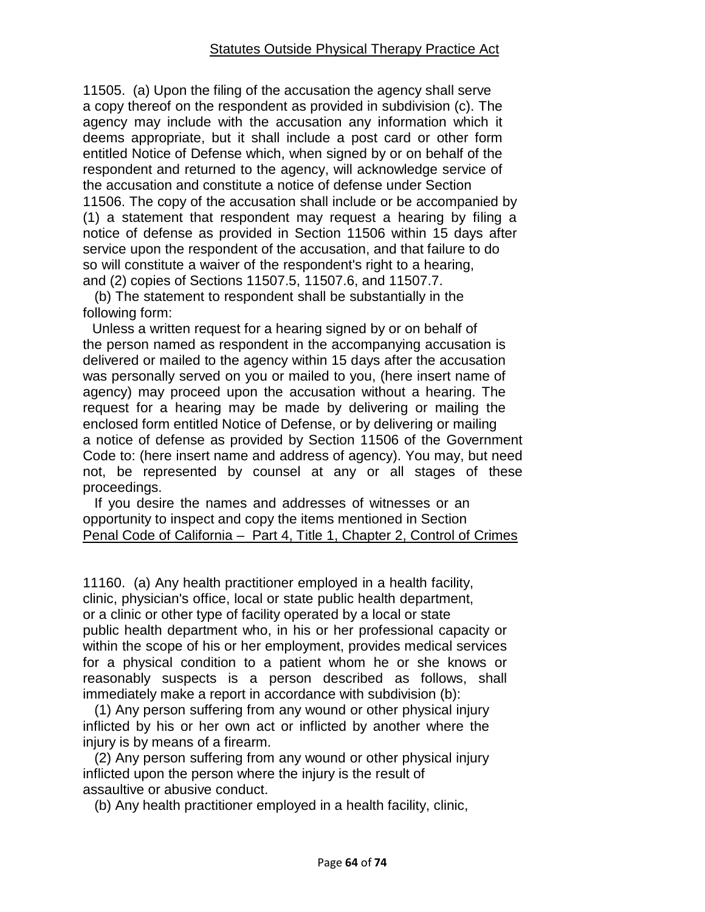11505. (a) Upon the filing of the accusation the agency shall serve a copy thereof on the respondent as provided in subdivision (c). The agency may include with the accusation any information which it deems appropriate, but it shall include a post card or other form entitled Notice of Defense which, when signed by or on behalf of the respondent and returned to the agency, will acknowledge service of the accusation and constitute a notice of defense under Section 11506. The copy of the accusation shall include or be accompanied by (1) a statement that respondent may request a hearing by filing a notice of defense as provided in Section 11506 within 15 days after service upon the respondent of the accusation, and that failure to do so will constitute a waiver of the respondent's right to a hearing, and (2) copies of Sections 11507.5, 11507.6, and 11507.7.

(b) The statement to respondent shall be substantially in the following form:

Unless a written request for a hearing signed by or on behalf of the person named as respondent in the accompanying accusation is delivered or mailed to the agency within 15 days after the accusation was personally served on you or mailed to you, (here insert name of agency) may proceed upon the accusation without a hearing. The request for a hearing may be made by delivering or mailing the enclosed form entitled Notice of Defense, or by delivering or mailing a notice of defense as provided by Section 11506 of the Government Code to: (here insert name and address of agency). You may, but need not, be represented by counsel at any or all stages of these proceedings.

If you desire the names and addresses of witnesses or an opportunity to inspect and copy the items mentioned in Section

## Penal Code of California – Part 4, Title 1, Chapter 2, Control of Crimes

11160. (a) Any health practitioner employed in a health facility, clinic, physician's office, local or state public health department, or a clinic or other type of facility operated by a local or state public health department who, in his or her professional capacity or within the scope of his or her employment, provides medical services for a physical condition to a patient whom he or she knows or reasonably suspects is a person described as follows, shall immediately make a report in accordance with subdivision (b):

(1) Any person suffering from any wound or other physical injury inflicted by his or her own act or inflicted by another where the injury is by means of a firearm.

(2) Any person suffering from any wound or other physical injury inflicted upon the person where the injury is the result of assaultive or abusive conduct.

(b) Any health practitioner employed in a health facility, clinic,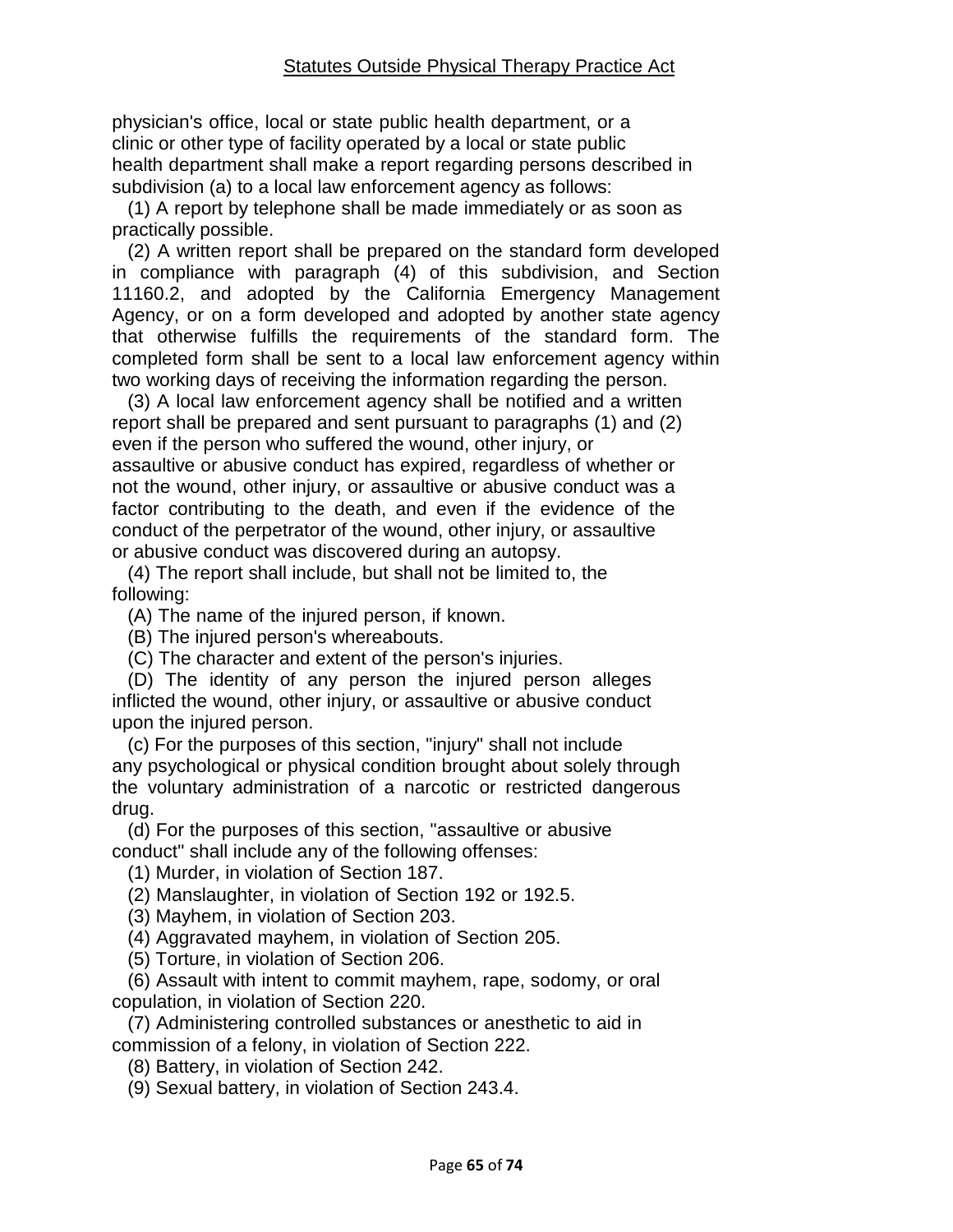physician's office, local or state public health department, or a clinic or other type of facility operated by a local or state public health department shall make a report regarding persons described in subdivision (a) to a local law enforcement agency as follows:

(1) A report by telephone shall be made immediately or as soon as practically possible.

(2) A written report shall be prepared on the standard form developed in compliance with paragraph (4) of this subdivision, and Section 11160.2, and adopted by the California Emergency Management Agency, or on a form developed and adopted by another state agency that otherwise fulfills the requirements of the standard form. The completed form shall be sent to a local law enforcement agency within two working days of receiving the information regarding the person.

(3) A local law enforcement agency shall be notified and a written report shall be prepared and sent pursuant to paragraphs (1) and (2) even if the person who suffered the wound, other injury, or assaultive or abusive conduct has expired, regardless of whether or not the wound, other injury, or assaultive or abusive conduct was a factor contributing to the death, and even if the evidence of the conduct of the perpetrator of the wound, other injury, or assaultive or abusive conduct was discovered during an autopsy.

(4) The report shall include, but shall not be limited to, the following:

(A) The name of the injured person, if known.

(B) The injured person's whereabouts.

(C) The character and extent of the person's injuries.

(D) The identity of any person the injured person alleges inflicted the wound, other injury, or assaultive or abusive conduct upon the injured person.

(c) For the purposes of this section, "injury" shall not include any psychological or physical condition brought about solely through the voluntary administration of a narcotic or restricted dangerous drug.

(d) For the purposes of this section, "assaultive or abusive conduct" shall include any of the following offenses:

(1) Murder, in violation of Section 187.

(2) Manslaughter, in violation of Section 192 or 192.5.

(3) Mayhem, in violation of Section 203.

(4) Aggravated mayhem, in violation of Section 205.

(5) Torture, in violation of Section 206.

(6) Assault with intent to commit mayhem, rape, sodomy, or oral copulation, in violation of Section 220.

(7) Administering controlled substances or anesthetic to aid in commission of a felony, in violation of Section 222.

(8) Battery, in violation of Section 242.

(9) Sexual battery, in violation of Section 243.4.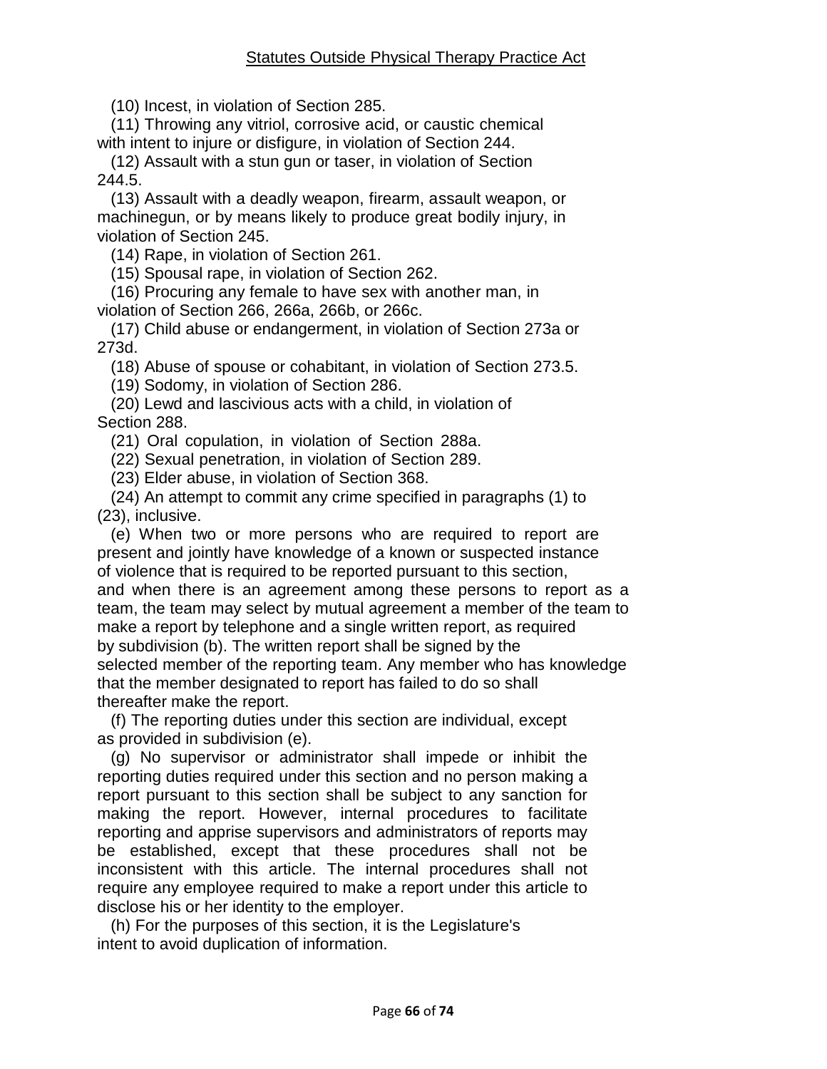(10) Incest, in violation of Section 285.

(11) Throwing any vitriol, corrosive acid, or caustic chemical with intent to injure or disfigure, in violation of Section 244.

(12) Assault with a stun gun or taser, in violation of Section 244.5.

(13) Assault with a deadly weapon, firearm, assault weapon, or machinegun, or by means likely to produce great bodily injury, in violation of Section 245.

(14) Rape, in violation of Section 261.

(15) Spousal rape, in violation of Section 262.

(16) Procuring any female to have sex with another man, in violation of Section 266, 266a, 266b, or 266c.

(17) Child abuse or endangerment, in violation of Section 273a or 273d.

(18) Abuse of spouse or cohabitant, in violation of Section 273.5.

(19) Sodomy, in violation of Section 286.

(20) Lewd and lascivious acts with a child, in violation of Section 288.

(21) Oral copulation, in violation of Section 288a.

(22) Sexual penetration, in violation of Section 289.

(23) Elder abuse, in violation of Section 368.

(24) An attempt to commit any crime specified in paragraphs (1) to (23), inclusive.

(e) When two or more persons who are required to report are present and jointly have knowledge of a known or suspected instance of violence that is required to be reported pursuant to this section, and when there is an agreement among these persons to report as a team, the team may select by mutual agreement a member of the team to make a report by telephone and a single written report, as required by subdivision (b). The written report shall be signed by the selected member of the reporting team. Any member who has knowledge that the member designated to report has failed to do so shall thereafter make the report.

(f) The reporting duties under this section are individual, except as provided in subdivision (e).

(g) No supervisor or administrator shall impede or inhibit the reporting duties required under this section and no person making a report pursuant to this section shall be subject to any sanction for making the report. However, internal procedures to facilitate reporting and apprise supervisors and administrators of reports may be established, except that these procedures shall not be inconsistent with this article. The internal procedures shall not require any employee required to make a report under this article to disclose his or her identity to the employer.

(h) For the purposes of this section, it is the Legislature's intent to avoid duplication of information.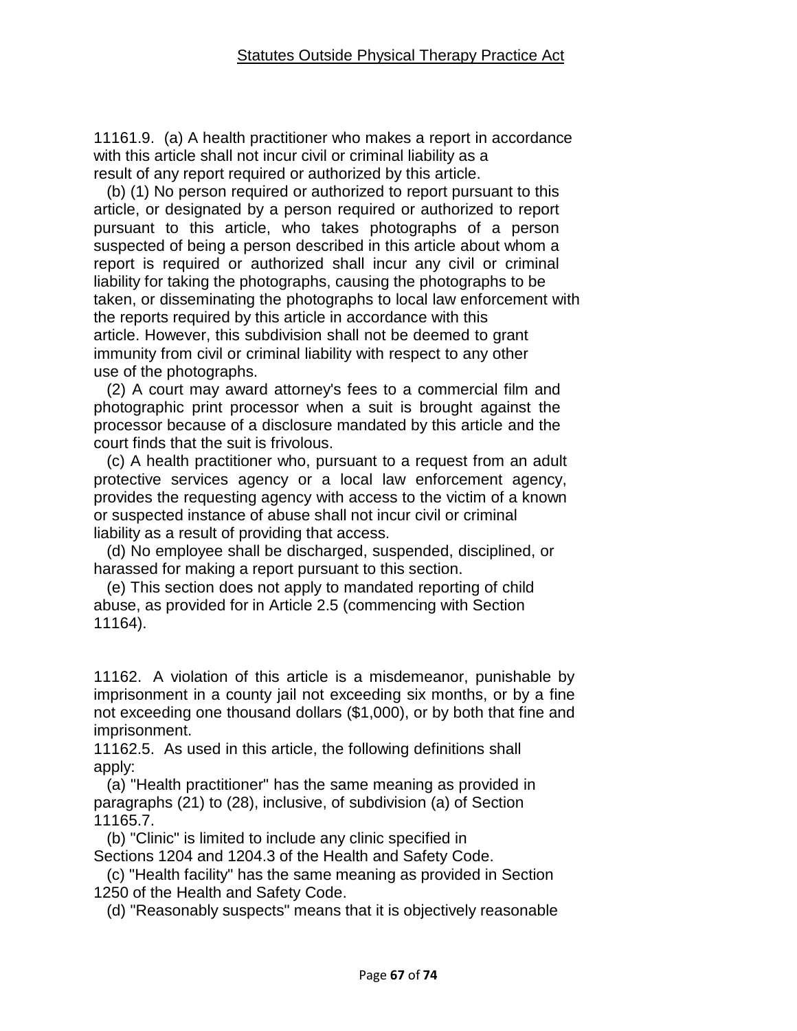11161.9. (a) A health practitioner who makes a report in accordance with this article shall not incur civil or criminal liability as a result of any report required or authorized by this article.

(b) (1) No person required or authorized to report pursuant to this article, or designated by a person required or authorized to report pursuant to this article, who takes photographs of a person suspected of being a person described in this article about whom a report is required or authorized shall incur any civil or criminal liability for taking the photographs, causing the photographs to be taken, or disseminating the photographs to local law enforcement with the reports required by this article in accordance with this article. However, this subdivision shall not be deemed to grant immunity from civil or criminal liability with respect to any other use of the photographs.

(2) A court may award attorney's fees to a commercial film and photographic print processor when a suit is brought against the processor because of a disclosure mandated by this article and the court finds that the suit is frivolous.

(c) A health practitioner who, pursuant to a request from an adult protective services agency or a local law enforcement agency, provides the requesting agency with access to the victim of a known or suspected instance of abuse shall not incur civil or criminal liability as a result of providing that access.

(d) No employee shall be discharged, suspended, disciplined, or harassed for making a report pursuant to this section.

(e) This section does not apply to mandated reporting of child abuse, as provided for in Article 2.5 (commencing with Section 11164).

11162. A violation of this article is a misdemeanor, punishable by imprisonment in a county jail not exceeding six months, or by a fine not exceeding one thousand dollars ($1,000), or by both that fine and imprisonment.

11162.5. As used in this article, the following definitions shall apply:

(a) "Health practitioner" has the same meaning as provided in paragraphs (21) to (28), inclusive, of subdivision (a) of Section 11165.7.

(b) "Clinic" is limited to include any clinic specified in Sections 1204 and 1204.3 of the Health and Safety Code.

(c) "Health facility" has the same meaning as provided in Section 1250 of the Health and Safety Code.

(d) "Reasonably suspects" means that it is objectively reasonable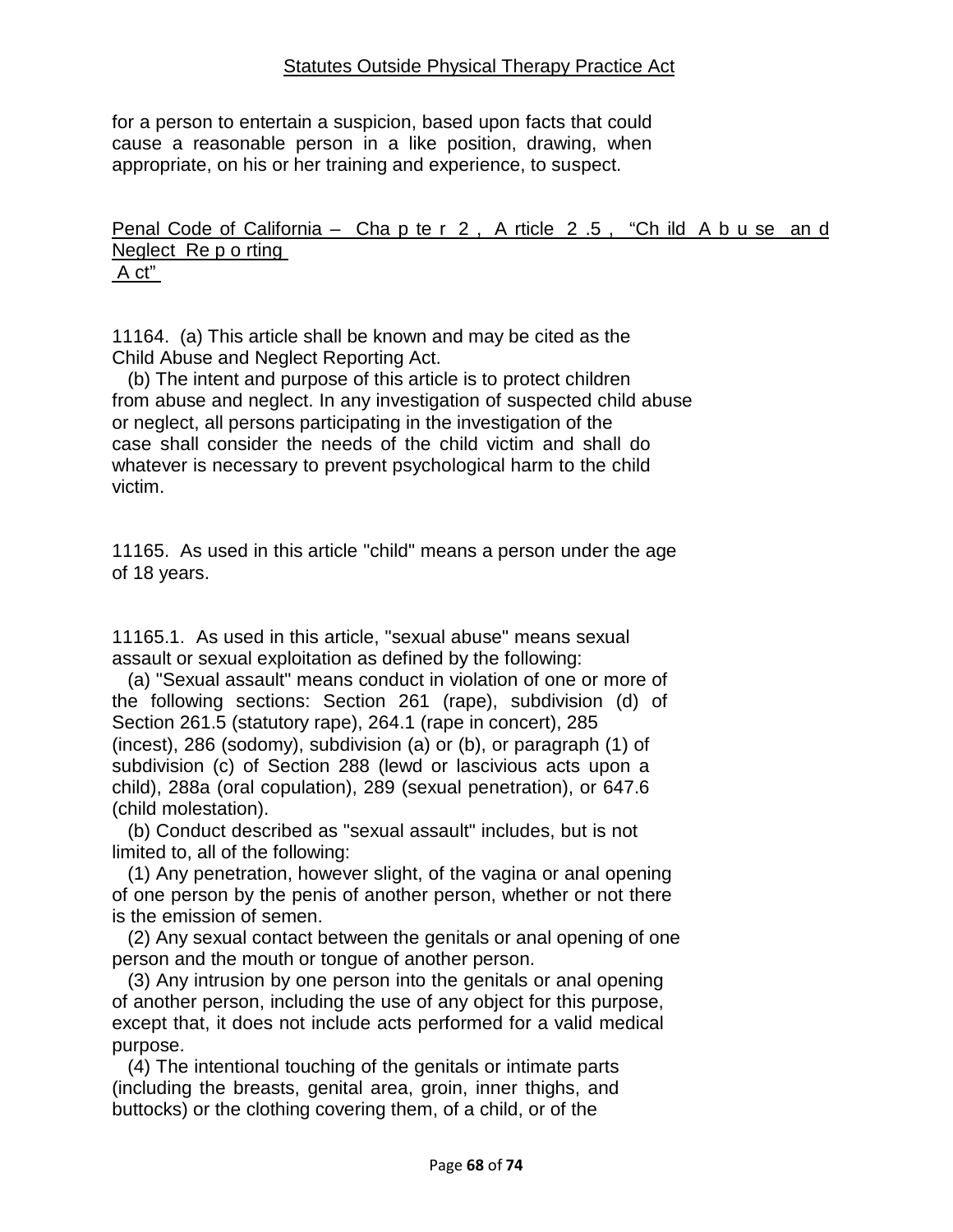for a person to entertain a suspicion, based upon facts that could cause a reasonable person in a like position, drawing, when appropriate, on his or her training and experience, to suspect.

## Penal Code of California – Chapter 2, Article 2.5, "Child Abuse and Neglect Reporting Act"

11164. (a) This article shall be known and may be cited as the Child Abuse and Neglect Reporting Act.

(b) The intent and purpose of this article is to protect children from abuse and neglect. In any investigation of suspected child abuse or neglect, all persons participating in the investigation of the case shall consider the needs of the child victim and shall do whatever is necessary to prevent psychological harm to the child victim.

11165. As used in this article "child" means a person under the age of 18 years.

11165.1. As used in this article, "sexual abuse" means sexual assault or sexual exploitation as defined by the following:

(a) "Sexual assault" means conduct in violation of one or more of the following sections: Section 261 (rape), subdivision (d) of Section 261.5 (statutory rape), 264.1 (rape in concert), 285 (incest), 286 (sodomy), subdivision (a) or (b), or paragraph (1) of subdivision (c) of Section 288 (lewd or lascivious acts upon a child), 288a (oral copulation), 289 (sexual penetration), or 647.6 (child molestation).

(b) Conduct described as "sexual assault" includes, but is not limited to, all of the following:

(1) Any penetration, however slight, of the vagina or anal opening of one person by the penis of another person, whether or not there is the emission of semen.

(2) Any sexual contact between the genitals or anal opening of one person and the mouth or tongue of another person.

(3) Any intrusion by one person into the genitals or anal opening of another person, including the use of any object for this purpose, except that, it does not include acts performed for a valid medical purpose.

(4) The intentional touching of the genitals or intimate parts (including the breasts, genital area, groin, inner thighs, and buttocks) or the clothing covering them, of a child, or of the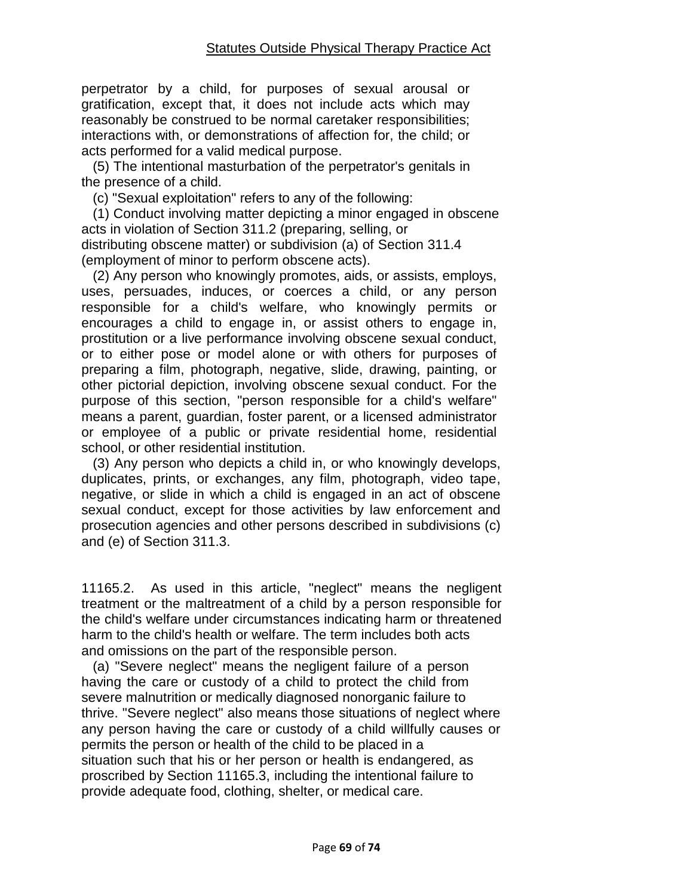perpetrator by a child, for purposes of sexual arousal or gratification, except that, it does not include acts which may reasonably be construed to be normal caretaker responsibilities; interactions with, or demonstrations of affection for, the child; or acts performed for a valid medical purpose.

(5) The intentional masturbation of the perpetrator's genitals in the presence of a child.

(c) "Sexual exploitation" refers to any of the following:

(1) Conduct involving matter depicting a minor engaged in obscene acts in violation of Section 311.2 (preparing, selling, or distributing obscene matter) or subdivision (a) of Section 311.4 (employment of minor to perform obscene acts).

(2) Any person who knowingly promotes, aids, or assists, employs, uses, persuades, induces, or coerces a child, or any person responsible for a child's welfare, who knowingly permits or encourages a child to engage in, or assist others to engage in, prostitution or a live performance involving obscene sexual conduct, or to either pose or model alone or with others for purposes of preparing a film, photograph, negative, slide, drawing, painting, or other pictorial depiction, involving obscene sexual conduct. For the purpose of this section, "person responsible for a child's welfare" means a parent, guardian, foster parent, or a licensed administrator or employee of a public or private residential home, residential school, or other residential institution.

(3) Any person who depicts a child in, or who knowingly develops, duplicates, prints, or exchanges, any film, photograph, video tape, negative, or slide in which a child is engaged in an act of obscene sexual conduct, except for those activities by law enforcement and prosecution agencies and other persons described in subdivisions (c) and (e) of Section 311.3.

11165.2. As used in this article, "neglect" means the negligent treatment or the maltreatment of a child by a person responsible for the child's welfare under circumstances indicating harm or threatened harm to the child's health or welfare. The term includes both acts and omissions on the part of the responsible person.

(a) "Severe neglect" means the negligent failure of a person having the care or custody of a child to protect the child from severe malnutrition or medically diagnosed nonorganic failure to thrive. "Severe neglect" also means those situations of neglect where any person having the care or custody of a child willfully causes or permits the person or health of the child to be placed in a situation such that his or her person or health is endangered, as proscribed by Section 11165.3, including the intentional failure to provide adequate food, clothing, shelter, or medical care.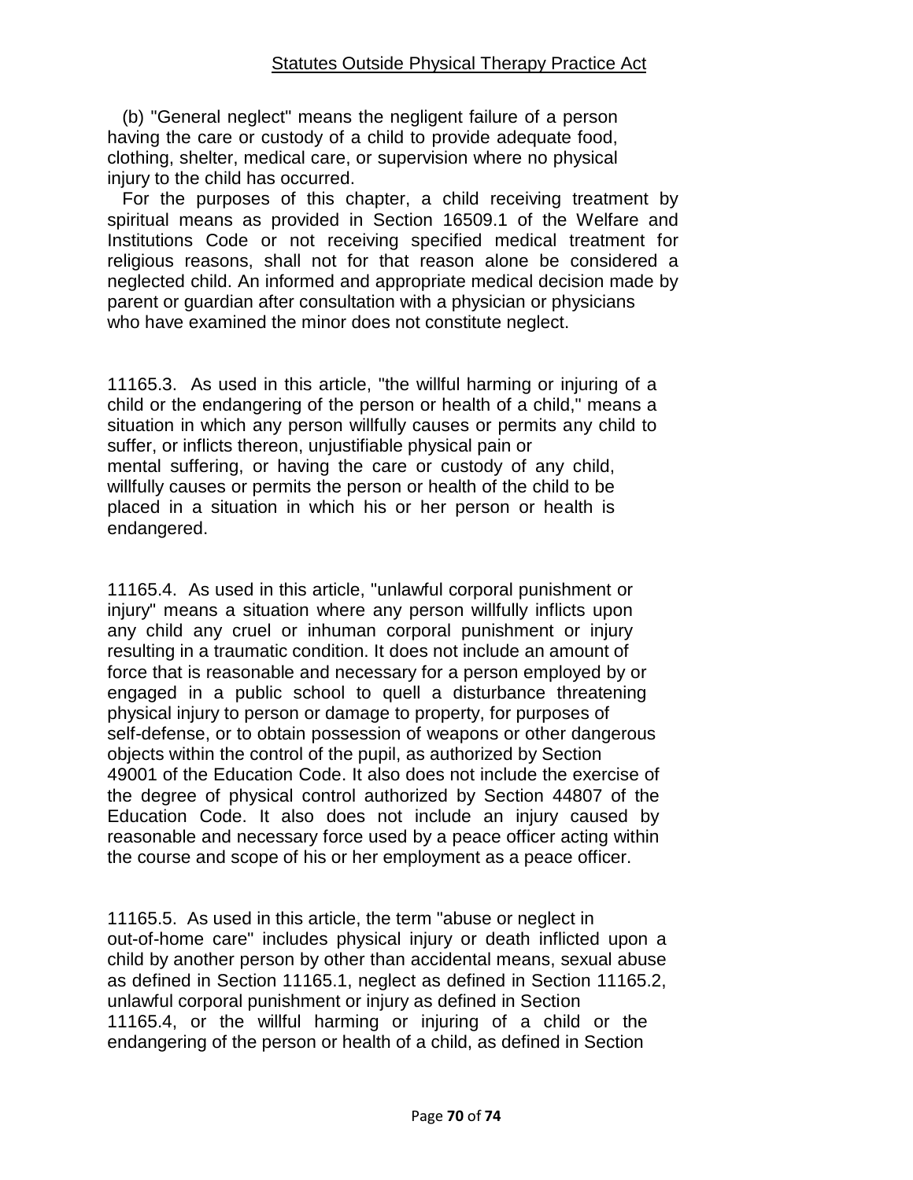(b) "General neglect" means the negligent failure of a person having the care or custody of a child to provide adequate food, clothing, shelter, medical care, or supervision where no physical injury to the child has occurred.

For the purposes of this chapter, a child receiving treatment by spiritual means as provided in Section 16509.1 of the Welfare and Institutions Code or not receiving specified medical treatment for religious reasons, shall not for that reason alone be considered a neglected child. An informed and appropriate medical decision made by parent or guardian after consultation with a physician or physicians who have examined the minor does not constitute neglect.

11165.3. As used in this article, "the willful harming or injuring of a child or the endangering of the person or health of a child," means a situation in which any person willfully causes or permits any child to suffer, or inflicts thereon, unjustifiable physical pain or mental suffering, or having the care or custody of any child, willfully causes or permits the person or health of the child to be placed in a situation in which his or her person or health is endangered.

11165.4. As used in this article, "unlawful corporal punishment or injury" means a situation where any person willfully inflicts upon any child any cruel or inhuman corporal punishment or injury resulting in a traumatic condition. It does not include an amount of force that is reasonable and necessary for a person employed by or engaged in a public school to quell a disturbance threatening physical injury to person or damage to property, for purposes of self-defense, or to obtain possession of weapons or other dangerous objects within the control of the pupil, as authorized by Section 49001 of the Education Code. It also does not include the exercise of the degree of physical control authorized by Section 44807 of the Education Code. It also does not include an injury caused by reasonable and necessary force used by a peace officer acting within the course and scope of his or her employment as a peace officer.

11165.5. As used in this article, the term "abuse or neglect in out-of-home care" includes physical injury or death inflicted upon a child by another person by other than accidental means, sexual abuse as defined in Section 11165.1, neglect as defined in Section 11165.2, unlawful corporal punishment or injury as defined in Section 11165.4, or the willful harming or injuring of a child or the endangering of the person or health of a child, as defined in Section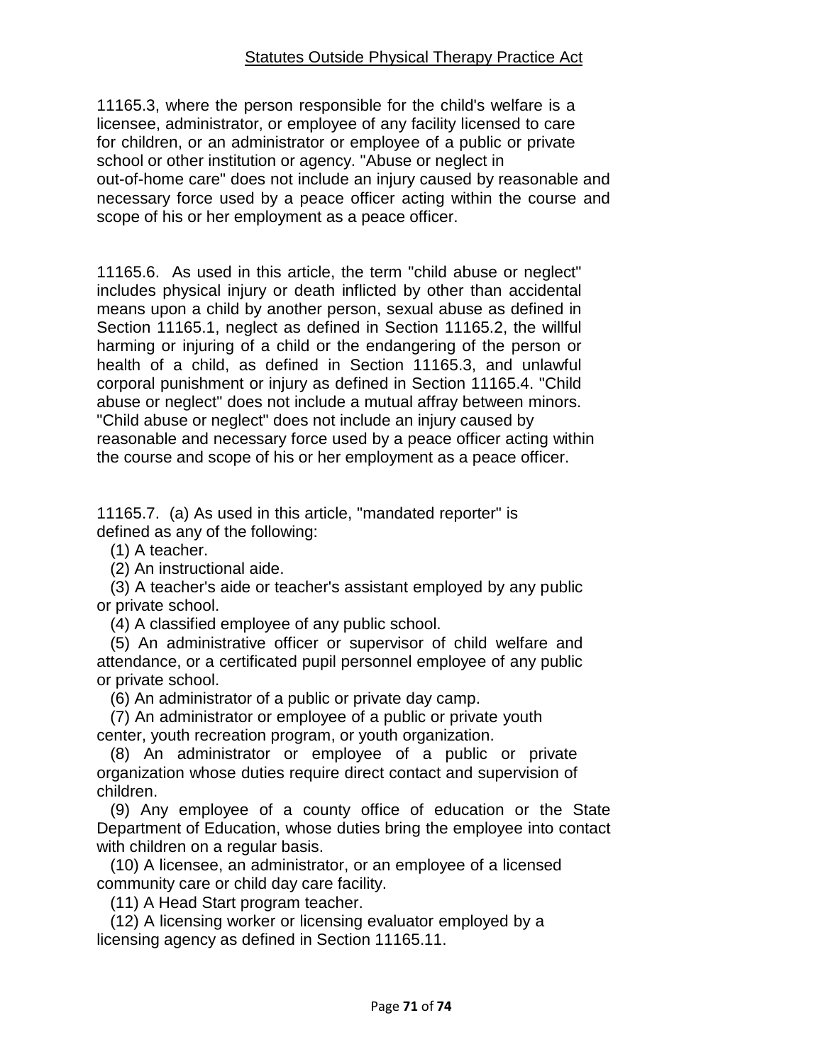11165.3, where the person responsible for the child's welfare is a licensee, administrator, or employee of any facility licensed to care for children, or an administrator or employee of a public or private school or other institution or agency. "Abuse or neglect in out-of-home care" does not include an injury caused by reasonable and necessary force used by a peace officer acting within the course and scope of his or her employment as a peace officer.

11165.6. As used in this article, the term "child abuse or neglect" includes physical injury or death inflicted by other than accidental means upon a child by another person, sexual abuse as defined in Section 11165.1, neglect as defined in Section 11165.2, the willful harming or injuring of a child or the endangering of the person or health of a child, as defined in Section 11165.3, and unlawful corporal punishment or injury as defined in Section 11165.4. "Child abuse or neglect" does not include a mutual affray between minors. "Child abuse or neglect" does not include an injury caused by reasonable and necessary force used by a peace officer acting within the course and scope of his or her employment as a peace officer.

11165.7. (a) As used in this article, "mandated reporter" is defined as any of the following:

(1) A teacher.

(2) An instructional aide.

(3) A teacher's aide or teacher's assistant employed by any public or private school.

(4) A classified employee of any public school.

(5) An administrative officer or supervisor of child welfare and attendance, or a certificated pupil personnel employee of any public or private school.

(6) An administrator of a public or private day camp.

(7) An administrator or employee of a public or private youth center, youth recreation program, or youth organization.

(8) An administrator or employee of a public or private organization whose duties require direct contact and supervision of children.

(9) Any employee of a county office of education or the State Department of Education, whose duties bring the employee into contact with children on a regular basis.

(10) A licensee, an administrator, or an employee of a licensed community care or child day care facility.

(11) A Head Start program teacher.

(12) A licensing worker or licensing evaluator employed by a licensing agency as defined in Section 11165.11.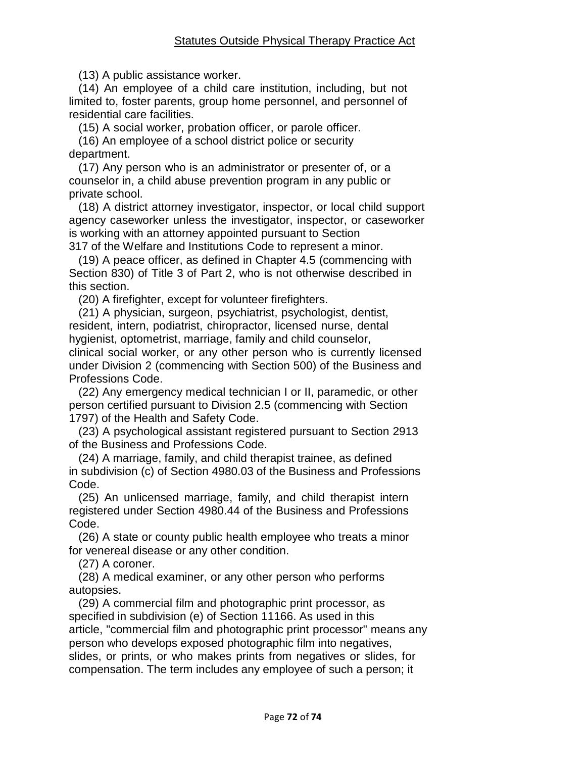(13) A public assistance worker.

(14) An employee of a child care institution, including, but not limited to, foster parents, group home personnel, and personnel of residential care facilities.

(15) A social worker, probation officer, or parole officer.

(16) An employee of a school district police or security department.

(17) Any person who is an administrator or presenter of, or a counselor in, a child abuse prevention program in any public or private school.

(18) A district attorney investigator, inspector, or local child support agency caseworker unless the investigator, inspector, or caseworker is working with an attorney appointed pursuant to Section 317 of the Welfare and Institutions Code to represent a minor.

(19) A peace officer, as defined in Chapter 4.5 (commencing with Section 830) of Title 3 of Part 2, who is not otherwise described in this section.

(20) A firefighter, except for volunteer firefighters.

(21) A physician, surgeon, psychiatrist, psychologist, dentist, resident, intern, podiatrist, chiropractor, licensed nurse, dental hygienist, optometrist, marriage, family and child counselor, clinical social worker, or any other person who is currently licensed under Division 2 (commencing with Section 500) of the Business and Professions Code.

(22) Any emergency medical technician I or II, paramedic, or other person certified pursuant to Division 2.5 (commencing with Section 1797) of the Health and Safety Code.

(23) A psychological assistant registered pursuant to Section 2913 of the Business and Professions Code.

(24) A marriage, family, and child therapist trainee, as defined in subdivision (c) of Section 4980.03 of the Business and Professions Code.

(25) An unlicensed marriage, family, and child therapist intern registered under Section 4980.44 of the Business and Professions Code.

(26) A state or county public health employee who treats a minor for venereal disease or any other condition.

(27) A coroner.

(28) A medical examiner, or any other person who performs autopsies.

(29) A commercial film and photographic print processor, as specified in subdivision (e) of Section 11166. As used in this article, "commercial film and photographic print processor" means any person who develops exposed photographic film into negatives, slides, or prints, or who makes prints from negatives or slides, for compensation. The term includes any employee of such a person; it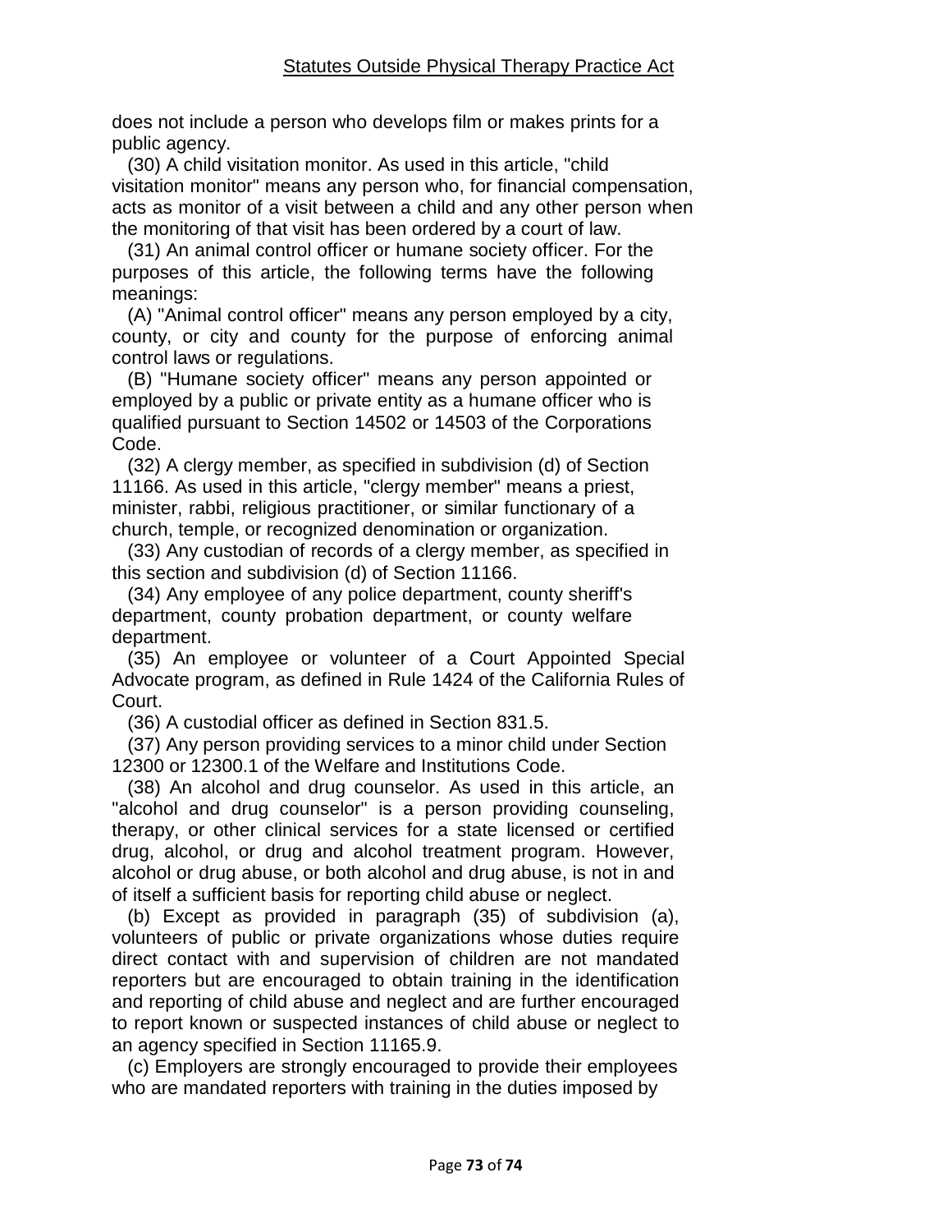does not include a person who develops film or makes prints for a public agency.

(30) A child visitation monitor. As used in this article, "child visitation monitor" means any person who, for financial compensation, acts as monitor of a visit between a child and any other person when the monitoring of that visit has been ordered by a court of law.

(31) An animal control officer or humane society officer. For the purposes of this article, the following terms have the following meanings:

(A) "Animal control officer" means any person employed by a city, county, or city and county for the purpose of enforcing animal control laws or regulations.

(B) "Humane society officer" means any person appointed or employed by a public or private entity as a humane officer who is qualified pursuant to Section 14502 or 14503 of the Corporations Code.

(32) A clergy member, as specified in subdivision (d) of Section 11166. As used in this article, "clergy member" means a priest, minister, rabbi, religious practitioner, or similar functionary of a church, temple, or recognized denomination or organization.

(33) Any custodian of records of a clergy member, as specified in this section and subdivision (d) of Section 11166.

(34) Any employee of any police department, county sheriff's department, county probation department, or county welfare department.

(35) An employee or volunteer of a Court Appointed Special Advocate program, as defined in Rule 1424 of the California Rules of Court.

(36) A custodial officer as defined in Section 831.5.

(37) Any person providing services to a minor child under Section 12300 or 12300.1 of the Welfare and Institutions Code.

(38) An alcohol and drug counselor. As used in this article, an "alcohol and drug counselor" is a person providing counseling, therapy, or other clinical services for a state licensed or certified drug, alcohol, or drug and alcohol treatment program. However, alcohol or drug abuse, or both alcohol and drug abuse, is not in and of itself a sufficient basis for reporting child abuse or neglect.

(b) Except as provided in paragraph (35) of subdivision (a), volunteers of public or private organizations whose duties require direct contact with and supervision of children are not mandated reporters but are encouraged to obtain training in the identification and reporting of child abuse and neglect and are further encouraged to report known or suspected instances of child abuse or neglect to an agency specified in Section 11165.9.

(c) Employers are strongly encouraged to provide their employees who are mandated reporters with training in the duties imposed by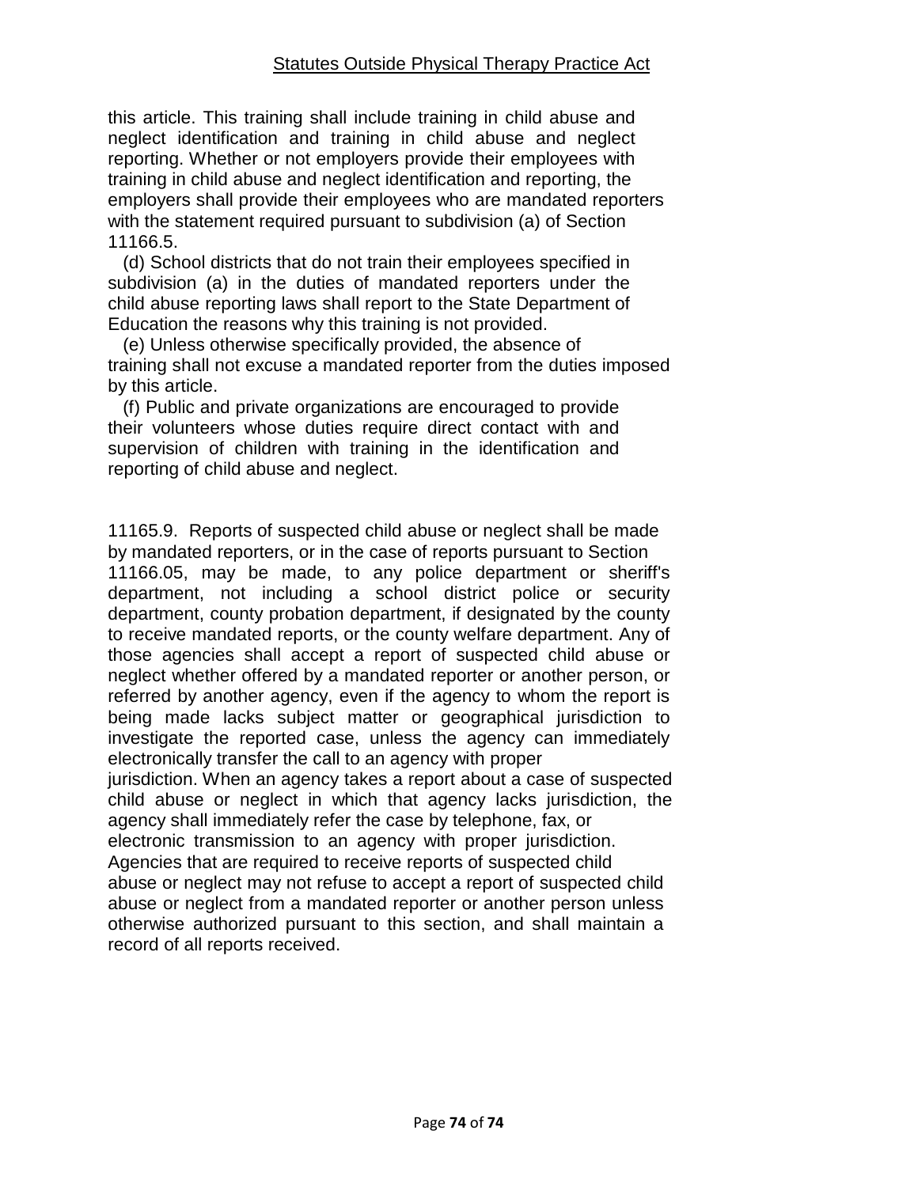this article. This training shall include training in child abuse and neglect identification and training in child abuse and neglect reporting. Whether or not employers provide their employees with training in child abuse and neglect identification and reporting, the employers shall provide their employees who are mandated reporters with the statement required pursuant to subdivision (a) of Section 11166.5.

(d) School districts that do not train their employees specified in subdivision (a) in the duties of mandated reporters under the child abuse reporting laws shall report to the State Department of Education the reasons why this training is not provided.

(e) Unless otherwise specifically provided, the absence of training shall not excuse a mandated reporter from the duties imposed by this article.

(f) Public and private organizations are encouraged to provide their volunteers whose duties require direct contact with and supervision of children with training in the identification and reporting of child abuse and neglect.

11165.9. Reports of suspected child abuse or neglect shall be made by mandated reporters, or in the case of reports pursuant to Section 11166.05, may be made, to any police department or sheriff's department, not including a school district police or security department, county probation department, if designated by the county to receive mandated reports, or the county welfare department. Any of those agencies shall accept a report of suspected child abuse or neglect whether offered by a mandated reporter or another person, or referred by another agency, even if the agency to whom the report is being made lacks subject matter or geographical jurisdiction to investigate the reported case, unless the agency can immediately electronically transfer the call to an agency with proper jurisdiction. When an agency takes a report about a case of suspected child abuse or neglect in which that agency lacks jurisdiction, the agency shall immediately refer the case by telephone, fax, or electronic transmission to an agency with proper jurisdiction. Agencies that are required to receive reports of suspected child abuse or neglect may not refuse to accept a report of suspected child abuse or neglect from a mandated reporter or another person unless otherwise authorized pursuant to this section, and shall maintain a record of all reports received.